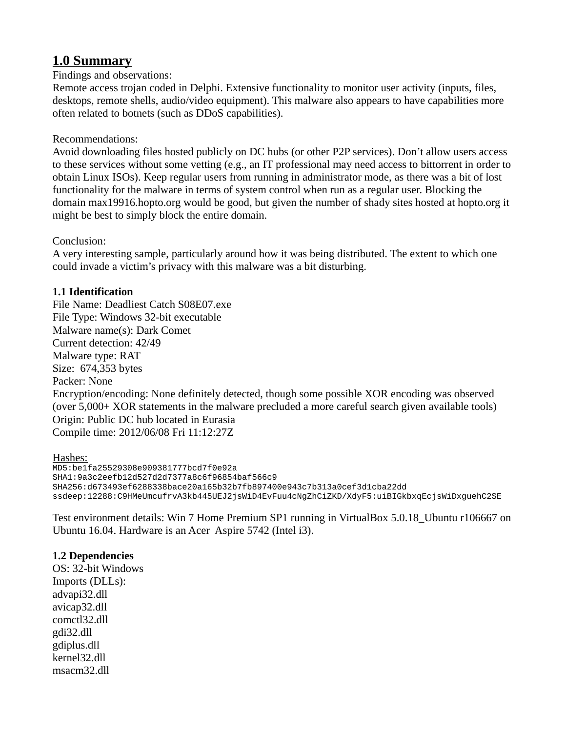## 1.0 Summary

Findings and observations:
Remote access trojan coded in Delphi. Extensive functionality to monitor user activity (inputs, files, desktops, remote shells, audio/video equipment). This malware also appears to have capabilities more often related to botnets (such as DDoS capabilities).

Recommendations:
Avoid downloading files hosted publicly on DC hubs (or other P2P services). Don't allow users access to these services without some vetting (e.g., an IT professional may need access to bittorrent in order to obtain Linux ISOs). Keep regular users from running in administrator mode, as there was a bit of lost functionality for the malware in terms of system control when run as a regular user. Blocking the domain max19916.hopto.org would be good, but given the number of shady sites hosted at hopto.org it might be best to simply block the entire domain.

Conclusion:
A very interesting sample, particularly around how it was being distributed. The extent to which one could invade a victim's privacy with this malware was a bit disturbing.

### 1.1 Identification

File Name: Deadliest Catch S08E07.exe
File Type: Windows 32-bit executable
Malware name(s): Dark Comet
Current detection: 42/49
Malware type: RAT
Size: 674,353 bytes
Packer: None
Encryption/encoding: None definitely detected, though some possible XOR encoding was observed (over 5,000+ XOR statements in the malware precluded a more careful search given available tools)
Origin: Public DC hub located in Eurasia
Compile time: 2012/06/08 Fri 11:12:27Z

Hashes:

```
MD5:be1fa25529308e909381777bcd7f0e92a
SHA1:9a3c2eefb12d527d2d7377a8c6f96854baf566c9
SHA256:d673493ef6288338bace20a165b32b7fb897400e943c7b313a0cef3d1cba22dd
ssdeep:12288:C9HMeUmcufrvA3kb445UEJ2jsWiD4EvFuu4cNgZhCiZKD/XdyF5:uiBIGkbxqEcjsWiDxguehC2SE
```

Test environment details: Win 7 Home Premium SP1 running in VirtualBox 5.0.18_Ubuntu r106667 on Ubuntu 16.04. Hardware is an Acer Aspire 5742 (Intel i3).

### 1.2 Dependencies

OS: 32-bit Windows
Imports (DLLs):
advapi32.dll
avicap32.dll
comctl32.dll
gdi32.dll
gdiplus.dll
kernel32.dll
msacm32.dll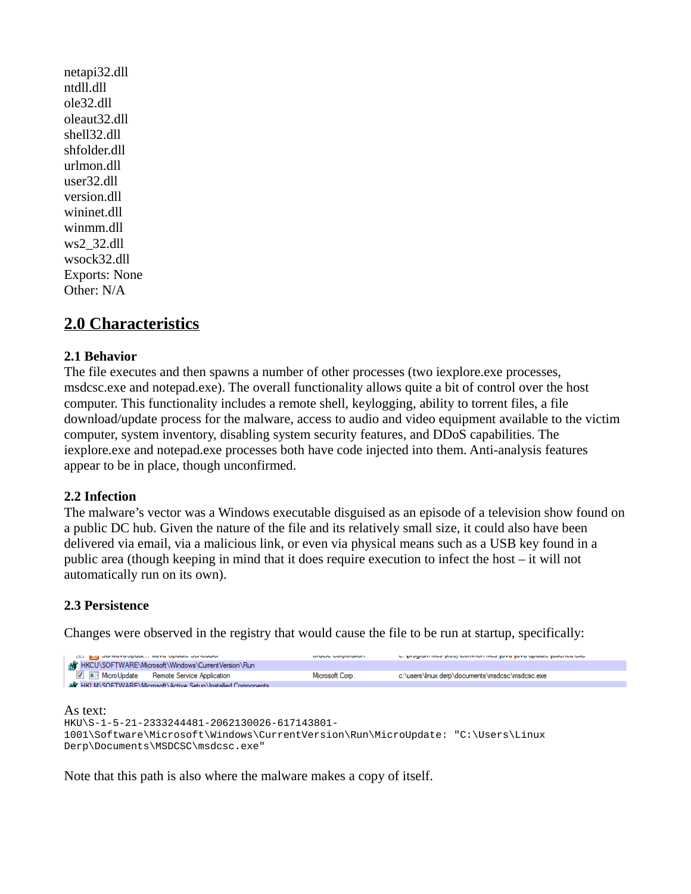netapi32.dll
ntdll.dll
ole32.dll
oleaut32.dll
shell32.dll
shfolder.dll
urlmon.dll
user32.dll
version.dll
wininet.dll
winmm.dll
ws2_32.dll
wsock32.dll
Exports: None
Other: N/A

## 2.0 Characteristics

### 2.1 Behavior

The file executes and then spawns a number of other processes (two iexplore.exe processes, msdcsc.exe and notepad.exe). The overall functionality allows quite a bit of control over the host computer. This functionality includes a remote shell, keylogging, ability to torrent files, a file download/update process for the malware, access to audio and video equipment available to the victim computer, system inventory, disabling system security features, and DDoS capabilities. The iexplore.exe and notepad.exe processes both have code injected into them. Anti-analysis features appear to be in place, though unconfirmed.

### 2.2 Infection

The malware's vector was a Windows executable disguised as an episode of a television show found on a public DC hub. Given the nature of the file and its relatively small size, it could also have been delivered via email, via a malicious link, or even via physical means such as a USB key found in a public area (though keeping in mind that it does require execution to infect the host – it will not automatically run on its own).

### 2.3 Persistence

Changes were observed in the registry that would cause the file to be run at startup, specifically:

| | | | |
|---|---|---|---|
| HKCU\SOFTWARE\Microsoft\Windows\CurrentVersion\Run | | | |
| MicroUpdate | Remote Service Application | Microsoft Corp. | c:\users\linux derp\documents\msdcsc\msdcsc.exe |

As text:

```
HKU\S-1-5-21-2333244481-2062130026-617143801-1001\Software\Microsoft\Windows\CurrentVersion\Run\MicroUpdate: "C:\Users\Linux Derp\Documents\MSDCSC\msdcsc.exe"
```

Note that this path is also where the malware makes a copy of itself.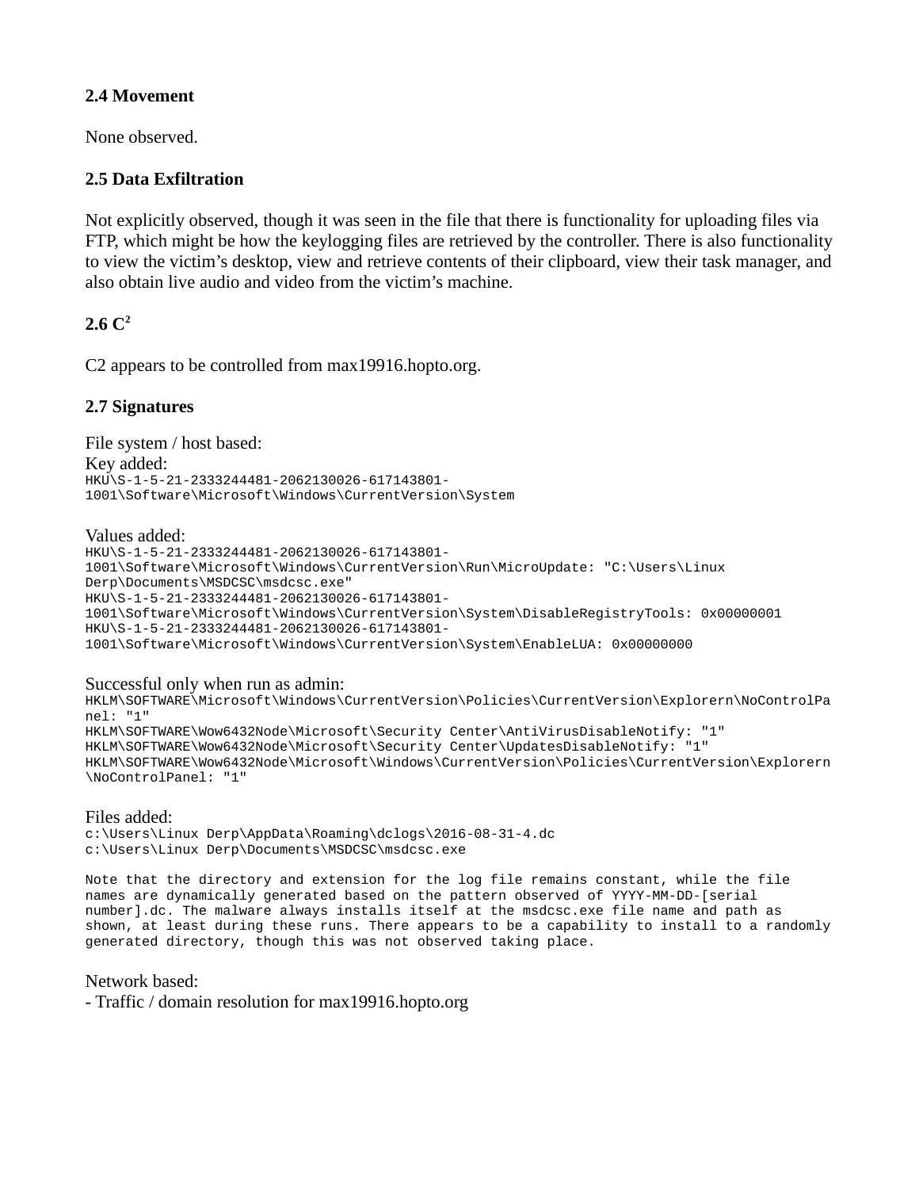### 2.4 Movement

None observed.

### 2.5 Data Exfiltration

Not explicitly observed, though it was seen in the file that there is functionality for uploading files via FTP, which might be how the keylogging files are retrieved by the controller. There is also functionality to view the victim's desktop, view and retrieve contents of their clipboard, view their task manager, and also obtain live audio and video from the victim's machine.

### 2.6 C[2]

C2 appears to be controlled from max19916.hopto.org.

### 2.7 Signatures

File system / host based:

Key added:

```
HKU\S-1-5-21-2333244481-2062130026-617143801-
1001\Software\Microsoft\Windows\CurrentVersion\System
```

Values added:

```
HKU\S-1-5-21-2333244481-2062130026-617143801-
1001\Software\Microsoft\Windows\CurrentVersion\Run\MicroUpdate: "C:\Users\Linux
Derp\Documents\MSDCSC\msdcsc.exe"
HKU\S-1-5-21-2333244481-2062130026-617143801-
1001\Software\Microsoft\Windows\CurrentVersion\System\DisableRegistryTools: 0x00000001
HKU\S-1-5-21-2333244481-2062130026-617143801-
1001\Software\Microsoft\Windows\CurrentVersion\System\EnableLUA: 0x00000000
```

Successful only when run as admin:

```
HKLM\SOFTWARE\Microsoft\Windows\CurrentVersion\Policies\CurrentVersion\Explorern\NoControlPa
nel: "1"
HKLM\SOFTWARE\Wow6432Node\Microsoft\Security Center\AntiVirusDisableNotify: "1"
HKLM\SOFTWARE\Wow6432Node\Microsoft\Security Center\UpdatesDisableNotify: "1"
HKLM\SOFTWARE\Wow6432Node\Microsoft\Windows\CurrentVersion\Policies\CurrentVersion\Explorern
\NoControlPanel: "1"
```

Files added:

```
c:\Users\Linux Derp\AppData\Roaming\dclogs\2016-08-31-4.dc
c:\Users\Linux Derp\Documents\MSDCSC\msdcsc.exe
```

```
Note that the directory and extension for the log file remains constant, while the file
names are dynamically generated based on the pattern observed of YYYY-MM-DD-[serial
number].dc. The malware always installs itself at the msdcsc.exe file name and path as
shown, at least during these runs. There appears to be a capability to install to a randomly
generated directory, though this was not observed taking place.
```

Network based:

- Traffic / domain resolution for max19916.hopto.org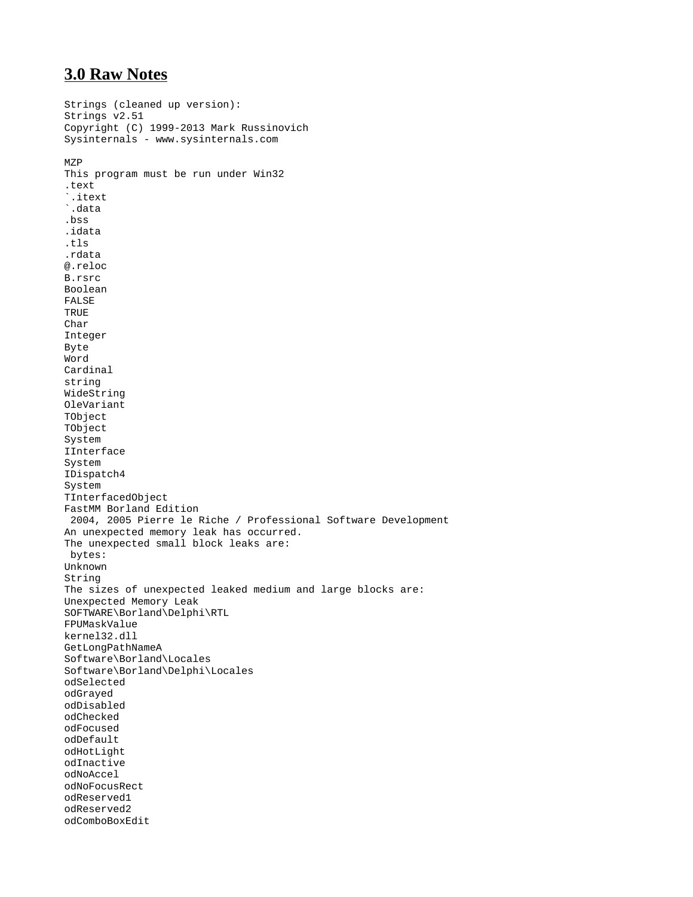## 3.0 Raw Notes

```
Strings (cleaned up version):
Strings v2.51
Copyright (C) 1999-2013 Mark Russinovich
Sysinternals - www.sysinternals.com

MZP
This program must be run under Win32
.text
`.itext
`.data
.bss
.idata
.tls
.rdata
@.reloc
B.rsrc
Boolean
FALSE
TRUE
Char
Integer
Byte
Word
Cardinal
string
WideString
OleVariant
TObject
TObject
System
IInterface
System
IDispatch4
System
TInterfacedObject
FastMM Borland Edition
 2004, 2005 Pierre le Riche / Professional Software Development
An unexpected memory leak has occurred.
The unexpected small block leaks are:
 bytes:
Unknown
String
The sizes of unexpected leaked medium and large blocks are:
Unexpected Memory Leak
SOFTWARE\Borland\Delphi\RTL
FPUMaskValue
kernel32.dll
GetLongPathNameA
Software\Borland\Locales
Software\Borland\Delphi\Locales
odSelected
odGrayed
odDisabled
odChecked
odFocused
odDefault
odHotLight
odInactive
odNoAccel
odNoFocusRect
odReserved1
odReserved2
odComboBoxEdit
```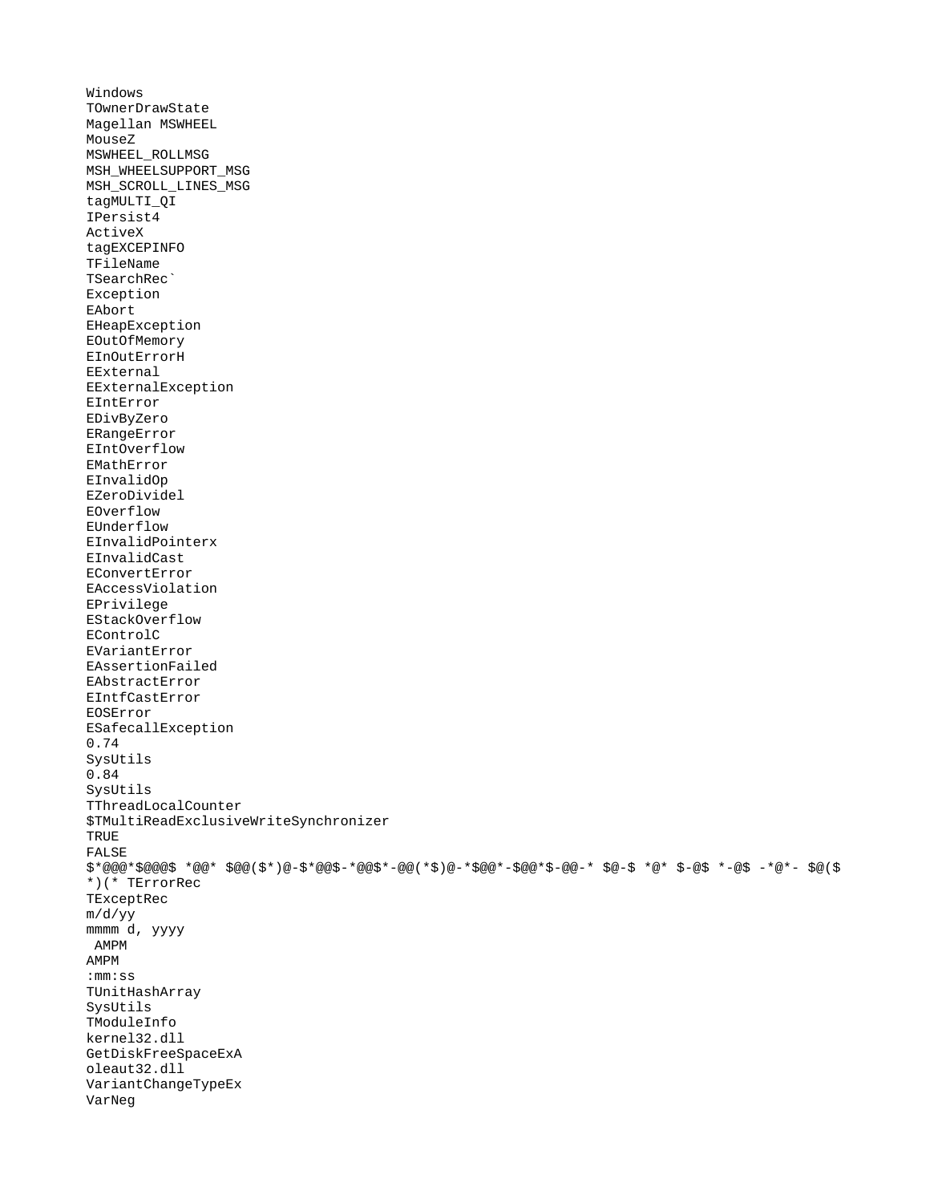```
Windows
TOwnerDrawState
Magellan MSWHEEL
MouseZ
MSWHEEL_ROLLMSG
MSH_WHEELSUPPORT_MSG
MSH_SCROLL_LINES_MSG
tagMULTI_QI
IPersist4
ActiveX
tagEXCEPINFO
TFileName
TSearchRec`
Exception
EAbort
EHeapException
EOutOfMemory
EInOutErrorH
EExternal
EExternalException
EIntError
EDivByZero
ERangeError
EIntOverflow
EMathError
EInvalidOp
EZeroDividel
EOverflow
EUnderflow
EInvalidPointerx
EInvalidCast
EConvertError
EAccessViolation
EPrivilege
EStackOverflow
EControlC
EVariantError
EAssertionFailed
EAbstractError
EIntfCastError
EOSError
ESafecallException
0.74
SysUtils
0.84
SysUtils
TThreadLocalCounter
$TMultiReadExclusiveWriteSynchronizer
TRUE
FALSE
$*@@@*$@@@$ *@@* $@@($*)@-$*@@$-*@@$*-@@(*$)@-*$@@*-$@@*$-@@-* $@-$ *@* $-@$ *-@$ -*@*- $@($
*)(* TErrorRec
TExceptRec
m/d/yy
mmmm d, yyyy
 AMPM
AMPM
:mm:ss
TUnitHashArray
SysUtils
TModuleInfo
kernel32.dll
GetDiskFreeSpaceExA
oleaut32.dll
VariantChangeTypeEx
VarNeg
```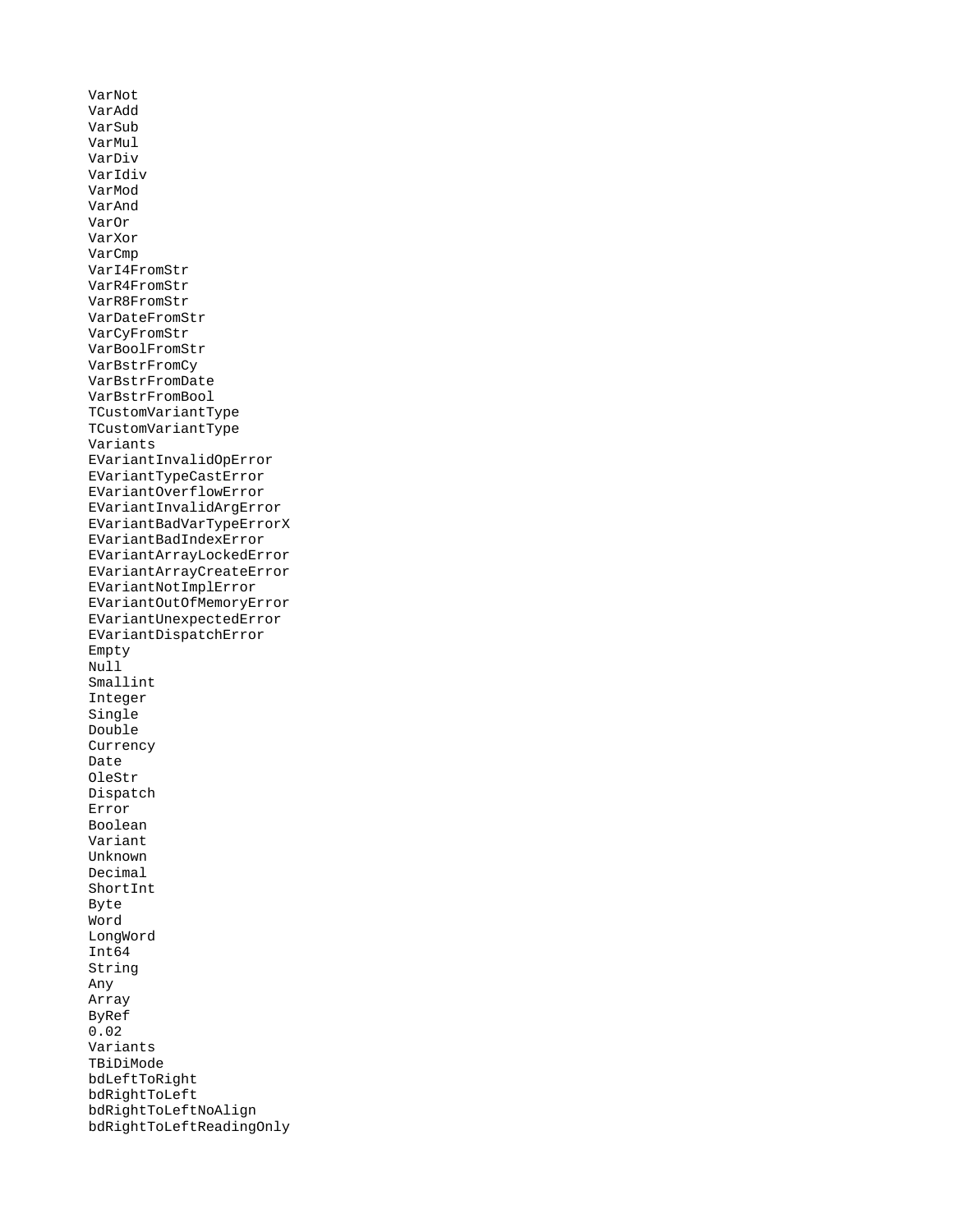```
VarNot
VarAdd
VarSub
VarMul
VarDiv
VarIdiv
VarMod
VarAnd
VarOr
VarXor
VarCmp
VarI4FromStr
VarR4FromStr
VarR8FromStr
VarDateFromStr
VarCyFromStr
VarBoolFromStr
VarBstrFromCy
VarBstrFromDate
VarBstrFromBool
TCustomVariantType
TCustomVariantType
Variants
EVariantInvalidOpError
EVariantTypeCastError
EVariantOverflowError
EVariantInvalidArgError
EVariantBadVarTypeErrorX
EVariantBadIndexError
EVariantArrayLockedError
EVariantArrayCreateError
EVariantNotImplError
EVariantOutOfMemoryError
EVariantUnexpectedError
EVariantDispatchError
Empty
Null
Smallint
Integer
Single
Double
Currency
Date
OleStr
Dispatch
Error
Boolean
Variant
Unknown
Decimal
ShortInt
Byte
Word
LongWord
Int64
String
Any
Array
ByRef
0.02
Variants
TBiDiMode
bdLeftToRight
bdRightToLeft
bdRightToLeftNoAlign
bdRightToLeftReadingOnly
```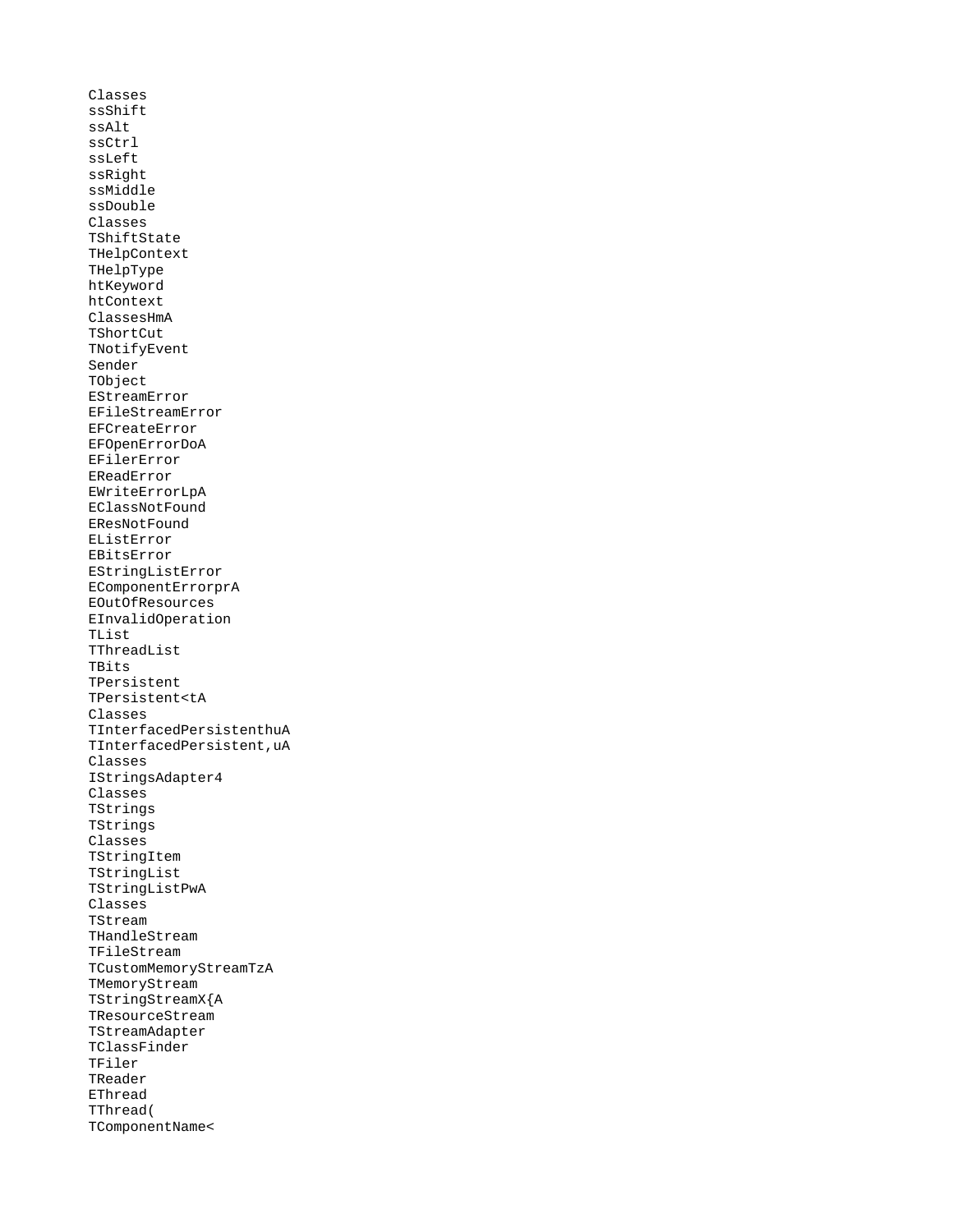```
Classes
ssShift
ssAlt
ssCtrl
ssLeft
ssRight
ssMiddle
ssDouble
Classes
TShiftState
THelpContext
THelpType
htKeyword
htContext
ClassesHmA
TShortCut
TNotifyEvent
Sender
TObject
EStreamError
EFileStreamError
EFCreateError
EFOpenErrorDoA
EFilerError
EReadError
EWriteErrorLpA
EClassNotFound
EResNotFound
EListError
EBitsError
EStringListError
EComponentErrorprA
EOutOfResources
EInvalidOperation
TList
TThreadList
TBits
TPersistent
TPersistent<tA
Classes
TInterfacedPersistenthuA
TInterfacedPersistent,uA
Classes
IStringsAdapter4
Classes
TStrings
TStrings
Classes
TStringItem
TStringList
TStringListPwA
Classes
TStream
THandleStream
TFileStream
TCustomMemoryStreamTzA
TMemoryStream
TStringStreamX{A
TResourceStream
TStreamAdapter
TClassFinder
TFiler
TReader
EThread
TThread(
TComponentName<
```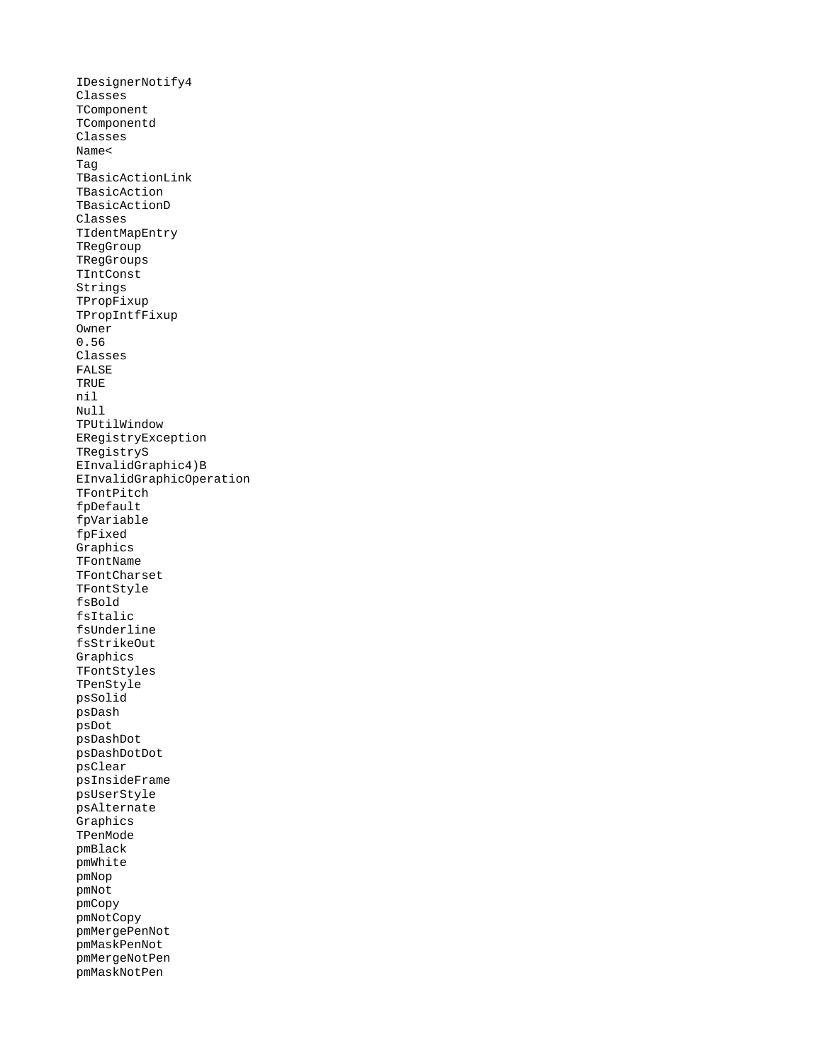```
IDesignerNotify4
Classes
TComponent
TComponentd
Classes
Name<
Tag
TBasicActionLink
TBasicAction
TBasicActionD
Classes
TIdentMapEntry
TRegGroup
TRegGroups
TIntConst
Strings
TPropFixup
TPropIntfFixup
Owner
0.56
Classes
FALSE
TRUE
nil
Null
TPUtilWindow
ERegistryException
TRegistryS
EInvalidGraphic4)B
EInvalidGraphicOperation
TFontPitch
fpDefault
fpVariable
fpFixed
Graphics
TFontName
TFontCharset
TFontStyle
fsBold
fsItalic
fsUnderline
fsStrikeOut
Graphics
TFontStyles
TPenStyle
psSolid
psDash
psDot
psDashDot
psDashDotDot
psClear
psInsideFrame
psUserStyle
psAlternate
Graphics
TPenMode
pmBlack
pmWhite
pmNop
pmNot
pmCopy
pmNotCopy
pmMergePenNot
pmMaskPenNot
pmMergeNotPen
pmMaskNotPen
```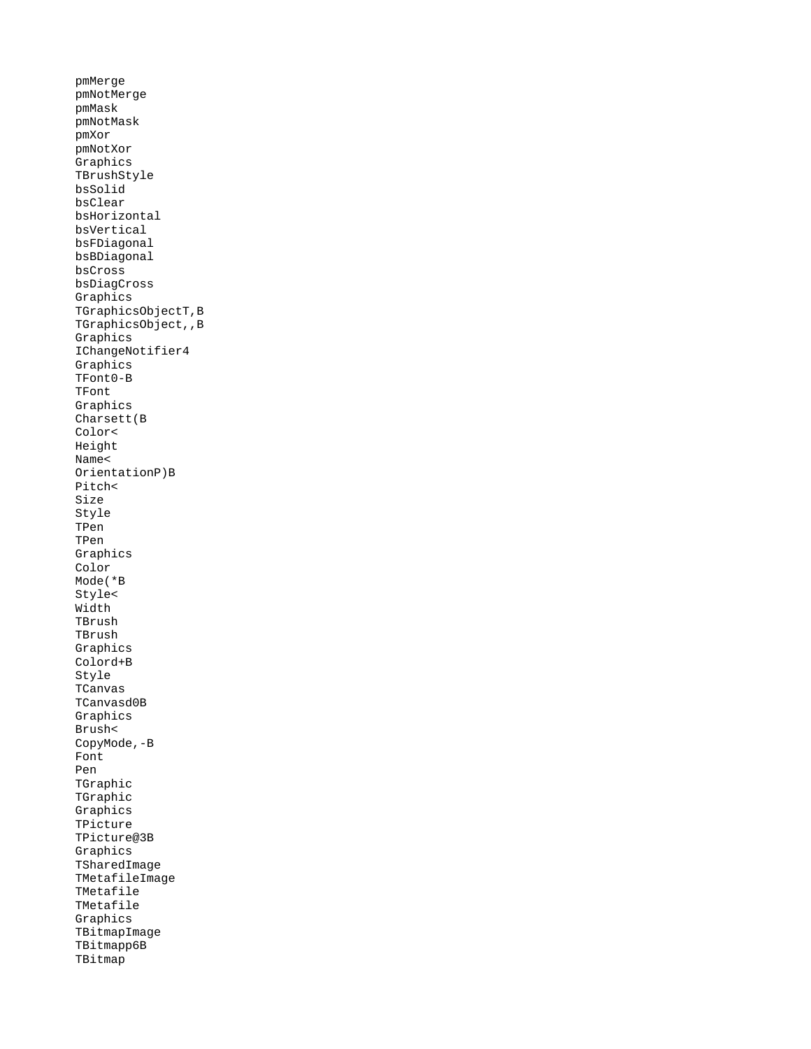pmMerge
pmNotMerge
pmMask
pmNotMask
pmXor
pmNotXor
Graphics
TBrushStyle
bsSolid
bsClear
bsHorizontal
bsVertical
bsFDiagonal
bsBDiagonal
bsCross
bsDiagCross
Graphics
TGraphicsObjectT,B
TGraphicsObject,,B
Graphics
IChangeNotifier4
Graphics
TFont0-B
TFont
Graphics
Charsett(B
Color<
Height
Name<
OrientationP)B
Pitch<
Size
Style
TPen
TPen
Graphics
Color
Mode(*B
Style<
Width
TBrush
TBrush
Graphics
Colord+B
Style
TCanvas
TCanvasd0B
Graphics
Brush<
CopyMode,-B
Font
Pen
TGraphic
TGraphic
Graphics
TPicture
TPicture@3B
Graphics
TSharedImage
TMetafileImage
TMetafile
TMetafile
Graphics
TBitmapImage
TBitmapp6B
TBitmap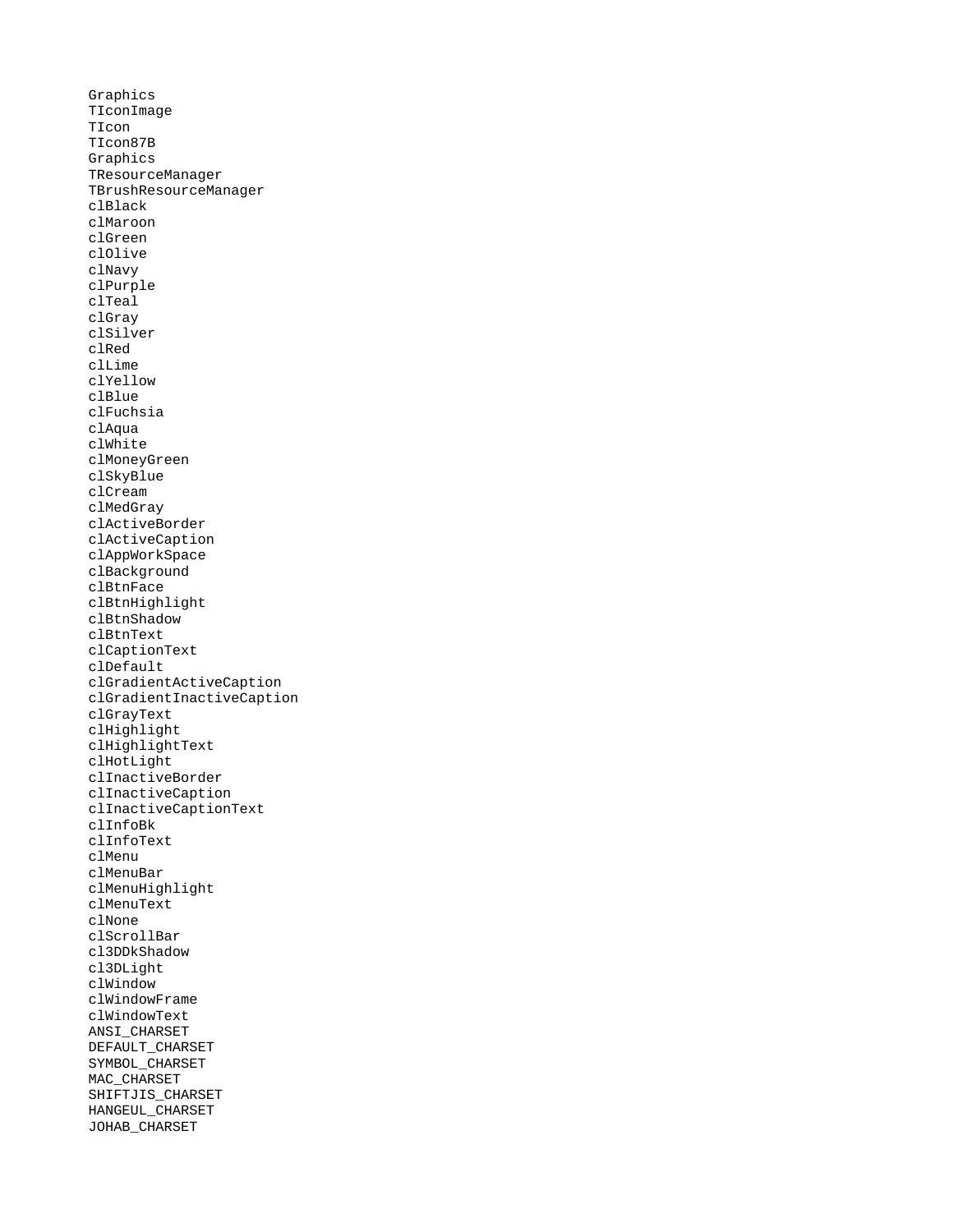Graphics
TIconImage
TIcon
TIcon87B
Graphics
TResourceManager
TBrushResourceManager
clBlack
clMaroon
clGreen
clOlive
clNavy
clPurple
clTeal
clGray
clSilver
clRed
clLime
clYellow
clBlue
clFuchsia
clAqua
clWhite
clMoneyGreen
clSkyBlue
clCream
clMedGray
clActiveBorder
clActiveCaption
clAppWorkSpace
clBackground
clBtnFace
clBtnHighlight
clBtnShadow
clBtnText
clCaptionText
clDefault
clGradientActiveCaption
clGradientInactiveCaption
clGrayText
clHighlight
clHighlightText
clHotLight
clInactiveBorder
clInactiveCaption
clInactiveCaptionText
clInfoBk
clInfoText
clMenu
clMenuBar
clMenuHighlight
clMenuText
clNone
clScrollBar
cl3DDkShadow
cl3DLight
clWindow
clWindowFrame
clWindowText
ANSI_CHARSET
DEFAULT_CHARSET
SYMBOL_CHARSET
MAC_CHARSET
SHIFTJIS_CHARSET
HANGEUL_CHARSET
JOHAB_CHARSET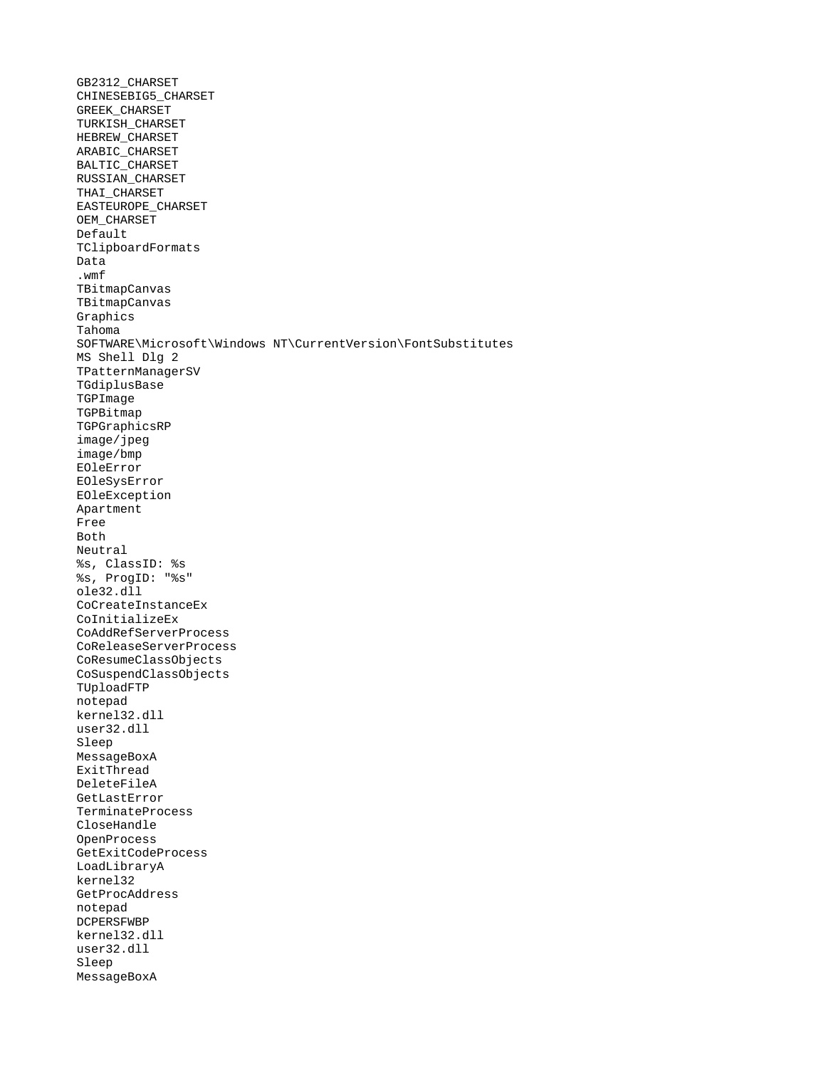```
GB2312_CHARSET
CHINESEBIG5_CHARSET
GREEK_CHARSET
TURKISH_CHARSET
HEBREW_CHARSET
ARABIC_CHARSET
BALTIC_CHARSET
RUSSIAN_CHARSET
THAI_CHARSET
EASTEUROPE_CHARSET
OEM_CHARSET
Default
TClipboardFormats
Data
.wmf
TBitmapCanvas
TBitmapCanvas
Graphics
Tahoma
SOFTWARE\Microsoft\Windows NT\CurrentVersion\FontSubstitutes
MS Shell Dlg 2
TPatternManagerSV
TGdiplusBase
TGPImage
TGPBitmap
TGPGraphicsRP
image/jpeg
image/bmp
EOleError
EOleSysError
EOleException
Apartment
Free
Both
Neutral
%s, ClassID: %s
%s, ProgID: "%s"
ole32.dll
CoCreateInstanceEx
CoInitializeEx
CoAddRefServerProcess
CoReleaseServerProcess
CoResumeClassObjects
CoSuspendClassObjects
TUploadFTP
notepad
kernel32.dll
user32.dll
Sleep
MessageBoxA
ExitThread
DeleteFileA
GetLastError
TerminateProcess
CloseHandle
OpenProcess
GetExitCodeProcess
LoadLibraryA
kernel32
GetProcAddress
notepad
DCPERSFWBP
kernel32.dll
user32.dll
Sleep
MessageBoxA
```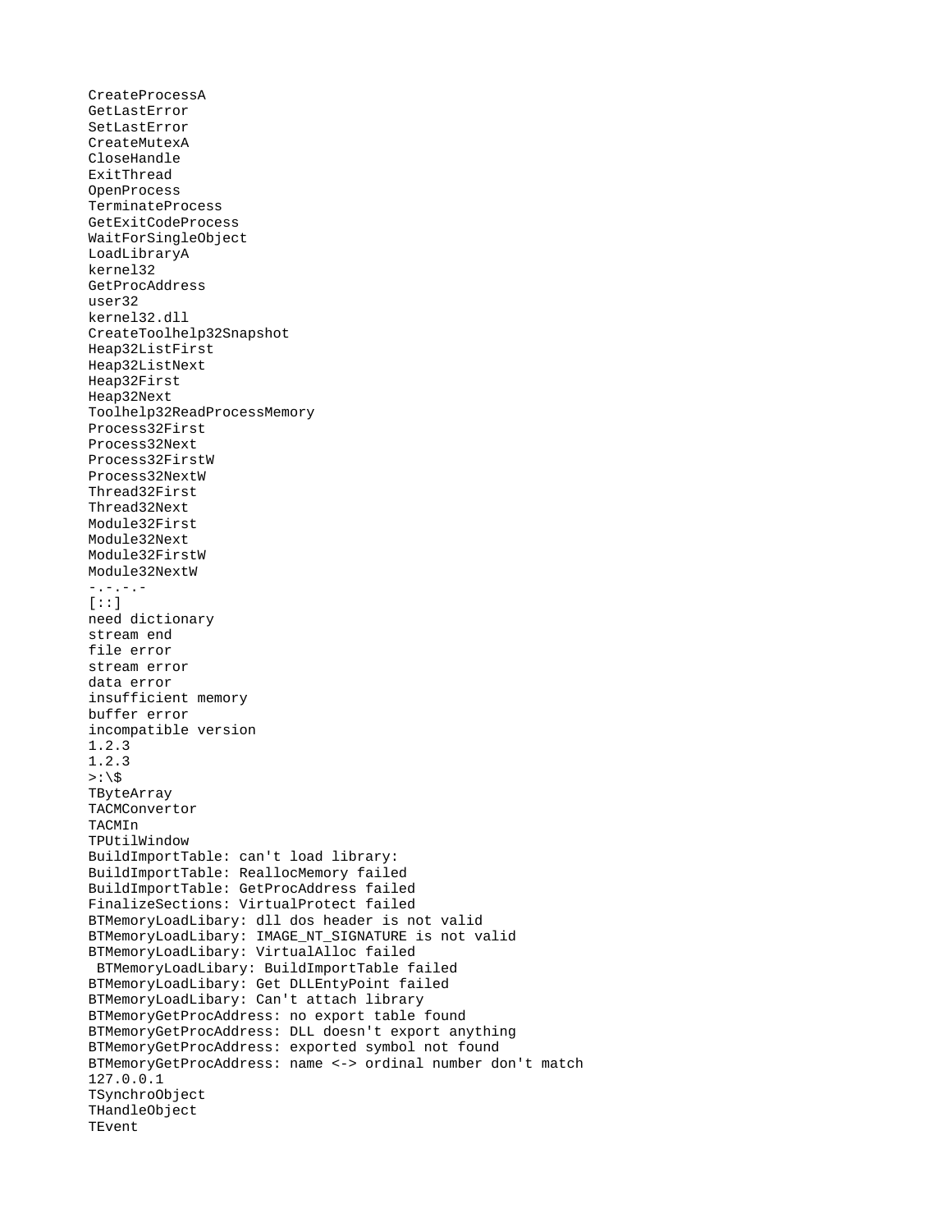```
CreateProcessA
GetLastError
SetLastError
CreateMutexA
CloseHandle
ExitThread
OpenProcess
TerminateProcess
GetExitCodeProcess
WaitForSingleObject
LoadLibraryA
kernel32
GetProcAddress
user32
kernel32.dll
CreateToolhelp32Snapshot
Heap32ListFirst
Heap32ListNext
Heap32First
Heap32Next
Toolhelp32ReadProcessMemory
Process32First
Process32Next
Process32FirstW
Process32NextW
Thread32First
Thread32Next
Module32First
Module32Next
Module32FirstW
Module32NextW
-.-.-.-
[::]
need dictionary
stream end
file error
stream error
data error
insufficient memory
buffer error
incompatible version
1.2.3
1.2.3
>:\$
TByteArray
TACMConvertor
TACMIn
TPUtilWindow
BuildImportTable: can't load library:
BuildImportTable: ReallocMemory failed
BuildImportTable: GetProcAddress failed
FinalizeSections: VirtualProtect failed
BTMemoryLoadLibary: dll dos header is not valid
BTMemoryLoadLibary: IMAGE_NT_SIGNATURE is not valid
BTMemoryLoadLibary: VirtualAlloc failed
 BTMemoryLoadLibary: BuildImportTable failed
BTMemoryLoadLibary: Get DLLEntyPoint failed
BTMemoryLoadLibary: Can't attach library
BTMemoryGetProcAddress: no export table found
BTMemoryGetProcAddress: DLL doesn't export anything
BTMemoryGetProcAddress: exported symbol not found
BTMemoryGetProcAddress: name <-> ordinal number don't match
127.0.0.1
TSynchroObject
THandleObject
TEvent
```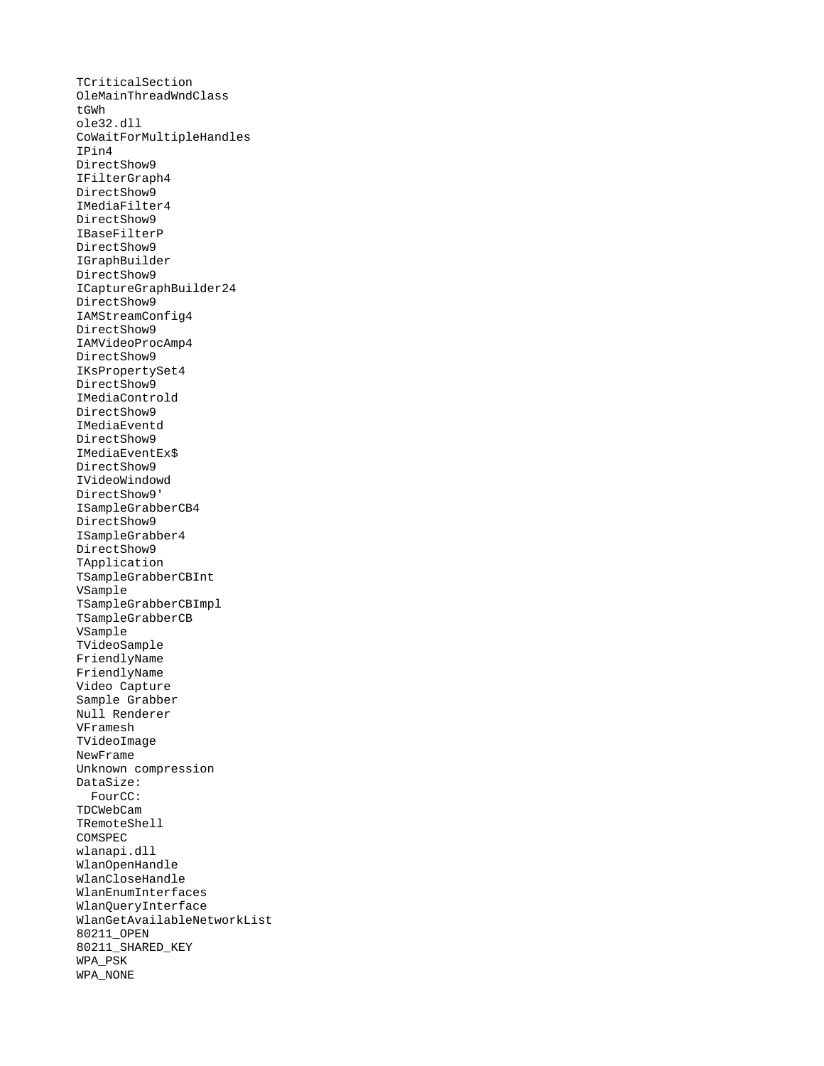```
TCriticalSection
OleMainThreadWndClass
tGWh
ole32.dll
CoWaitForMultipleHandles
IPin4
DirectShow9
IFilterGraph4
DirectShow9
IMediaFilter4
DirectShow9
IBaseFilterP
DirectShow9
IGraphBuilder
DirectShow9
ICaptureGraphBuilder24
DirectShow9
IAMStreamConfig4
DirectShow9
IAMVideoProcAmp4
DirectShow9
IKsPropertySet4
DirectShow9
IMediaControld
DirectShow9
IMediaEventd
DirectShow9
IMediaEventEx$
DirectShow9
IVideoWindowd
DirectShow9'
ISampleGrabberCB4
DirectShow9
ISampleGrabber4
DirectShow9
TApplication
TSampleGrabberCBInt
VSample
TSampleGrabberCBImpl
TSampleGrabberCB
VSample
TVideoSample
FriendlyName
FriendlyName
Video Capture
Sample Grabber
Null Renderer
VFramesh
TVideoImage
NewFrame
Unknown compression
DataSize:
  FourCC:
TDCWebCam
TRemoteShell
COMSPEC
wlanapi.dll
WlanOpenHandle
WlanCloseHandle
WlanEnumInterfaces
WlanQueryInterface
WlanGetAvailableNetworkList
80211_OPEN
80211_SHARED_KEY
WPA_PSK
WPA_NONE
```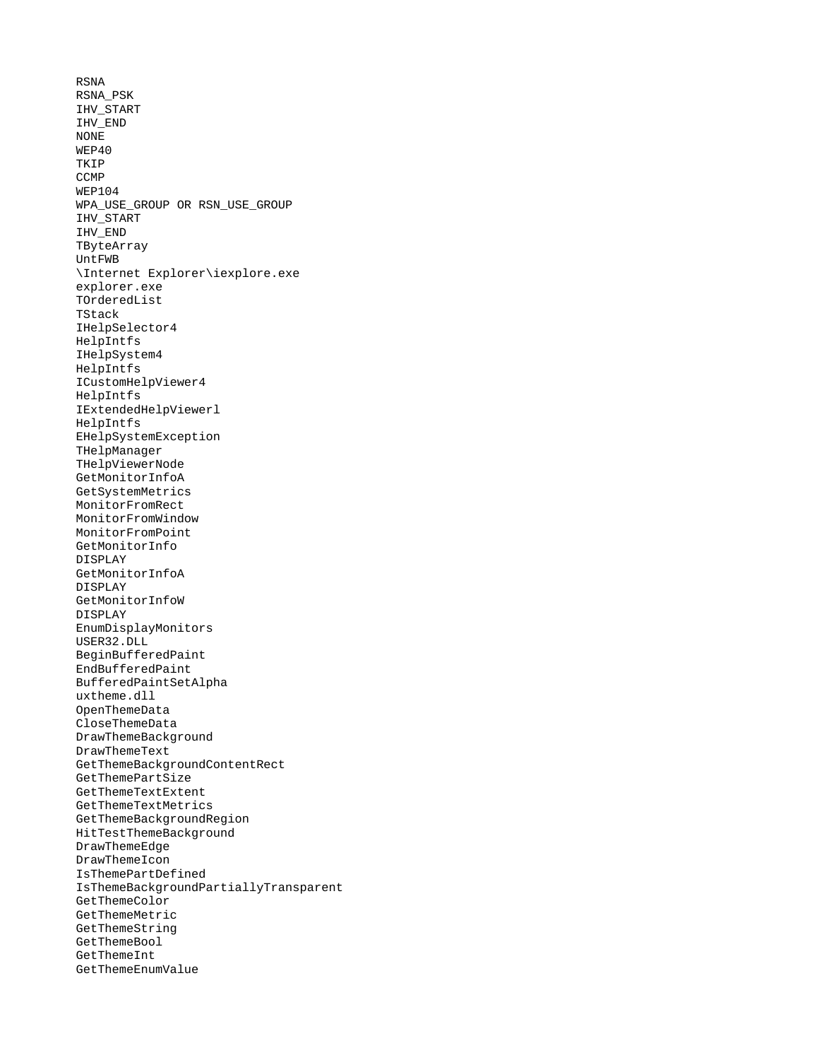```
RSNA
RSNA_PSK
IHV_START
IHV_END
NONE
WEP40
TKIP
CCMP
WEP104
WPA_USE_GROUP OR RSN_USE_GROUP
IHV_START
IHV_END
TByteArray
UntFWB
\Internet Explorer\iexplore.exe
explorer.exe
TOrderedList
TStack
IHelpSelector4
HelpIntfs
IHelpSystem4
HelpIntfs
ICustomHelpViewer4
HelpIntfs
IExtendedHelpViewerl
HelpIntfs
EHelpSystemException
THelpManager
THelpViewerNode
GetMonitorInfoA
GetSystemMetrics
MonitorFromRect
MonitorFromWindow
MonitorFromPoint
GetMonitorInfo
DISPLAY
GetMonitorInfoA
DISPLAY
GetMonitorInfoW
DISPLAY
EnumDisplayMonitors
USER32.DLL
BeginBufferedPaint
EndBufferedPaint
BufferedPaintSetAlpha
uxtheme.dll
OpenThemeData
CloseThemeData
DrawThemeBackground
DrawThemeText
GetThemeBackgroundContentRect
GetThemePartSize
GetThemeTextExtent
GetThemeTextMetrics
GetThemeBackgroundRegion
HitTestThemeBackground
DrawThemeEdge
DrawThemeIcon
IsThemePartDefined
IsThemeBackgroundPartiallyTransparent
GetThemeColor
GetThemeMetric
GetThemeString
GetThemeBool
GetThemeInt
GetThemeEnumValue
```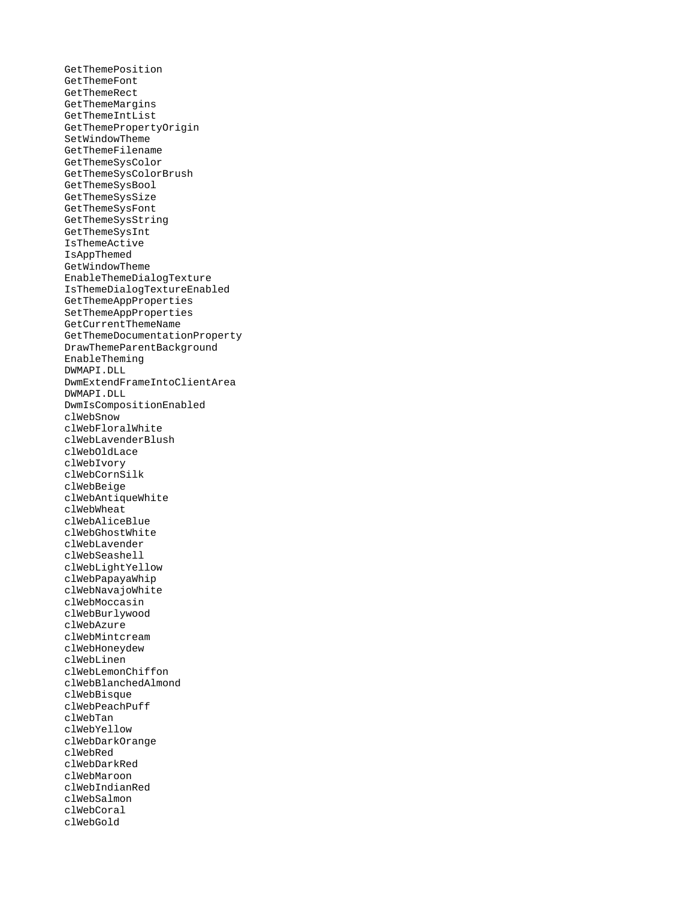GetThemePosition
GetThemeFont
GetThemeRect
GetThemeMargins
GetThemeIntList
GetThemePropertyOrigin
SetWindowTheme
GetThemeFilename
GetThemeSysColor
GetThemeSysColorBrush
GetThemeSysBool
GetThemeSysSize
GetThemeSysFont
GetThemeSysString
GetThemeSysInt
IsThemeActive
IsAppThemed
GetWindowTheme
EnableThemeDialogTexture
IsThemeDialogTextureEnabled
GetThemeAppProperties
SetThemeAppProperties
GetCurrentThemeName
GetThemeDocumentationProperty
DrawThemeParentBackground
EnableTheming
DWMAPI.DLL
DwmExtendFrameIntoClientArea
DWMAPI.DLL
DwmIsCompositionEnabled
clWebSnow
clWebFloralWhite
clWebLavenderBlush
clWebOldLace
clWebIvory
clWebCornSilk
clWebBeige
clWebAntiqueWhite
clWebWheat
clWebAliceBlue
clWebGhostWhite
clWebLavender
clWebSeashell
clWebLightYellow
clWebPapayaWhip
clWebNavajoWhite
clWebMoccasin
clWebBurlywood
clWebAzure
clWebMintcream
clWebHoneydew
clWebLinen
clWebLemonChiffon
clWebBlanchedAlmond
clWebBisque
clWebPeachPuff
clWebTan
clWebYellow
clWebDarkOrange
clWebRed
clWebDarkRed
clWebMaroon
clWebIndianRed
clWebSalmon
clWebCoral
clWebGold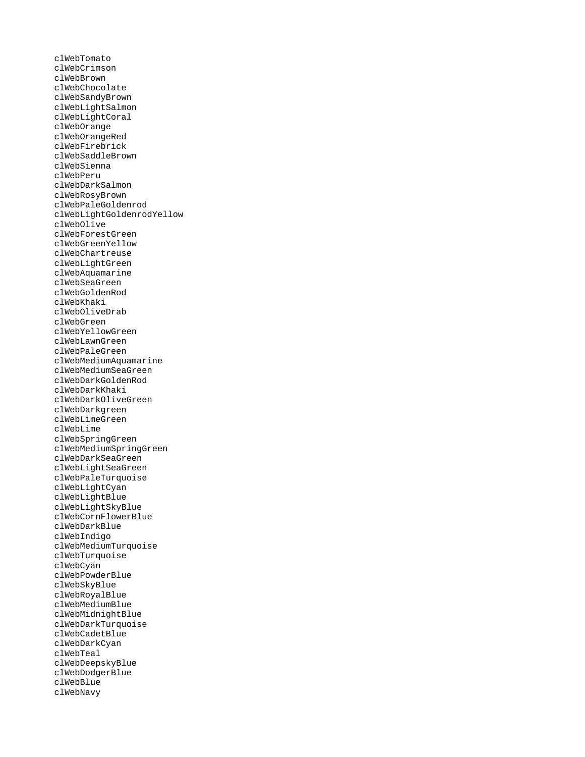```
clWebTomato
clWebCrimson
clWebBrown
clWebChocolate
clWebSandyBrown
clWebLightSalmon
clWebLightCoral
clWebOrange
clWebOrangeRed
clWebFirebrick
clWebSaddleBrown
clWebSienna
clWebPeru
clWebDarkSalmon
clWebRosyBrown
clWebPaleGoldenrod
clWebLightGoldenrodYellow
clWebOlive
clWebForestGreen
clWebGreenYellow
clWebChartreuse
clWebLightGreen
clWebAquamarine
clWebSeaGreen
clWebGoldenRod
clWebKhaki
clWebOliveDrab
clWebGreen
clWebYellowGreen
clWebLawnGreen
clWebPaleGreen
clWebMediumAquamarine
clWebMediumSeaGreen
clWebDarkGoldenRod
clWebDarkKhaki
clWebDarkOliveGreen
clWebDarkgreen
clWebLimeGreen
clWebLime
clWebSpringGreen
clWebMediumSpringGreen
clWebDarkSeaGreen
clWebLightSeaGreen
clWebPaleTurquoise
clWebLightCyan
clWebLightBlue
clWebLightSkyBlue
clWebCornFlowerBlue
clWebDarkBlue
clWebIndigo
clWebMediumTurquoise
clWebTurquoise
clWebCyan
clWebPowderBlue
clWebSkyBlue
clWebRoyalBlue
clWebMediumBlue
clWebMidnightBlue
clWebDarkTurquoise
clWebCadetBlue
clWebDarkCyan
clWebTeal
clWebDeepskyBlue
clWebDodgerBlue
clWebBlue
clWebNavy
```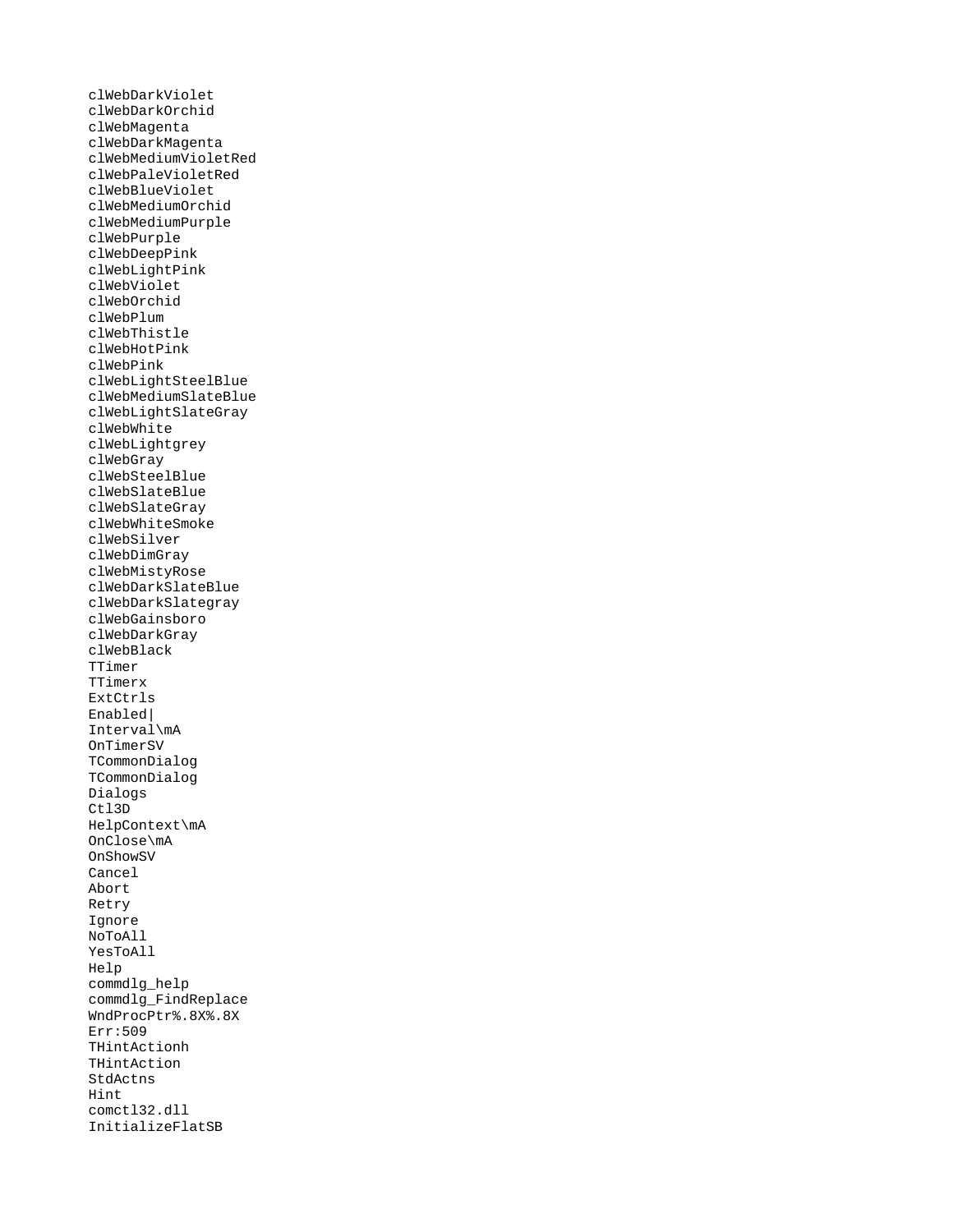```
clWebDarkViolet
clWebDarkOrchid
clWebMagenta
clWebDarkMagenta
clWebMediumVioletRed
clWebPaleVioletRed
clWebBlueViolet
clWebMediumOrchid
clWebMediumPurple
clWebPurple
clWebDeepPink
clWebLightPink
clWebViolet
clWebOrchid
clWebPlum
clWebThistle
clWebHotPink
clWebPink
clWebLightSteelBlue
clWebMediumSlateBlue
clWebLightSlateGray
clWebWhite
clWebLightgrey
clWebGray
clWebSteelBlue
clWebSlateBlue
clWebSlateGray
clWebWhiteSmoke
clWebSilver
clWebDimGray
clWebMistyRose
clWebDarkSlateBlue
clWebDarkSlategray
clWebGainsboro
clWebDarkGray
clWebBlack
TTimer
TTimerx
ExtCtrls
Enabled|
Interval\mA
OnTimerSV
TCommonDialog
TCommonDialog
Dialogs
Ctl3D
HelpContext\mA
OnClose\mA
OnShowSV
Cancel
Abort
Retry
Ignore
NoToAll
YesToAll
Help
commdlg_help
commdlg_FindReplace
WndProcPtr%.8X%.8X
Err:509
THintActionh
THintAction
StdActns
Hint
comctl32.dll
InitializeFlatSB
```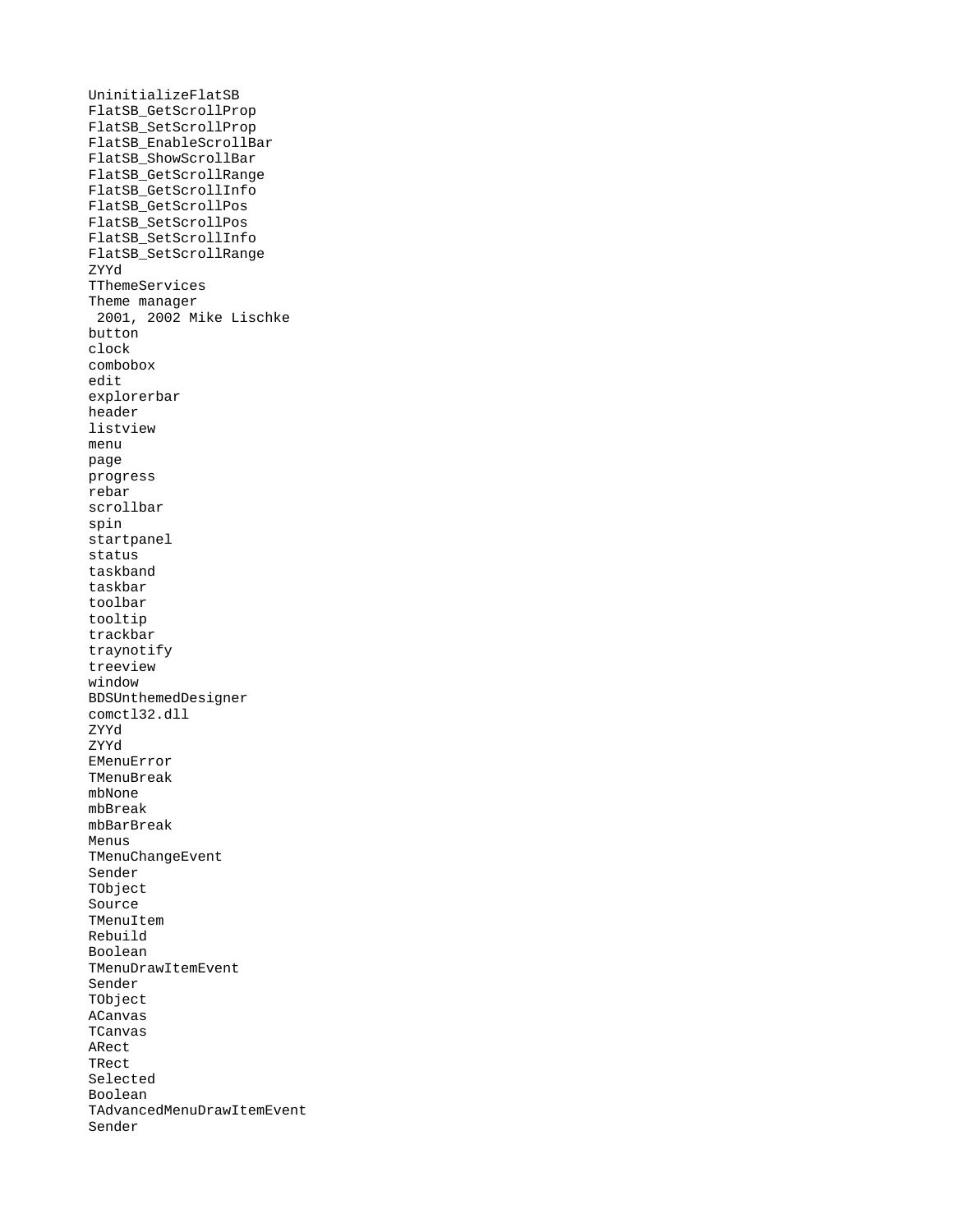UninitializeFlatSB
FlatSB_GetScrollProp
FlatSB_SetScrollProp
FlatSB_EnableScrollBar
FlatSB_ShowScrollBar
FlatSB_GetScrollRange
FlatSB_GetScrollInfo
FlatSB_GetScrollPos
FlatSB_SetScrollPos
FlatSB_SetScrollInfo
FlatSB_SetScrollRange
ZYYd
TThemeServices
Theme manager
 2001, 2002 Mike Lischke
button
clock
combobox
edit
explorerbar
header
listview
menu
page
progress
rebar
scrollbar
spin
startpanel
status
taskband
taskbar
toolbar
tooltip
trackbar
traynotify
treeview
window
BDSUnthemedDesigner
comctl32.dll
ZYYd
ZYYd
EMenuError
TMenuBreak
mbNone
mbBreak
mbBarBreak
Menus
TMenuChangeEvent
Sender
TObject
Source
TMenuItem
Rebuild
Boolean
TMenuDrawItemEvent
Sender
TObject
ACanvas
TCanvas
ARect
TRect
Selected
Boolean
TAdvancedMenuDrawItemEvent
Sender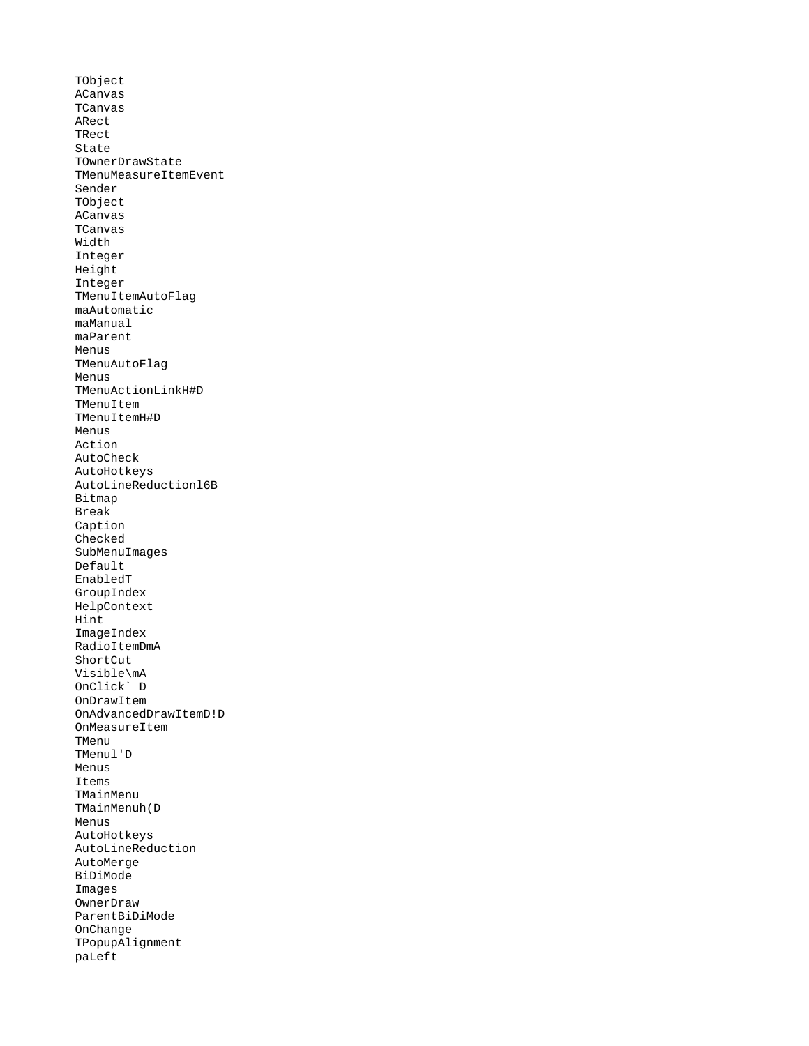```
TObject
ACanvas
TCanvas
ARect
TRect
State
TOwnerDrawState
TMenuMeasureItemEvent
Sender
TObject
ACanvas
TCanvas
Width
Integer
Height
Integer
TMenuItemAutoFlag
maAutomatic
maManual
maParent
Menus
TMenuAutoFlag
Menus
TMenuActionLinkH#D
TMenuItem
TMenuItemH#D
Menus
Action
AutoCheck
AutoHotkeys
AutoLineReductionl6B
Bitmap
Break
Caption
Checked
SubMenuImages
Default
EnabledT
GroupIndex
HelpContext
Hint
ImageIndex
RadioItemDmA
ShortCut
Visible\mA
OnClick` D
OnDrawItem
OnAdvancedDrawItemD!D
OnMeasureItem
TMenu
TMenul'D
Menus
Items
TMainMenu
TMainMenuh(D
Menus
AutoHotkeys
AutoLineReduction
AutoMerge
BiDiMode
Images
OwnerDraw
ParentBiDiMode
OnChange
TPopupAlignment
paLeft
```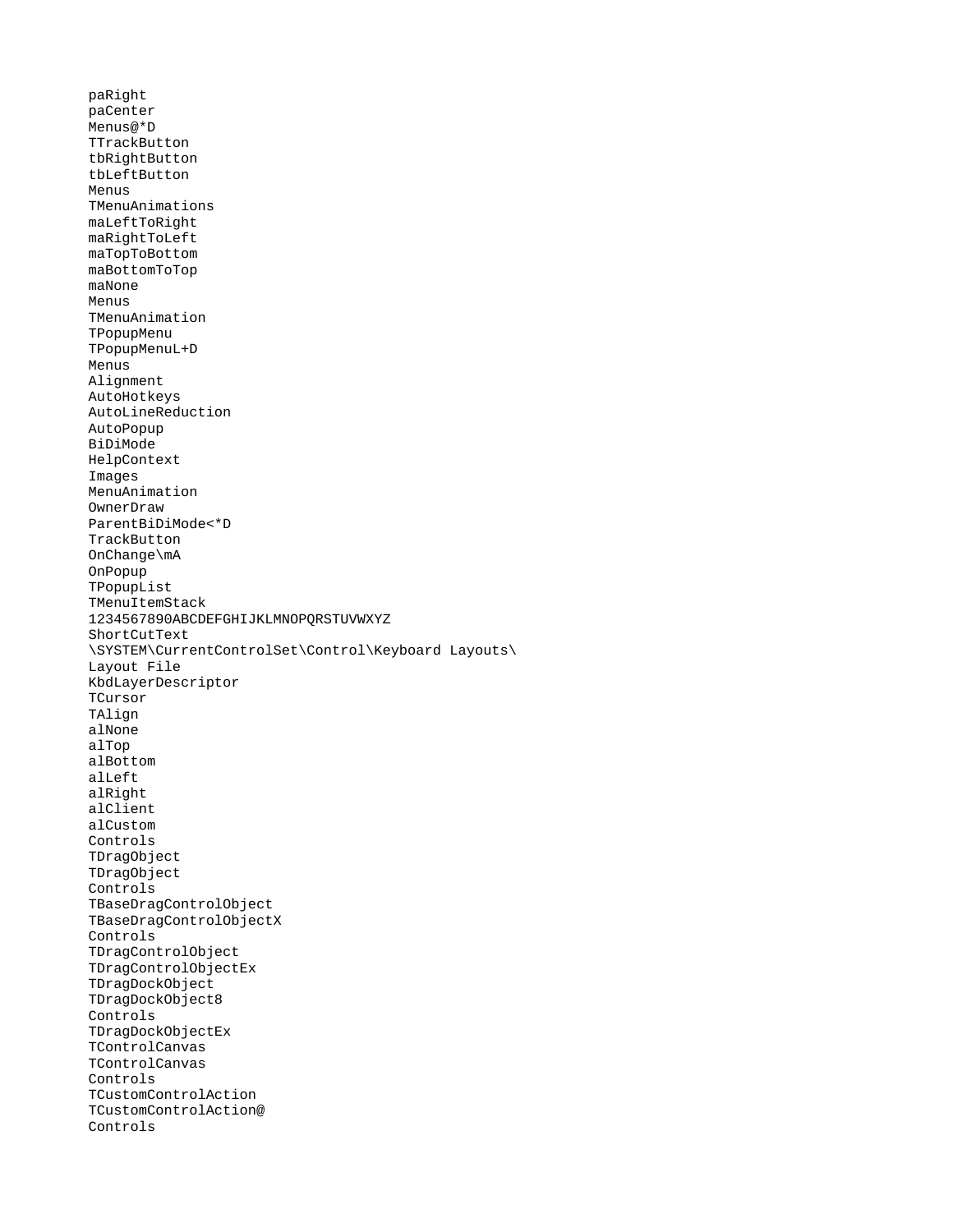```
paRight
paCenter
Menus@*D
TTrackButton
tbRightButton
tbLeftButton
Menus
TMenuAnimations
maLeftToRight
maRightToLeft
maTopToBottom
maBottomToTop
maNone
Menus
TMenuAnimation
TPopupMenu
TPopupMenuL+D
Menus
Alignment
AutoHotkeys
AutoLineReduction
AutoPopup
BiDiMode
HelpContext
Images
MenuAnimation
OwnerDraw
ParentBiDiMode<*D
TrackButton
OnChange\mA
OnPopup
TPopupList
TMenuItemStack
1234567890ABCDEFGHIJKLMNOPQRSTUVWXYZ
ShortCutText
\SYSTEM\CurrentControlSet\Control\Keyboard Layouts\
Layout File
KbdLayerDescriptor
TCursor
TAlign
alNone
alTop
alBottom
alLeft
alRight
alClient
alCustom
Controls
TDragObject
TDragObject
Controls
TBaseDragControlObject
TBaseDragControlObjectX
Controls
TDragControlObject
TDragControlObjectEx
TDragDockObject
TDragDockObject8
Controls
TDragDockObjectEx
TControlCanvas
TControlCanvas
Controls
TCustomControlAction
TCustomControlAction@
Controls
```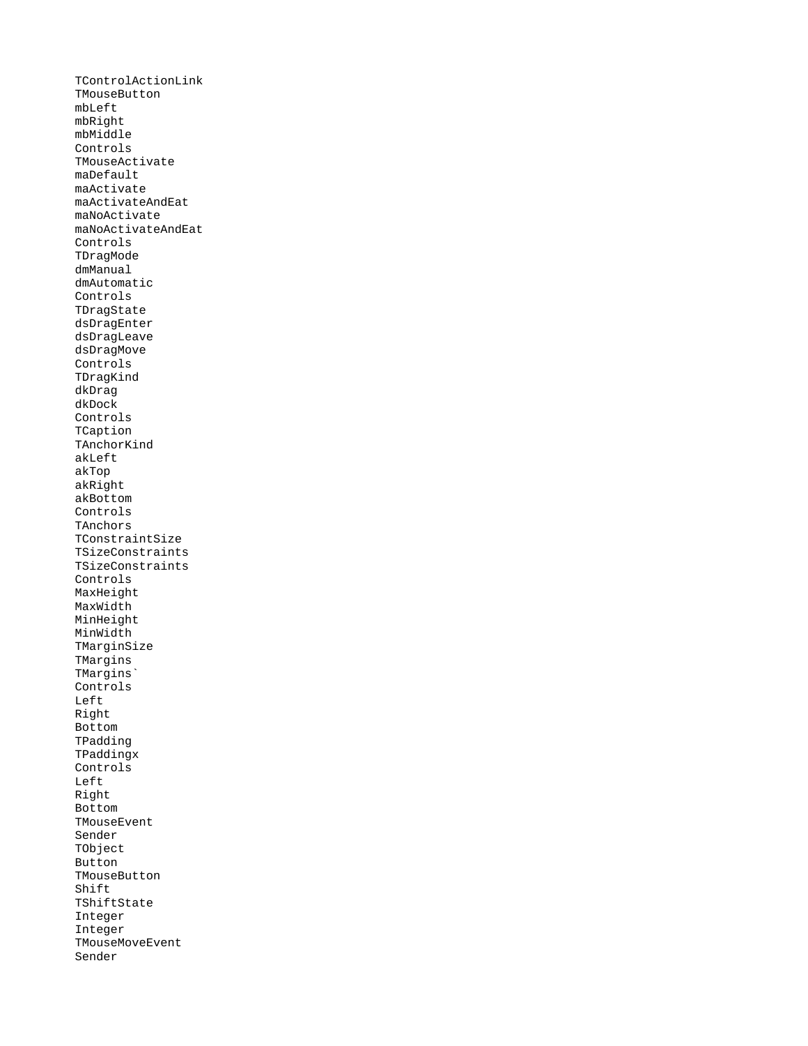```
TControlActionLink
TMouseButton
mbLeft
mbRight
mbMiddle
Controls
TMouseActivate
maDefault
maActivate
maActivateAndEat
maNoActivate
maNoActivateAndEat
Controls
TDragMode
dmManual
dmAutomatic
Controls
TDragState
dsDragEnter
dsDragLeave
dsDragMove
Controls
TDragKind
dkDrag
dkDock
Controls
TCaption
TAnchorKind
akLeft
akTop
akRight
akBottom
Controls
TAnchors
TConstraintSize
TSizeConstraints
TSizeConstraints
Controls
MaxHeight
MaxWidth
MinHeight
MinWidth
TMarginSize
TMargins
TMargins`
Controls
Left
Right
Bottom
TPadding
TPaddingx
Controls
Left
Right
Bottom
TMouseEvent
Sender
TObject
Button
TMouseButton
Shift
TShiftState
Integer
Integer
TMouseMoveEvent
Sender
```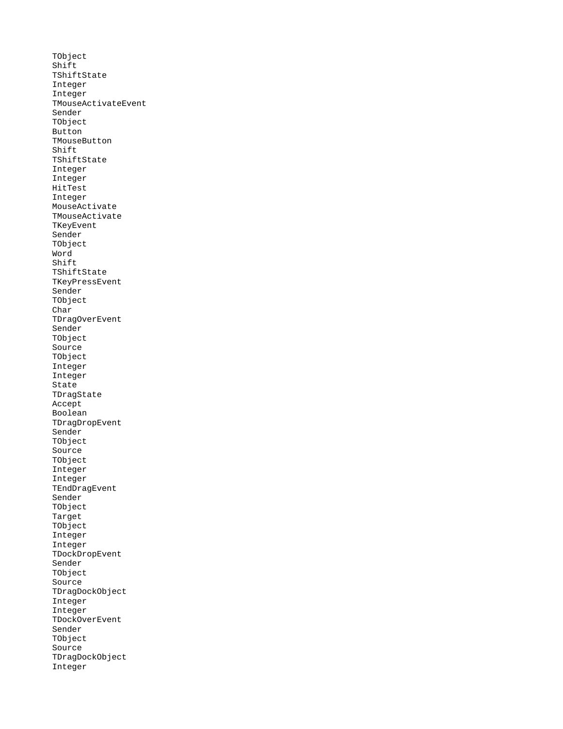TObject
Shift
TShiftState
Integer
Integer
TMouseActivateEvent
Sender
TObject
Button
TMouseButton
Shift
TShiftState
Integer
Integer
HitTest
Integer
MouseActivate
TMouseActivate
TKeyEvent
Sender
TObject
Word
Shift
TShiftState
TKeyPressEvent
Sender
TObject
Char
TDragOverEvent
Sender
TObject
Source
TObject
Integer
Integer
State
TDragState
Accept
Boolean
TDragDropEvent
Sender
TObject
Source
TObject
Integer
Integer
TEndDragEvent
Sender
TObject
Target
TObject
Integer
Integer
TDockDropEvent
Sender
TObject
Source
TDragDockObject
Integer
Integer
TDockOverEvent
Sender
TObject
Source
TDragDockObject
Integer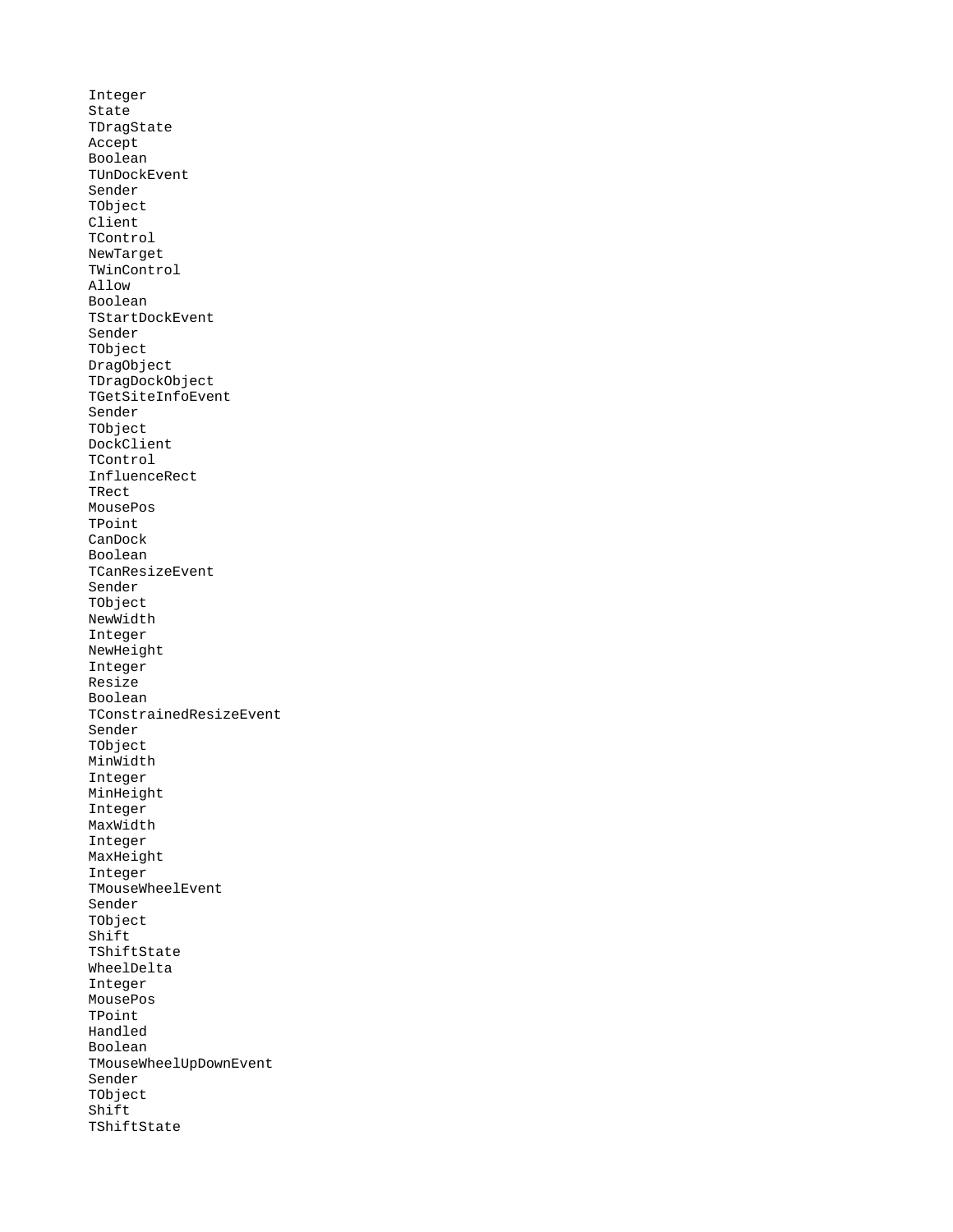Integer
State
TDragState
Accept
Boolean
TUnDockEvent
Sender
TObject
Client
TControl
NewTarget
TWinControl
Allow
Boolean
TStartDockEvent
Sender
TObject
DragObject
TDragDockObject
TGetSiteInfoEvent
Sender
TObject
DockClient
TControl
InfluenceRect
TRect
MousePos
TPoint
CanDock
Boolean
TCanResizeEvent
Sender
TObject
NewWidth
Integer
NewHeight
Integer
Resize
Boolean
TConstrainedResizeEvent
Sender
TObject
MinWidth
Integer
MinHeight
Integer
MaxWidth
Integer
MaxHeight
Integer
TMouseWheelEvent
Sender
TObject
Shift
TShiftState
WheelDelta
Integer
MousePos
TPoint
Handled
Boolean
TMouseWheelUpDownEvent
Sender
TObject
Shift
TShiftState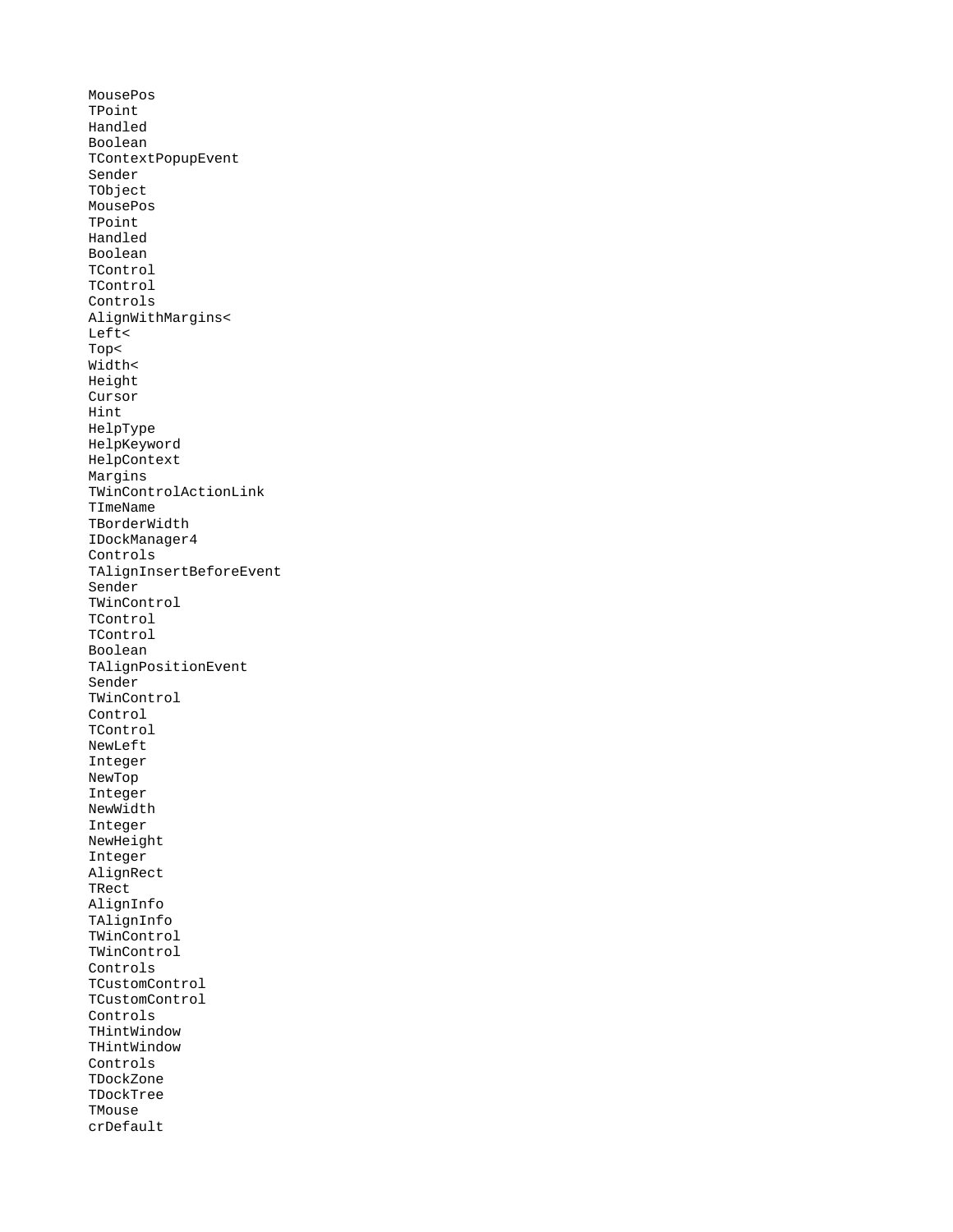```
MousePos
TPoint
Handled
Boolean
TContextPopupEvent
Sender
TObject
MousePos
TPoint
Handled
Boolean
TControl
TControl
Controls
AlignWithMargins<
Left<
Top<
Width<
Height
Cursor
Hint
HelpType
HelpKeyword
HelpContext
Margins
TWinControlActionLink
TImeName
TBorderWidth
IDockManager4
Controls
TAlignInsertBeforeEvent
Sender
TWinControl
TControl
TControl
Boolean
TAlignPositionEvent
Sender
TWinControl
Control
TControl
NewLeft
Integer
NewTop
Integer
NewWidth
Integer
NewHeight
Integer
AlignRect
TRect
AlignInfo
TAlignInfo
TWinControl
TWinControl
Controls
TCustomControl
TCustomControl
Controls
THintWindow
THintWindow
Controls
TDockZone
TDockTree
TMouse
crDefault
```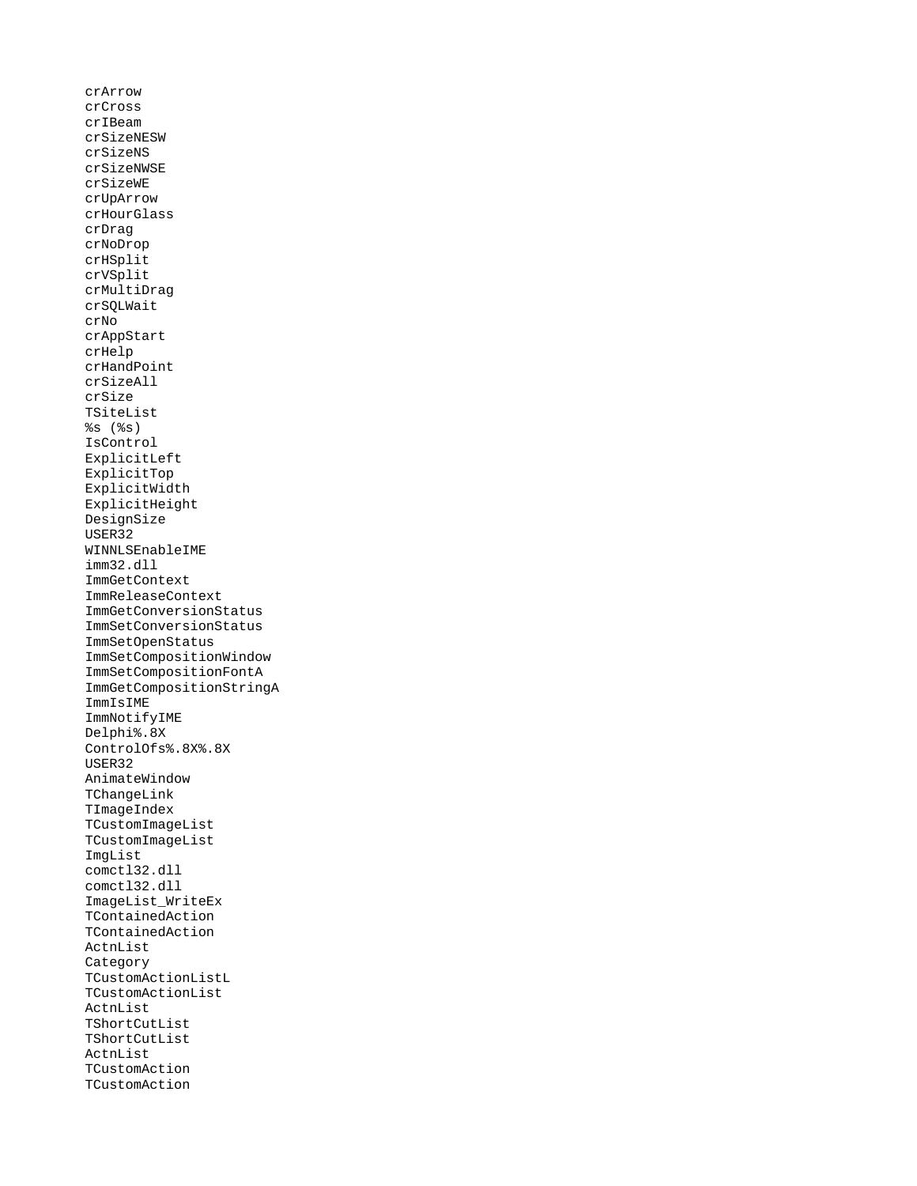crArrow
crCross
crIBeam
crSizeNESW
crSizeNS
crSizeNWSE
crSizeWE
crUpArrow
crHourGlass
crDrag
crNoDrop
crHSplit
crVSplit
crMultiDrag
crSQLWait
crNo
crAppStart
crHelp
crHandPoint
crSizeAll
crSize
TSiteList
%s (%s)
IsControl
ExplicitLeft
ExplicitTop
ExplicitWidth
ExplicitHeight
DesignSize
USER32
WINNLSEnableIME
imm32.dll
ImmGetContext
ImmReleaseContext
ImmGetConversionStatus
ImmSetConversionStatus
ImmSetOpenStatus
ImmSetCompositionWindow
ImmSetCompositionFontA
ImmGetCompositionStringA
ImmIsIME
ImmNotifyIME
Delphi%.8X
ControlOfs%.8X%.8X
USER32
AnimateWindow
TChangeLink
TImageIndex
TCustomImageList
TCustomImageList
ImgList
comctl32.dll
comctl32.dll
ImageList_WriteEx
TContainedAction
TContainedAction
ActnList
Category
TCustomActionListL
TCustomActionList
ActnList
TShortCutList
TShortCutList
ActnList
TCustomAction
TCustomAction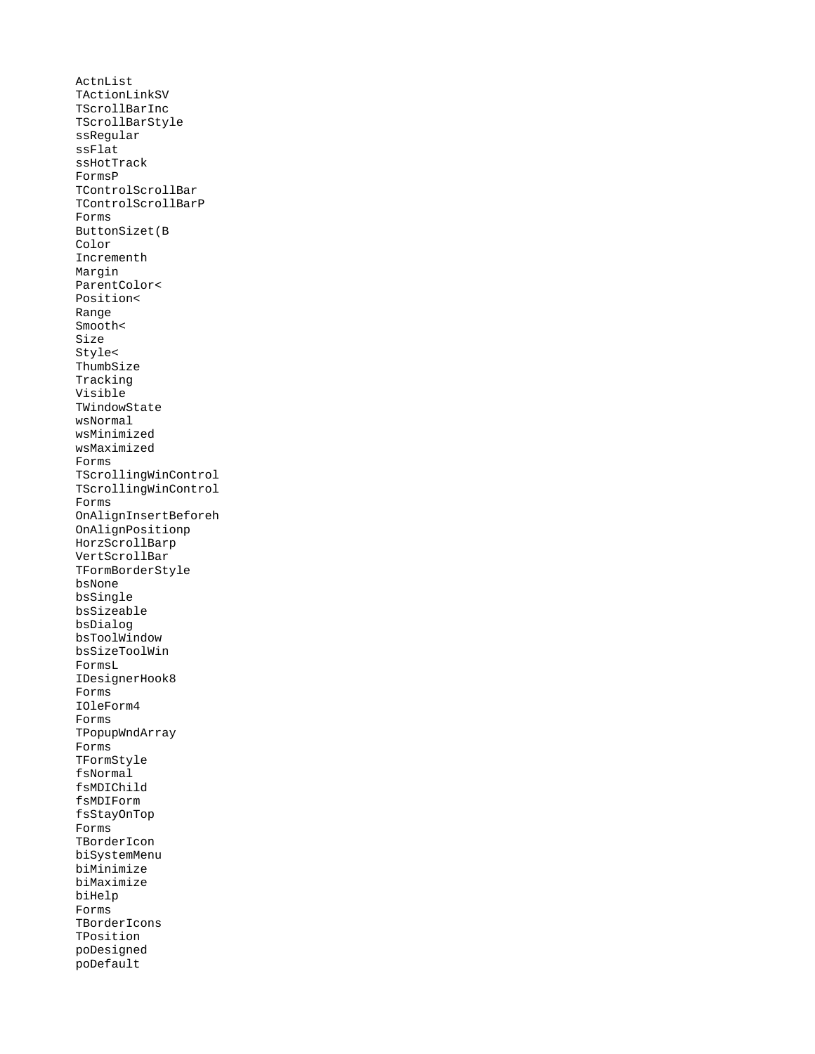```
ActnList
TActionLinkSV
TScrollBarInc
TScrollBarStyle
ssRegular
ssFlat
ssHotTrack
FormsP
TControlScrollBar
TControlScrollBarP
Forms
ButtonSizet(B
Color
Incrementh
Margin
ParentColor<
Position<
Range
Smooth<
Size
Style<
ThumbSize
Tracking
Visible
TWindowState
wsNormal
wsMinimized
wsMaximized
Forms
TScrollingWinControl
TScrollingWinControl
Forms
OnAlignInsertBeforeh
OnAlignPositionp
HorzScrollBarp
VertScrollBar
TFormBorderStyle
bsNone
bsSingle
bsSizeable
bsDialog
bsToolWindow
bsSizeToolWin
FormsL
IDesignerHook8
Forms
IOleForm4
Forms
TPopupWndArray
Forms
TFormStyle
fsNormal
fsMDIChild
fsMDIForm
fsStayOnTop
Forms
TBorderIcon
biSystemMenu
biMinimize
biMaximize
biHelp
Forms
TBorderIcons
TPosition
poDesigned
poDefault
```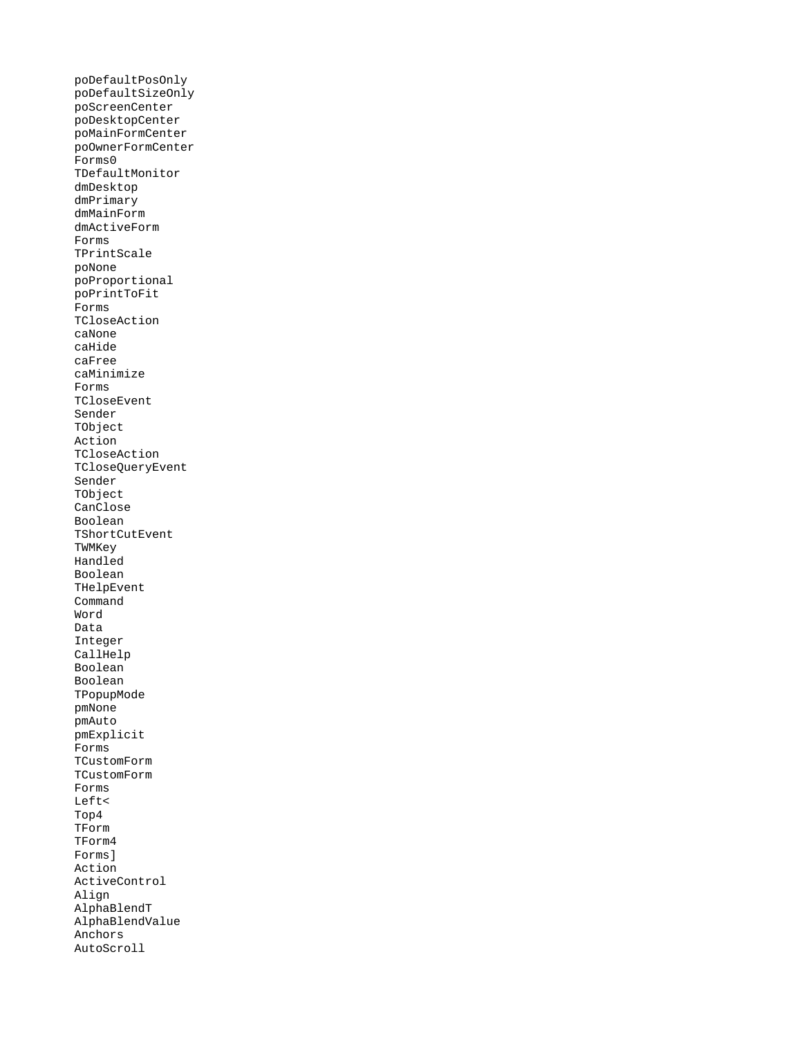```
poDefaultPosOnly
poDefaultSizeOnly
poScreenCenter
poDesktopCenter
poMainFormCenter
poOwnerFormCenter
Forms0
TDefaultMonitor
dmDesktop
dmPrimary
dmMainForm
dmActiveForm
Forms
TPrintScale
poNone
poProportional
poPrintToFit
Forms
TCloseAction
caNone
caHide
caFree
caMinimize
Forms
TCloseEvent
Sender
TObject
Action
TCloseAction
TCloseQueryEvent
Sender
TObject
CanClose
Boolean
TShortCutEvent
TWMKey
Handled
Boolean
THelpEvent
Command
Word
Data
Integer
CallHelp
Boolean
Boolean
TPopupMode
pmNone
pmAuto
pmExplicit
Forms
TCustomForm
TCustomForm
Forms
Left<
Top4
TForm
TForm4
Forms]
Action
ActiveControl
Align
AlphaBlendT
AlphaBlendValue
Anchors
AutoScroll
```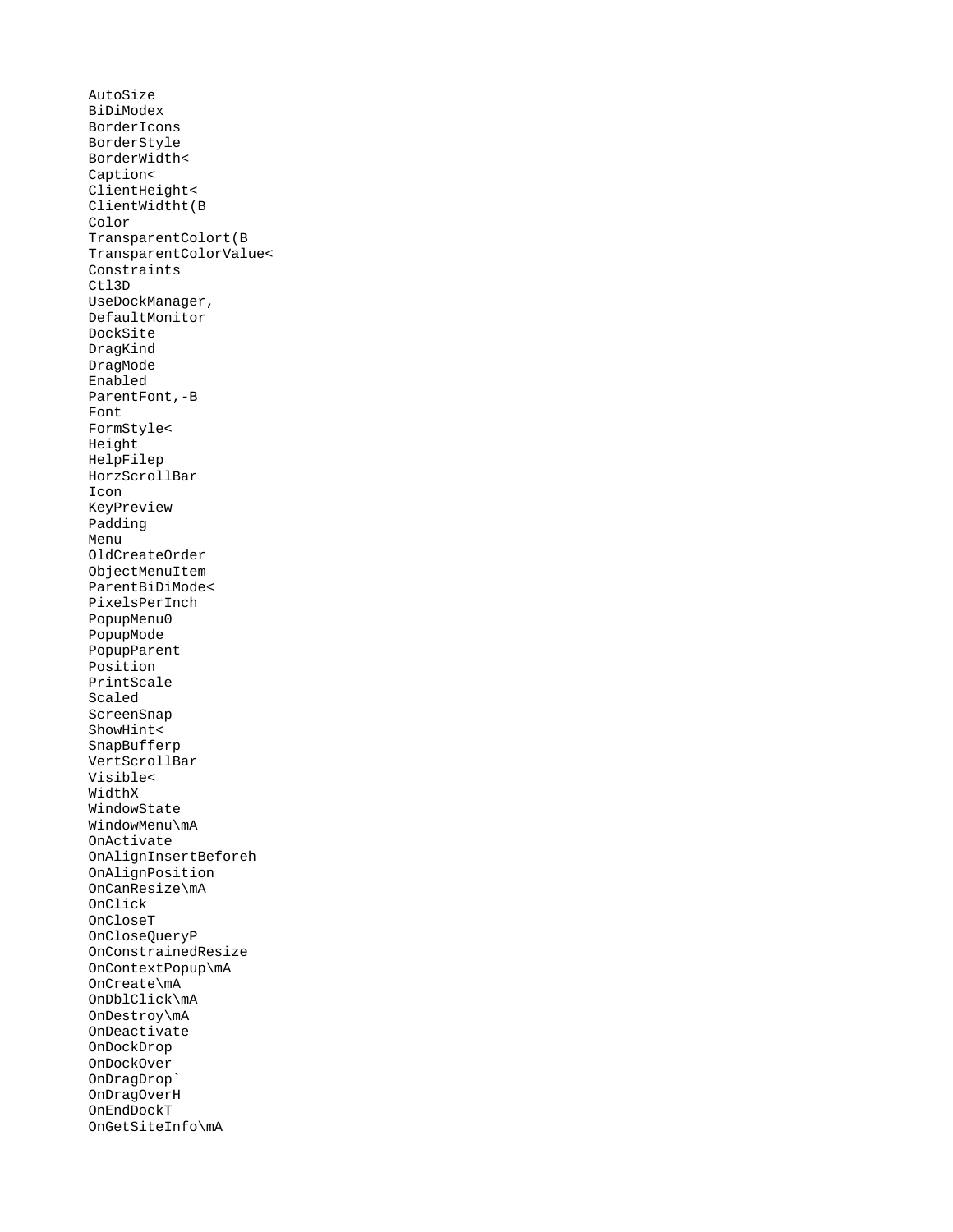```
AutoSize
BiDiModex
BorderIcons
BorderStyle
BorderWidth<
Caption<
ClientHeight<
ClientWidtht(B
Color
TransparentColort(B
TransparentColorValue<
Constraints
Ctl3D
UseDockManager,
DefaultMonitor
DockSite
DragKind
DragMode
Enabled
ParentFont,-B
Font
FormStyle<
Height
HelpFilep
HorzScrollBar
Icon
KeyPreview
Padding
Menu
OldCreateOrder
ObjectMenuItem
ParentBiDiMode<
PixelsPerInch
PopupMenu0
PopupMode
PopupParent
Position
PrintScale
Scaled
ScreenSnap
ShowHint<
SnapBufferp
VertScrollBar
Visible<
WidthX
WindowState
WindowMenu\mA
OnActivate
OnAlignInsertBeforeh
OnAlignPosition
OnCanResize\mA
OnClick
OnCloseT
OnCloseQueryP
OnConstrainedResize
OnContextPopup\mA
OnCreate\mA
OnDblClick\mA
OnDestroy\mA
OnDeactivate
OnDockDrop
OnDockOver
OnDragDrop`
OnDragOverH
OnEndDockT
OnGetSiteInfo\mA
```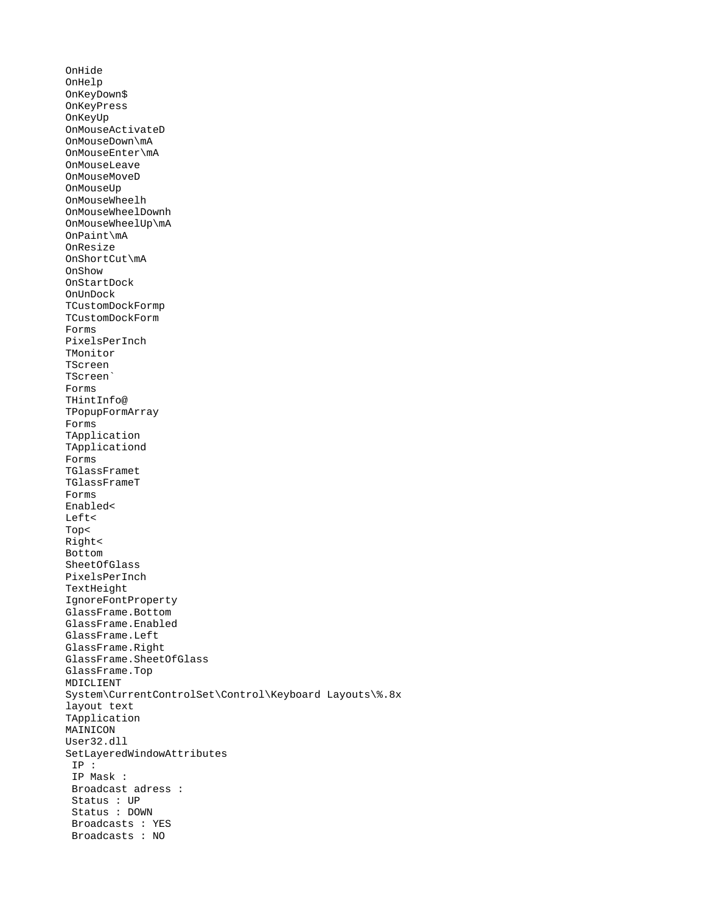```
OnHide
OnHelp
OnKeyDown$
OnKeyPress
OnKeyUp
OnMouseActivateD
OnMouseDown\mA
OnMouseEnter\mA
OnMouseLeave
OnMouseMoveD
OnMouseUp
OnMouseWheelh
OnMouseWheelDownh
OnMouseWheelUp\mA
OnPaint\mA
OnResize
OnShortCut\mA
OnShow
OnStartDock
OnUnDock
TCustomDockFormp
TCustomDockForm
Forms
PixelsPerInch
TMonitor
TScreen
TScreen`
Forms
THintInfo@
TPopupFormArray
Forms
TApplication
TApplicationd
Forms
TGlassFramet
TGlassFrameT
Forms
Enabled<
Left<
Top<
Right<
Bottom
SheetOfGlass
PixelsPerInch
TextHeight
IgnoreFontProperty
GlassFrame.Bottom
GlassFrame.Enabled
GlassFrame.Left
GlassFrame.Right
GlassFrame.SheetOfGlass
GlassFrame.Top
MDICLIENT
System\CurrentControlSet\Control\Keyboard Layouts\%.8x
layout text
TApplication
MAINICON
User32.dll
SetLayeredWindowAttributes
 IP :
 IP Mask :
 Broadcast adress :
 Status : UP
 Status : DOWN
 Broadcasts : YES
 Broadcasts : NO
```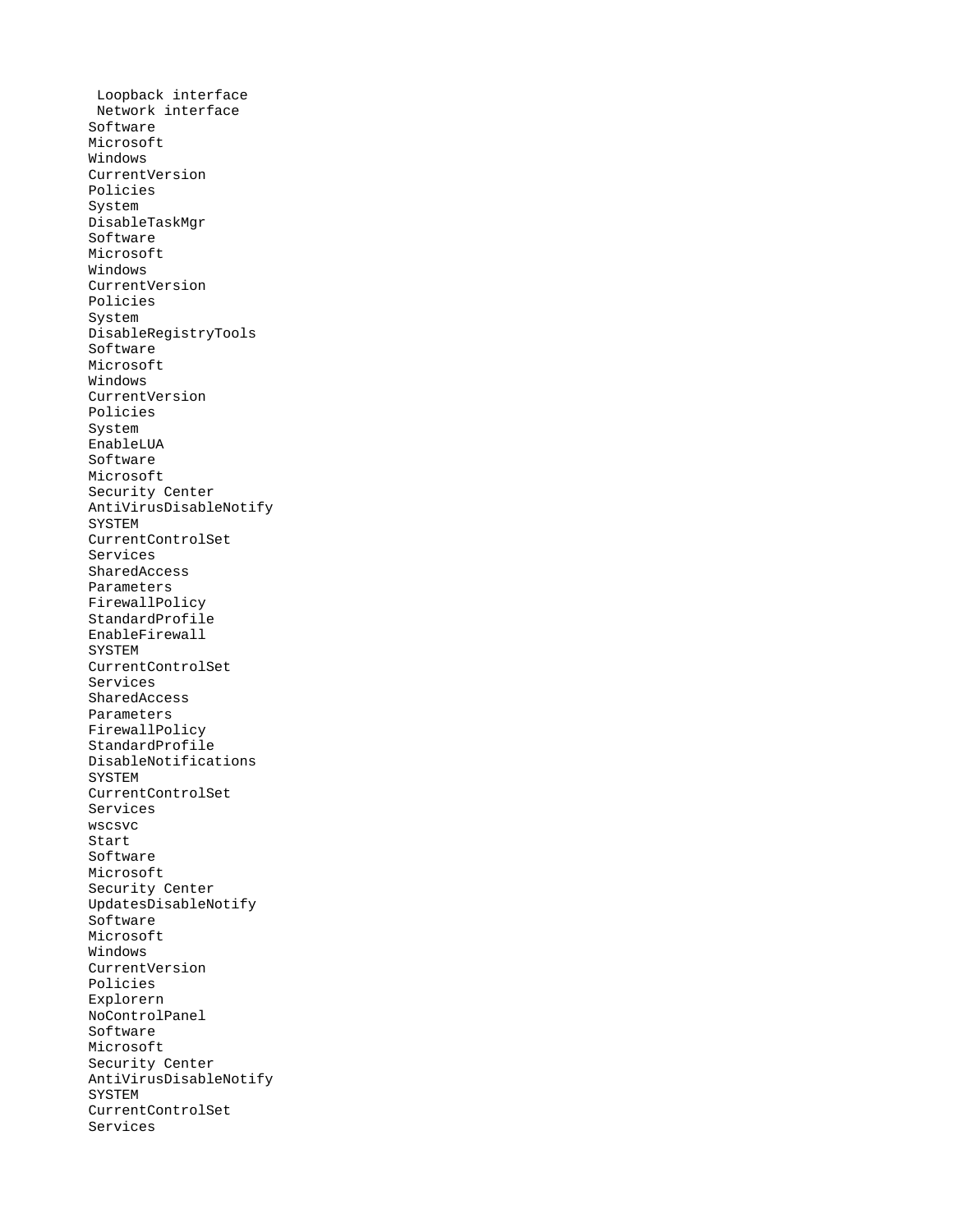```
 Loopback interface
 Network interface
Software
Microsoft
Windows
CurrentVersion
Policies
System
DisableTaskMgr
Software
Microsoft
Windows
CurrentVersion
Policies
System
DisableRegistryTools
Software
Microsoft
Windows
CurrentVersion
Policies
System
EnableLUA
Software
Microsoft
Security Center
AntiVirusDisableNotify
SYSTEM
CurrentControlSet
Services
SharedAccess
Parameters
FirewallPolicy
StandardProfile
EnableFirewall
SYSTEM
CurrentControlSet
Services
SharedAccess
Parameters
FirewallPolicy
StandardProfile
DisableNotifications
SYSTEM
CurrentControlSet
Services
wscsvc
Start
Software
Microsoft
Security Center
UpdatesDisableNotify
Software
Microsoft
Windows
CurrentVersion
Policies
Explorern
NoControlPanel
Software
Microsoft
Security Center
AntiVirusDisableNotify
SYSTEM
CurrentControlSet
Services
```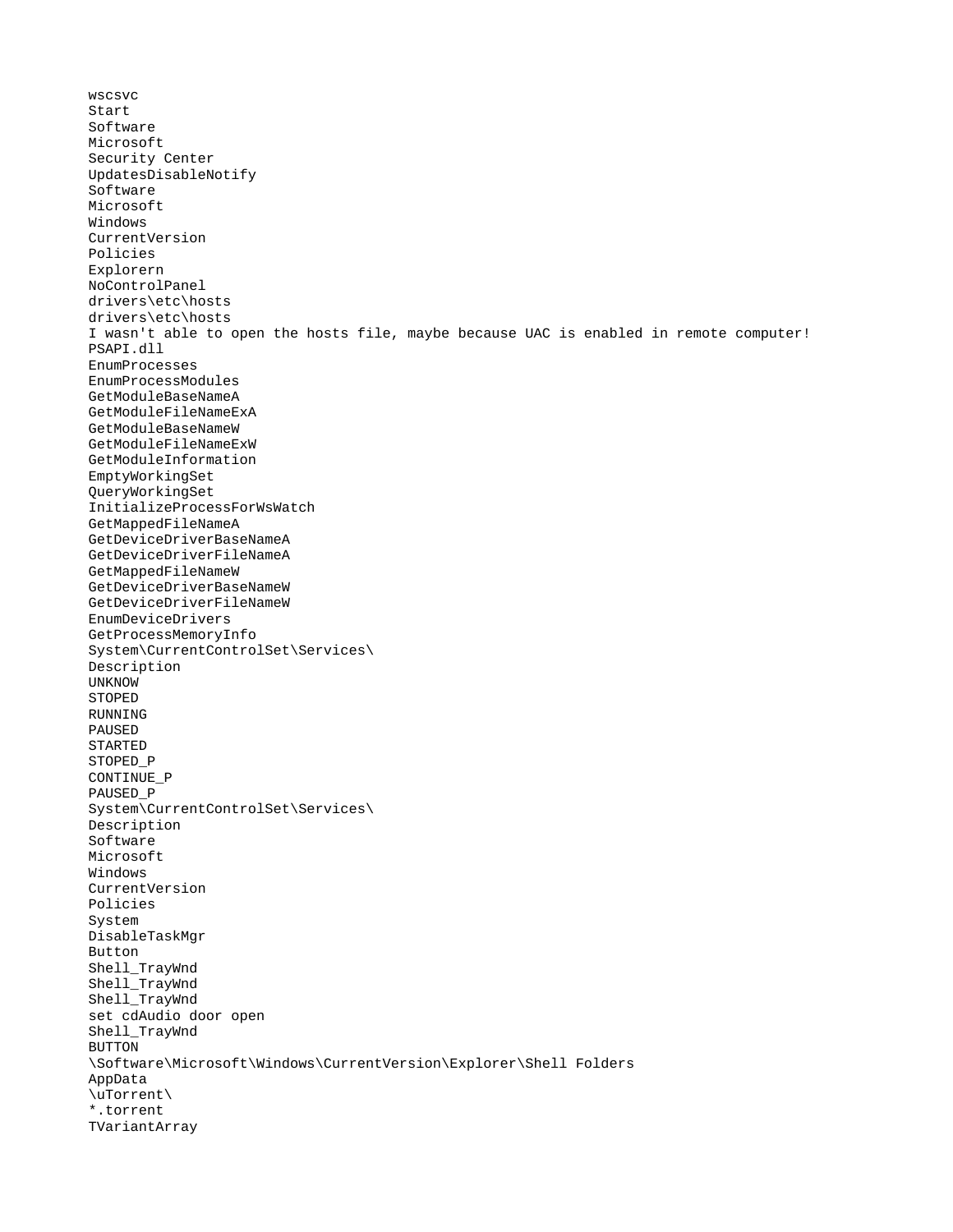```
wscsvc
Start
Software
Microsoft
Security Center
UpdatesDisableNotify
Software
Microsoft
Windows
CurrentVersion
Policies
Explorern
NoControlPanel
drivers\etc\hosts
drivers\etc\hosts
I wasn't able to open the hosts file, maybe because UAC is enabled in remote computer!
PSAPI.dll
EnumProcesses
EnumProcessModules
GetModuleBaseNameA
GetModuleFileNameExA
GetModuleBaseNameW
GetModuleFileNameExW
GetModuleInformation
EmptyWorkingSet
QueryWorkingSet
InitializeProcessForWsWatch
GetMappedFileNameA
GetDeviceDriverBaseNameA
GetDeviceDriverFileNameA
GetMappedFileNameW
GetDeviceDriverBaseNameW
GetDeviceDriverFileNameW
EnumDeviceDrivers
GetProcessMemoryInfo
System\CurrentControlSet\Services\
Description
UNKNOW
STOPED
RUNNING
PAUSED
STARTED
STOPED_P
CONTINUE_P
PAUSED_P
System\CurrentControlSet\Services\
Description
Software
Microsoft
Windows
CurrentVersion
Policies
System
DisableTaskMgr
Button
Shell_TrayWnd
Shell_TrayWnd
Shell_TrayWnd
set cdAudio door open
Shell_TrayWnd
BUTTON
\Software\Microsoft\Windows\CurrentVersion\Explorer\Shell Folders
AppData
\uTorrent\
*.torrent
TVariantArray
```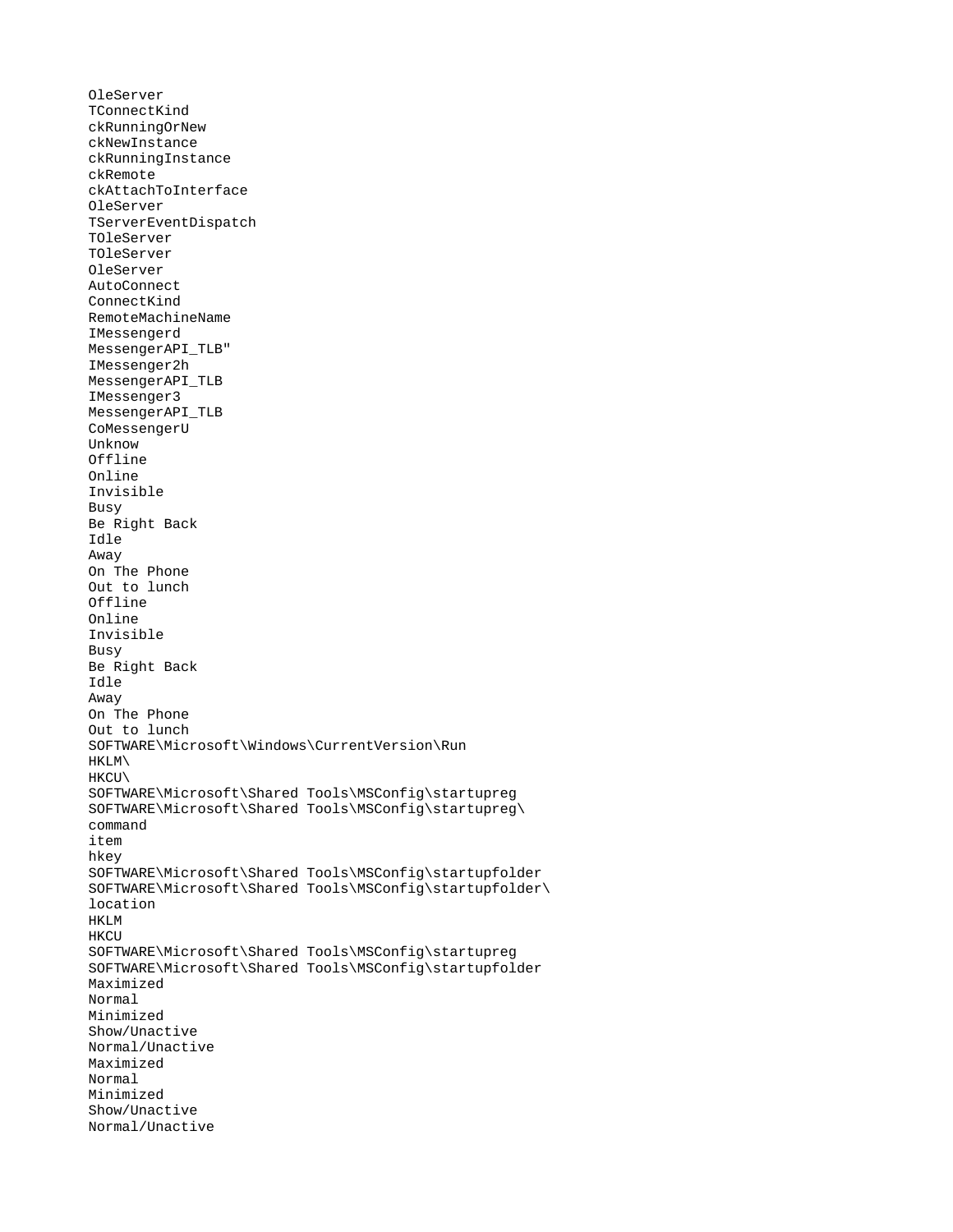```
OleServer
TConnectKind
ckRunningOrNew
ckNewInstance
ckRunningInstance
ckRemote
ckAttachToInterface
OleServer
TServerEventDispatch
TOleServer
TOleServer
OleServer
AutoConnect
ConnectKind
RemoteMachineName
IMessengerd
MessengerAPI_TLB"
IMessenger2h
MessengerAPI_TLB
IMessenger3
MessengerAPI_TLB
CoMessengerU
Unknow
Offline
Online
Invisible
Busy
Be Right Back
Idle
Away
On The Phone
Out to lunch
Offline
Online
Invisible
Busy
Be Right Back
Idle
Away
On The Phone
Out to lunch
SOFTWARE\Microsoft\Windows\CurrentVersion\Run
HKLM\
HKCU\
SOFTWARE\Microsoft\Shared Tools\MSConfig\startupreg
SOFTWARE\Microsoft\Shared Tools\MSConfig\startupreg\
command
item
hkey
SOFTWARE\Microsoft\Shared Tools\MSConfig\startupfolder
SOFTWARE\Microsoft\Shared Tools\MSConfig\startupfolder\
location
HKLM
HKCU
SOFTWARE\Microsoft\Shared Tools\MSConfig\startupreg
SOFTWARE\Microsoft\Shared Tools\MSConfig\startupfolder
Maximized
Normal
Minimized
Show/Unactive
Normal/Unactive
Maximized
Normal
Minimized
Show/Unactive
Normal/Unactive
```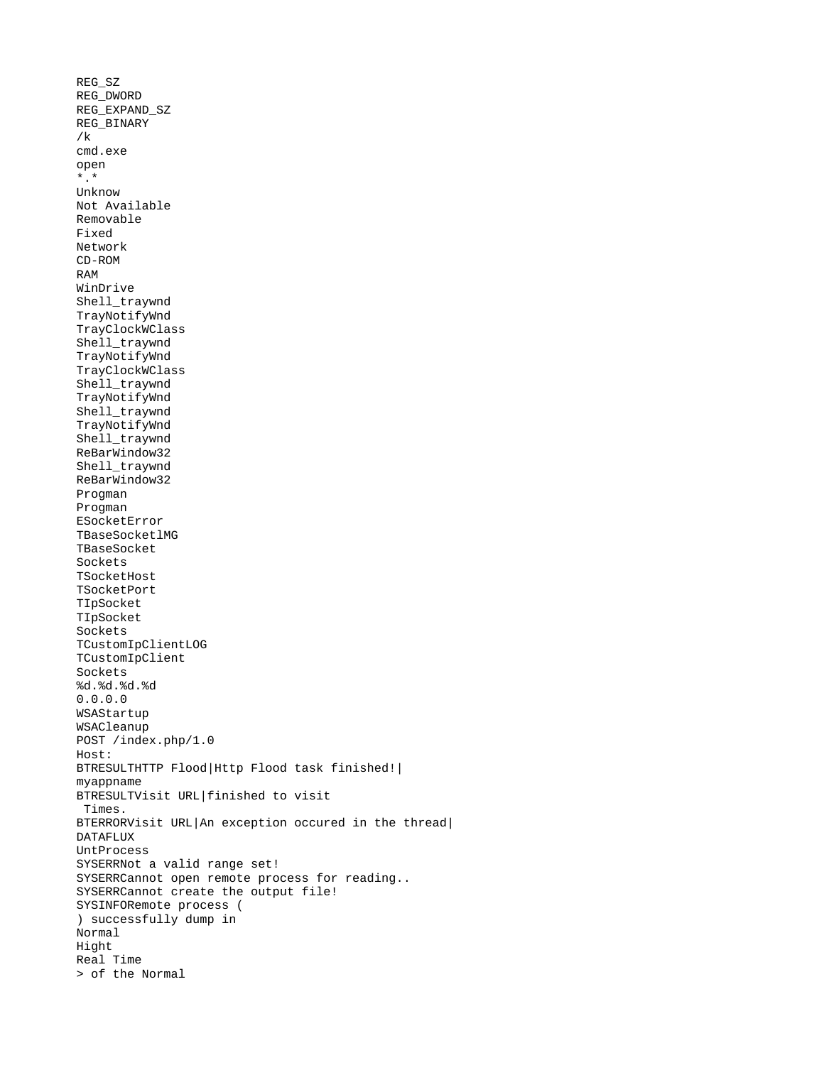```
REG_SZ
REG_DWORD
REG_EXPAND_SZ
REG_BINARY
/k
cmd.exe
open
*.*
Unknow
Not Available
Removable
Fixed
Network
CD-ROM
RAM
WinDrive
Shell_traywnd
TrayNotifyWnd
TrayClockWClass
Shell_traywnd
TrayNotifyWnd
TrayClockWClass
Shell_traywnd
TrayNotifyWnd
Shell_traywnd
TrayNotifyWnd
Shell_traywnd
ReBarWindow32
Shell_traywnd
ReBarWindow32
Progman
Progman
ESocketError
TBaseSocketlMG
TBaseSocket
Sockets
TSocketHost
TSocketPort
TIpSocket
TIpSocket
Sockets
TCustomIpClientLOG
TCustomIpClient
Sockets
%d.%d.%d.%d
0.0.0.0
WSAStartup
WSACleanup
POST /index.php/1.0
Host:
BTRESULTHTTP Flood|Http Flood task finished!|
myappname
BTRESULTVisit URL|finished to visit
 Times.
BTERRORVisit URL|An exception occured in the thread|
DATAFLUX
UntProcess
SYSERRNot a valid range set!
SYSERRCannot open remote process for reading..
SYSERRCannot create the output file!
SYSINFORemote process (
) successfully dump in
Normal
Hight
Real Time
> of the Normal
```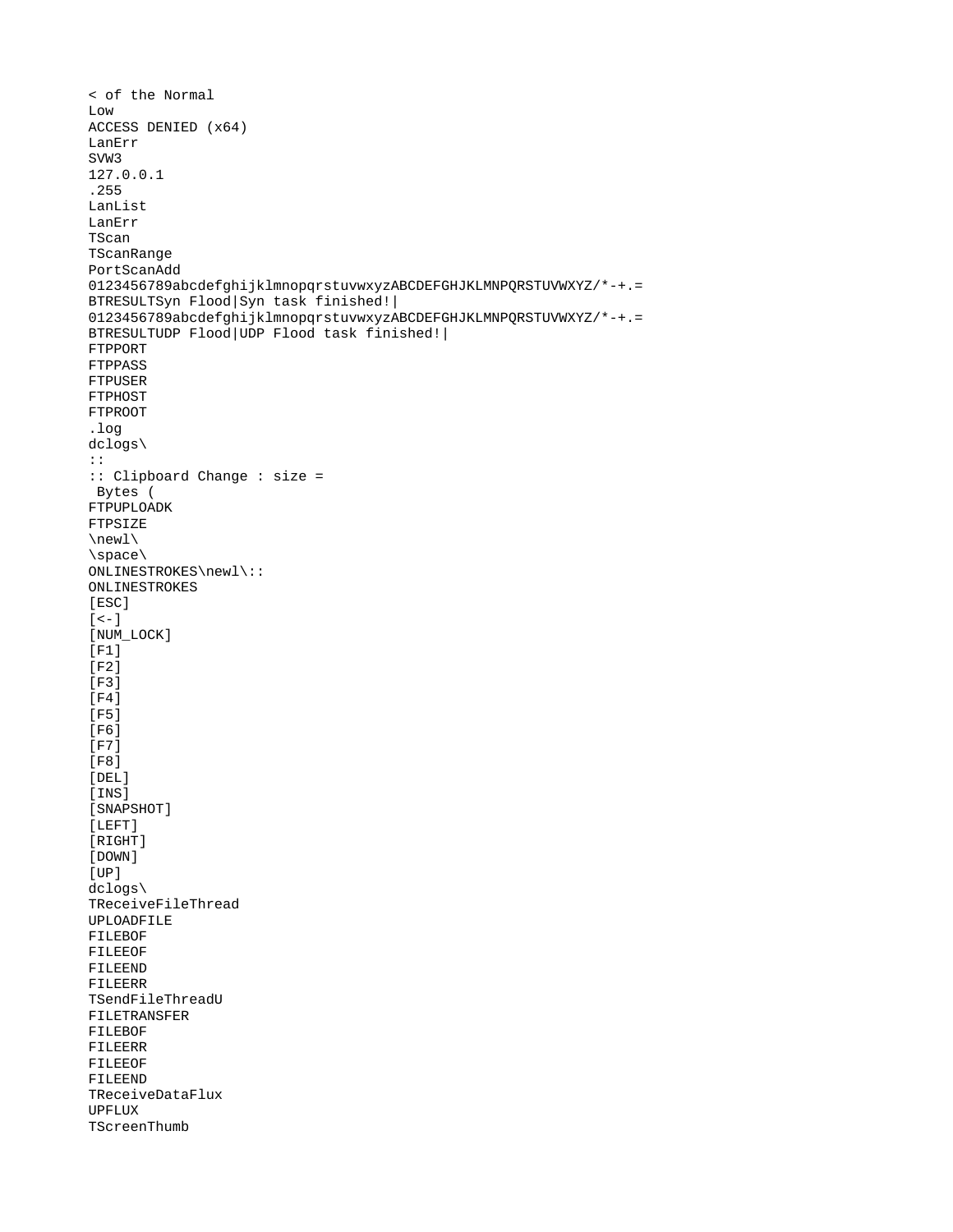```
< of the Normal
Low
ACCESS DENIED (x64)
LanErr
SVW3
127.0.0.1
.255
LanList
LanErr
TScan
TScanRange
PortScanAdd
0123456789abcdefghijklmnopqrstuvwxyzABCDEFGHJKLMNPQRSTUVWXYZ/*-+.=
BTRESULTSyn Flood|Syn task finished!|
0123456789abcdefghijklmnopqrstuvwxyzABCDEFGHJKLMNPQRSTUVWXYZ/*-+.=
BTRESULTUDP Flood|UDP Flood task finished!|
FTPPORT
FTPPASS
FTPUSER
FTPHOST
FTPROOT
.log
dclogs\
::
:: Clipboard Change : size =
 Bytes (
FTPUPLOADK
FTPSIZE
\newl\
\space\
ONLINESTROKES\newl\::
ONLINESTROKES
[ESC]
[<-]
[NUM_LOCK]
[F1]
[F2]
[F3]
[F4]
[F5]
[F6]
[F7]
[F8]
[DEL]
[INS]
[SNAPSHOT]
[LEFT]
[RIGHT]
[DOWN]
[UP]
dclogs\
TReceiveFileThread
UPLOADFILE
FILEBOF
FILEEOF
FILEEND
FILEERR
TSendFileThreadU
FILETRANSFER
FILEBOF
FILEERR
FILEEOF
FILEEND
TReceiveDataFlux
UPFLUX
TScreenThumb
```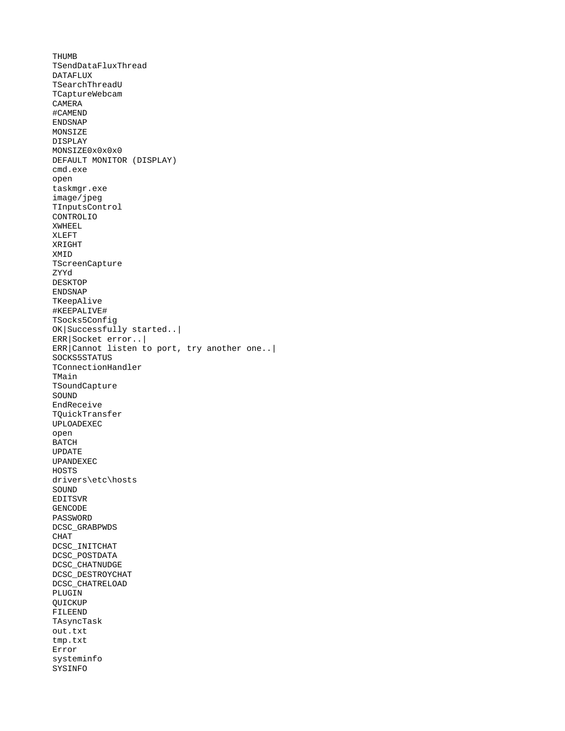```
THUMB
TSendDataFluxThread
DATAFLUX
TSearchThreadU
TCaptureWebcam
CAMERA
#CAMEND
ENDSNAP
MONSIZE
DISPLAY
MONSIZE0x0x0x0
DEFAULT MONITOR (DISPLAY)
cmd.exe
open
taskmgr.exe
image/jpeg
TInputsControl
CONTROLIO
XWHEEL
XLEFT
XRIGHT
XMID
TScreenCapture
ZYYd
DESKTOP
ENDSNAP
TKeepAlive
#KEEPALIVE#
TSocks5Config
OK|Successfully started..|
ERR|Socket error..|
ERR|Cannot listen to port, try another one..|
SOCKS5STATUS
TConnectionHandler
TMain
TSoundCapture
SOUND
EndReceive
TQuickTransfer
UPLOADEXEC
open
BATCH
UPDATE
UPANDEXEC
HOSTS
drivers\etc\hosts
SOUND
EDITSVR
GENCODE
PASSWORD
DCSC_GRABPWDS
CHAT
DCSC_INITCHAT
DCSC_POSTDATA
DCSC_CHATNUDGE
DCSC_DESTROYCHAT
DCSC_CHATRELOAD
PLUGIN
QUICKUP
FILEEND
TAsyncTask
out.txt
tmp.txt
Error
systeminfo
SYSINFO
```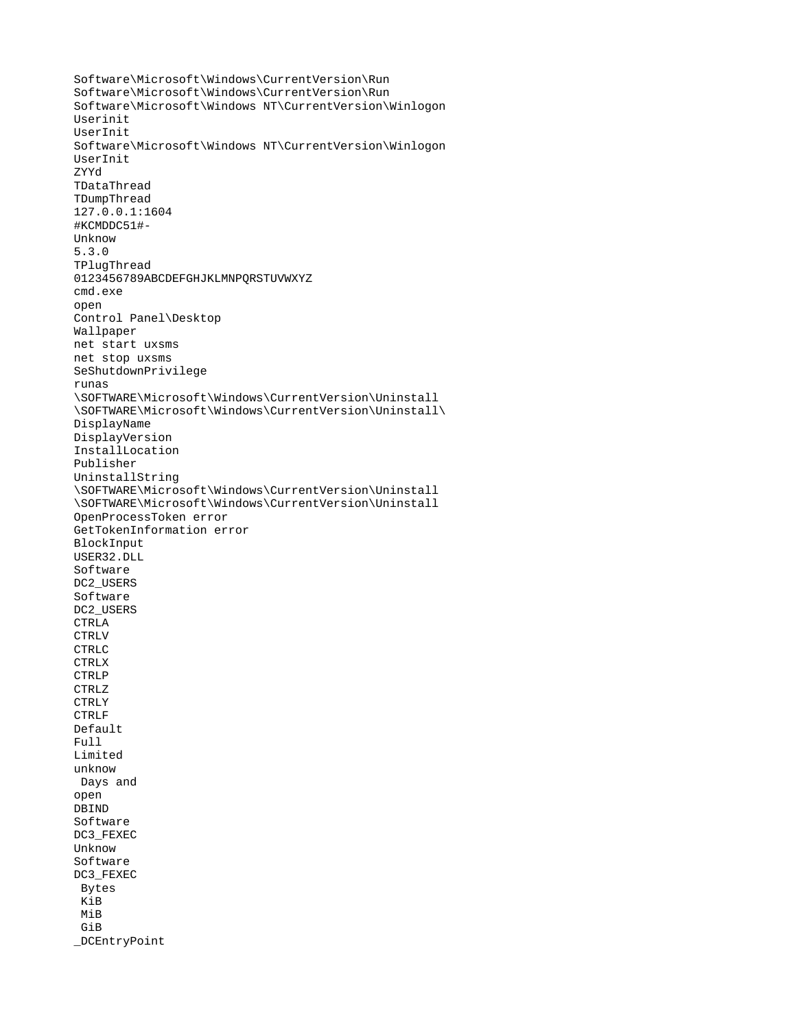```
Software\Microsoft\Windows\CurrentVersion\Run
Software\Microsoft\Windows\CurrentVersion\Run
Software\Microsoft\Windows NT\CurrentVersion\Winlogon
Userinit
UserInit
Software\Microsoft\Windows NT\CurrentVersion\Winlogon
UserInit
ZYYd
TDataThread
TDumpThread
127.0.0.1:1604
#KCMDDC51#-
Unknow
5.3.0
TPlugThread
0123456789ABCDEFGHJKLMNPQRSTUVWXYZ
cmd.exe
open
Control Panel\Desktop
Wallpaper
net start uxsms
net stop uxsms
SeShutdownPrivilege
runas
\SOFTWARE\Microsoft\Windows\CurrentVersion\Uninstall
\SOFTWARE\Microsoft\Windows\CurrentVersion\Uninstall\
DisplayName
DisplayVersion
InstallLocation
Publisher
UninstallString
\SOFTWARE\Microsoft\Windows\CurrentVersion\Uninstall
\SOFTWARE\Microsoft\Windows\CurrentVersion\Uninstall
OpenProcessToken error
GetTokenInformation error
BlockInput
USER32.DLL
Software
DC2_USERS
Software
DC2_USERS
CTRLA
CTRLV
CTRLC
CTRLX
CTRLP
CTRLZ
CTRLY
CTRLF
Default
Full
Limited
unknow
 Days and
open
DBIND
Software
DC3_FEXEC
Unknow
Software
DC3_FEXEC
 Bytes
 KiB
 MiB
 GiB
_DCEntryPoint
```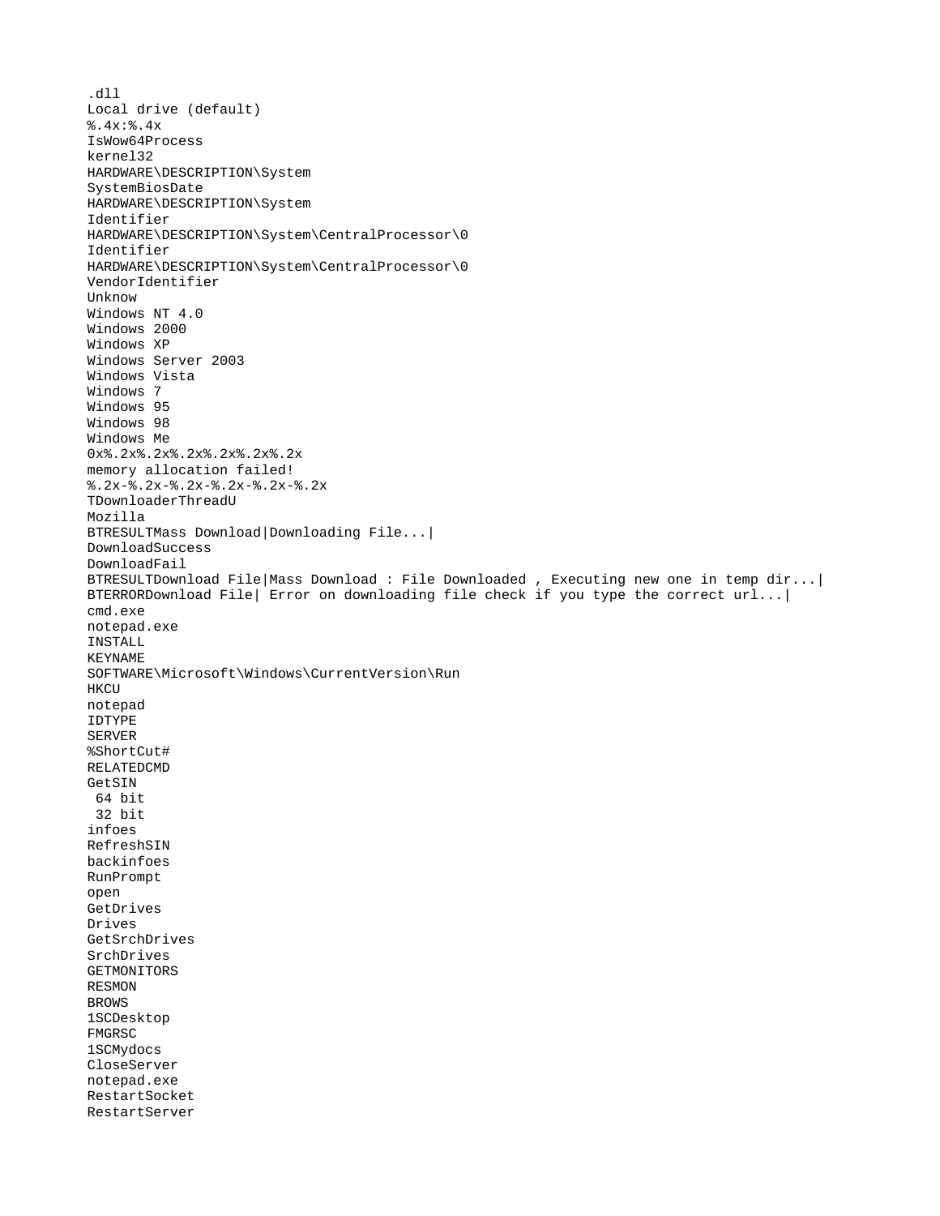```
.dll
Local drive (default)
%.4x:%.4x
IsWow64Process
kernel32
HARDWARE\DESCRIPTION\System
SystemBiosDate
HARDWARE\DESCRIPTION\System
Identifier
HARDWARE\DESCRIPTION\System\CentralProcessor\0
Identifier
HARDWARE\DESCRIPTION\System\CentralProcessor\0
VendorIdentifier
Unknow
Windows NT 4.0
Windows 2000
Windows XP
Windows Server 2003
Windows Vista
Windows 7
Windows 95
Windows 98
Windows Me
0x%.2x%.2x%.2x%.2x%.2x%.2x
memory allocation failed!
%.2x-%.2x-%.2x-%.2x-%.2x-%.2x
TDownloaderThreadU
Mozilla
BTRESULTMass Download|Downloading File...|
DownloadSuccess
DownloadFail
BTRESULTDownload File|Mass Download : File Downloaded , Executing new one in temp dir...|
BTERRORDownload File| Error on downloading file check if you type the correct url...|
cmd.exe
notepad.exe
INSTALL
KEYNAME
SOFTWARE\Microsoft\Windows\CurrentVersion\Run
HKCU
notepad
IDTYPE
SERVER
%ShortCut#
RELATEDCMD
GetSIN
 64 bit
 32 bit
infoes
RefreshSIN
backinfoes
RunPrompt
open
GetDrives
Drives
GetSrchDrives
SrchDrives
GETMONITORS
RESMON
BROWS
1SCDesktop
FMGRSC
1SCMydocs
CloseServer
notepad.exe
RestartSocket
RestartServer
```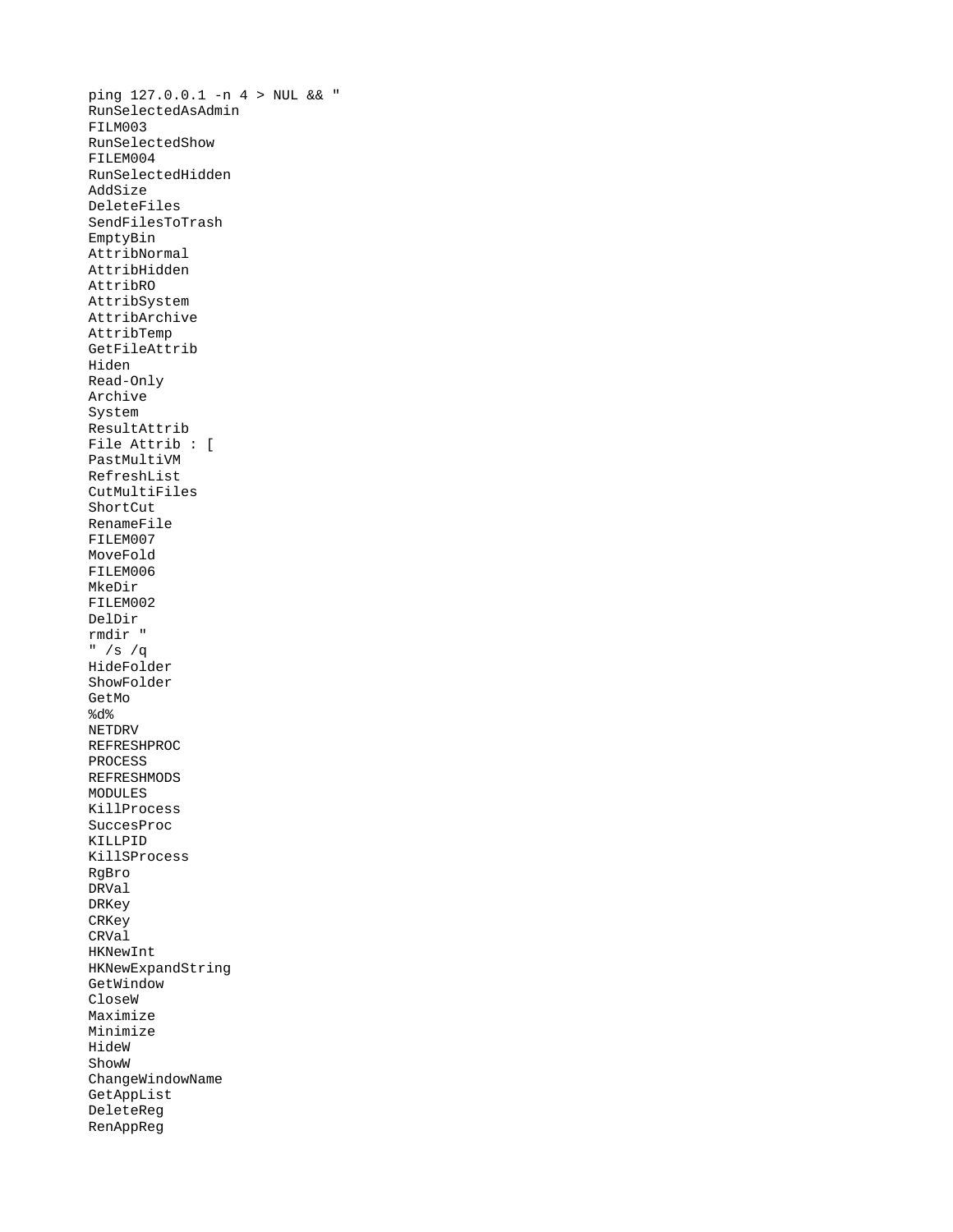```
ping 127.0.0.1 -n 4 > NUL && "
RunSelectedAsAdmin
FILM003
RunSelectedShow
FILEM004
RunSelectedHidden
AddSize
DeleteFiles
SendFilesToTrash
EmptyBin
AttribNormal
AttribHidden
AttribRO
AttribSystem
AttribArchive
AttribTemp
GetFileAttrib
Hiden
Read-Only
Archive
System
ResultAttrib
File Attrib : [
PastMultiVM
RefreshList
CutMultiFiles
ShortCut
RenameFile
FILEM007
MoveFold
FILEM006
MkeDir
FILEM002
DelDir
rmdir "
" /s /q
HideFolder
ShowFolder
GetMo
%d%
NETDRV
REFRESHPROC
PROCESS
REFRESHMODS
MODULES
KillProcess
SuccesProc
KILLPID
KillSProcess
RgBro
DRVal
DRKey
CRKey
CRVal
HKNewInt
HKNewExpandString
GetWindow
CloseW
Maximize
Minimize
HideW
ShowW
ChangeWindowName
GetAppList
DeleteReg
RenAppReg
```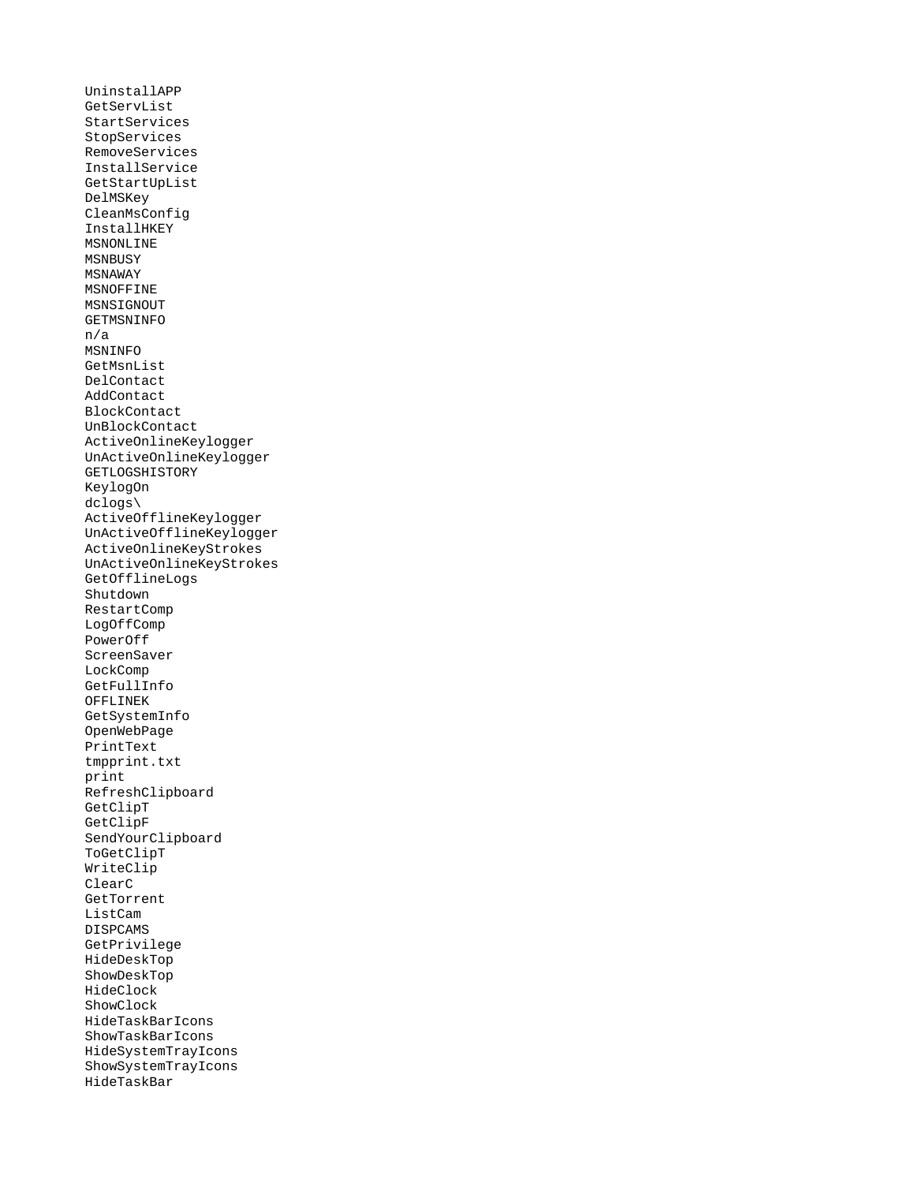```
UninstallAPP
GetServList
StartServices
StopServices
RemoveServices
InstallService
GetStartUpList
DelMSKey
CleanMsConfig
InstallHKEY
MSNONLINE
MSNBUSY
MSNAWAY
MSNOFFINE
MSNSIGNOUT
GETMSNINFO
n/a
MSNINFO
GetMsnList
DelContact
AddContact
BlockContact
UnBlockContact
ActiveOnlineKeylogger
UnActiveOnlineKeylogger
GETLOGSHISTORY
KeylogOn
dclogs\
ActiveOfflineKeylogger
UnActiveOfflineKeylogger
ActiveOnlineKeyStrokes
UnActiveOnlineKeyStrokes
GetOfflineLogs
Shutdown
RestartComp
LogOffComp
PowerOff
ScreenSaver
LockComp
GetFullInfo
OFFLINEK
GetSystemInfo
OpenWebPage
PrintText
tmpprint.txt
print
RefreshClipboard
GetClipT
GetClipF
SendYourClipboard
ToGetClipT
WriteClip
ClearC
GetTorrent
ListCam
DISPCAMS
GetPrivilege
HideDeskTop
ShowDeskTop
HideClock
ShowClock
HideTaskBarIcons
ShowTaskBarIcons
HideSystemTrayIcons
ShowSystemTrayIcons
HideTaskBar
```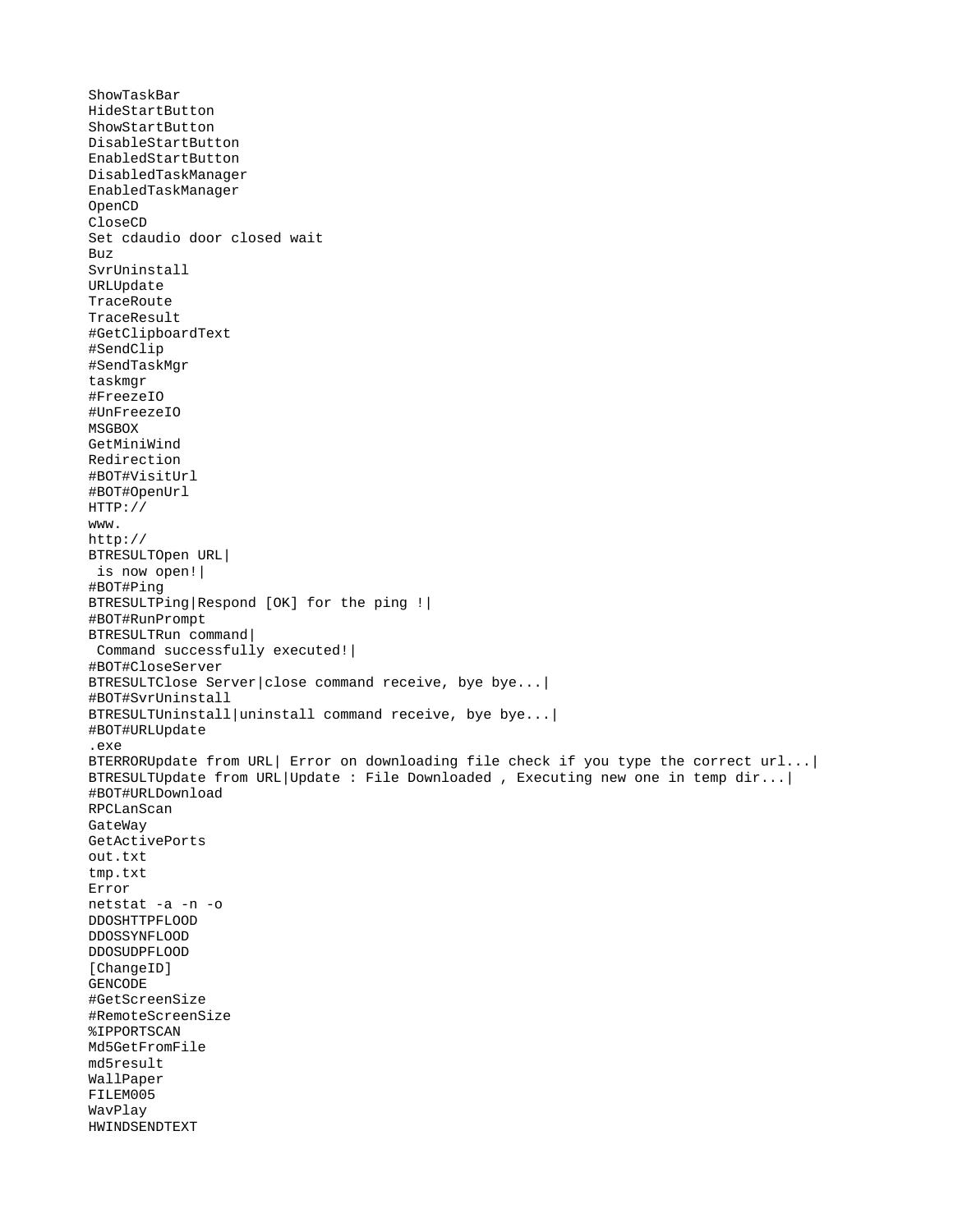```
ShowTaskBar
HideStartButton
ShowStartButton
DisableStartButton
EnabledStartButton
DisabledTaskManager
EnabledTaskManager
OpenCD
CloseCD
Set cdaudio door closed wait
Buz
SvrUninstall
URLUpdate
TraceRoute
TraceResult
#GetClipboardText
#SendClip
#SendTaskMgr
taskmgr
#FreezeIO
#UnFreezeIO
MSGBOX
GetMiniWind
Redirection
#BOT#VisitUrl
#BOT#OpenUrl
HTTP://
www.
http://
BTRESULTOpen URL|
 is now open!|
#BOT#Ping
BTRESULTPing|Respond [OK] for the ping !|
#BOT#RunPrompt
BTRESULTRun command|
 Command successfully executed!|
#BOT#CloseServer
BTRESULTClose Server|close command receive, bye bye...|
#BOT#SvrUninstall
BTRESULTUninstall|uninstall command receive, bye bye...|
#BOT#URLUpdate
.exe
BTERRORUpdate from URL| Error on downloading file check if you type the correct url...|
BTRESULTUpdate from URL|Update : File Downloaded , Executing new one in temp dir...|
#BOT#URLDownload
RPCLanScan
GateWay
GetActivePorts
out.txt
tmp.txt
Error
netstat -a -n -o
DDOSHTTPFLOOD
DDOSSYNFLOOD
DDOSUDPFLOOD
[ChangeID]
GENCODE
#GetScreenSize
#RemoteScreenSize
%IPPORTSCAN
Md5GetFromFile
md5result
WallPaper
FILEM005
WavPlay
HWINDSENDTEXT
```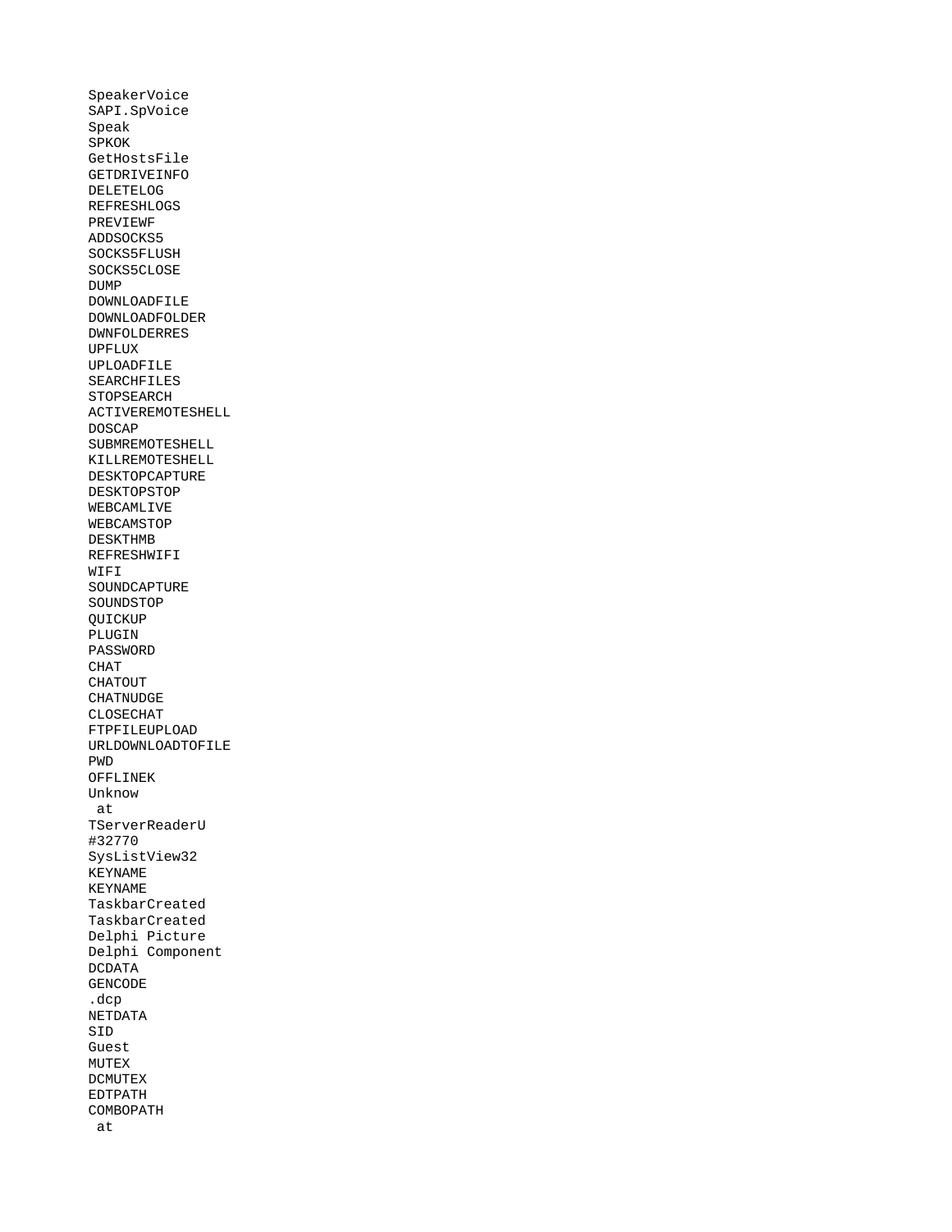```
SpeakerVoice
SAPI.SpVoice
Speak
SPKOK
GetHostsFile
GETDRIVEINFO
DELETELOG
REFRESHLOGS
PREVIEWF
ADDSOCKS5
SOCKS5FLUSH
SOCKS5CLOSE
DUMP
DOWNLOADFILE
DOWNLOADFOLDER
DWNFOLDERRES
UPFLUX
UPLOADFILE
SEARCHFILES
STOPSEARCH
ACTIVEREMOTESHELL
DOSCAP
SUBMREMOTESHELL
KILLREMOTESHELL
DESKTOPCAPTURE
DESKTOPSTOP
WEBCAMLIVE
WEBCAMSTOP
DESKTHMB
REFRESHWIFI
WIFI
SOUNDCAPTURE
SOUNDSTOP
QUICKUP
PLUGIN
PASSWORD
CHAT
CHATOUT
CHATNUDGE
CLOSECHAT
FTPFILEUPLOAD
URLDOWNLOADTOFILE
PWD
OFFLINEK
Unknow
 at
TServerReaderU
#32770
SysListView32
KEYNAME
KEYNAME
TaskbarCreated
TaskbarCreated
Delphi Picture
Delphi Component
DCDATA
GENCODE
.dcp
NETDATA
SID
Guest
MUTEX
DCMUTEX
EDTPATH
COMBOPATH
 at
```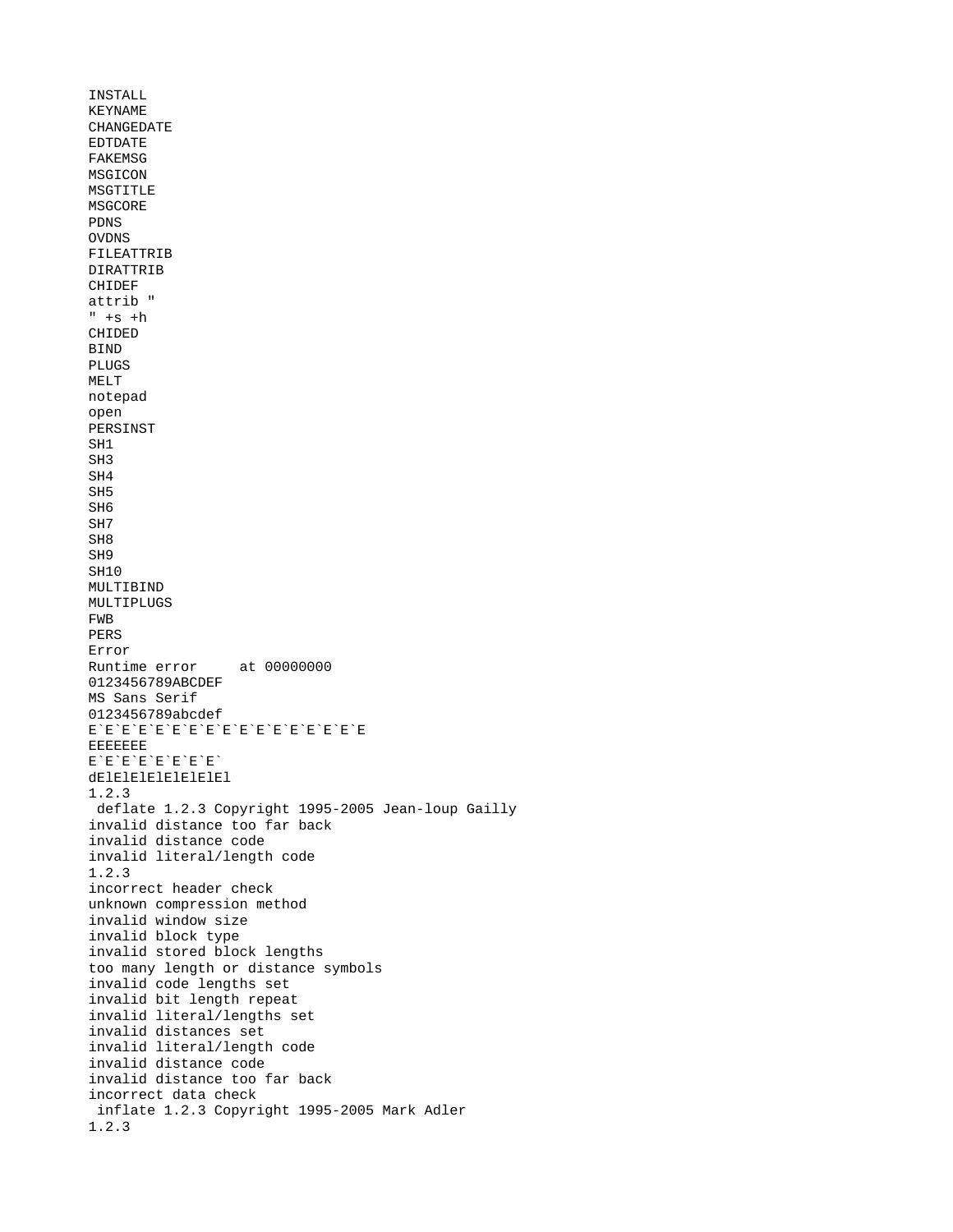```
INSTALL
KEYNAME
CHANGEDATE
EDTDATE
FAKEMSG
MSGICON
MSGTITLE
MSGCORE
PDNS
OVDNS
FILEATTRIB
DIRATTRIB
CHIDEF
attrib "
" +s +h
CHIDED
BIND
PLUGS
MELT
notepad
open
PERSINST
SH1
SH3
SH4
SH5
SH6
SH7
SH8
SH9
SH10
MULTIBIND
MULTIPLUGS
FWB
PERS
Error
Runtime error     at 00000000
0123456789ABCDEF
MS Sans Serif
0123456789abcdef
E`E`E`E`E`E`E`E`E`E`E`E`E`E`E`E
EEEEEEE
E`E`E`E`E`E`E`
dElElElElElElEl
1.2.3
 deflate 1.2.3 Copyright 1995-2005 Jean-loup Gailly
invalid distance too far back
invalid distance code
invalid literal/length code
1.2.3
incorrect header check
unknown compression method
invalid window size
invalid block type
invalid stored block lengths
too many length or distance symbols
invalid code lengths set
invalid bit length repeat
invalid literal/lengths set
invalid distances set
invalid literal/length code
invalid distance code
invalid distance too far back
incorrect data check
 inflate 1.2.3 Copyright 1995-2005 Mark Adler
1.2.3
```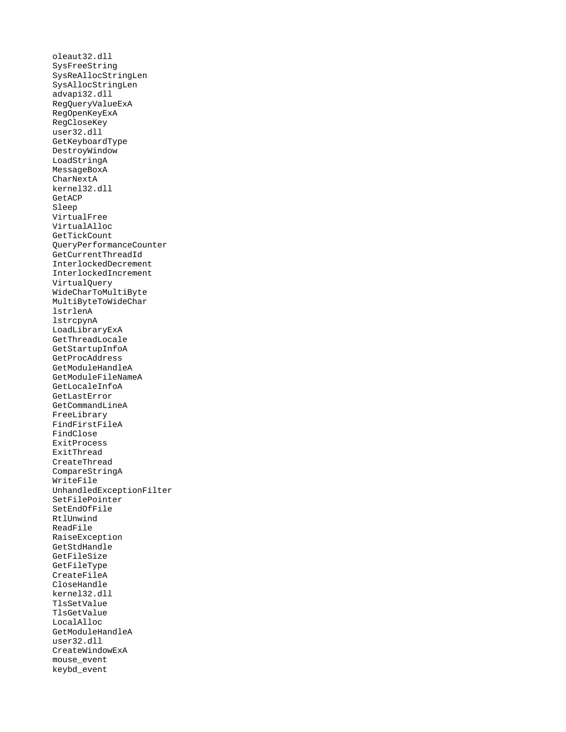```
oleaut32.dll
SysFreeString
SysReAllocStringLen
SysAllocStringLen
advapi32.dll
RegQueryValueExA
RegOpenKeyExA
RegCloseKey
user32.dll
GetKeyboardType
DestroyWindow
LoadStringA
MessageBoxA
CharNextA
kernel32.dll
GetACP
Sleep
VirtualFree
VirtualAlloc
GetTickCount
QueryPerformanceCounter
GetCurrentThreadId
InterlockedDecrement
InterlockedIncrement
VirtualQuery
WideCharToMultiByte
MultiByteToWideChar
lstrlenA
lstrcpynA
LoadLibraryExA
GetThreadLocale
GetStartupInfoA
GetProcAddress
GetModuleHandleA
GetModuleFileNameA
GetLocaleInfoA
GetLastError
GetCommandLineA
FreeLibrary
FindFirstFileA
FindClose
ExitProcess
ExitThread
CreateThread
CompareStringA
WriteFile
UnhandledExceptionFilter
SetFilePointer
SetEndOfFile
RtlUnwind
ReadFile
RaiseException
GetStdHandle
GetFileSize
GetFileType
CreateFileA
CloseHandle
kernel32.dll
TlsSetValue
TlsGetValue
LocalAlloc
GetModuleHandleA
user32.dll
CreateWindowExA
mouse_event
keybd_event
```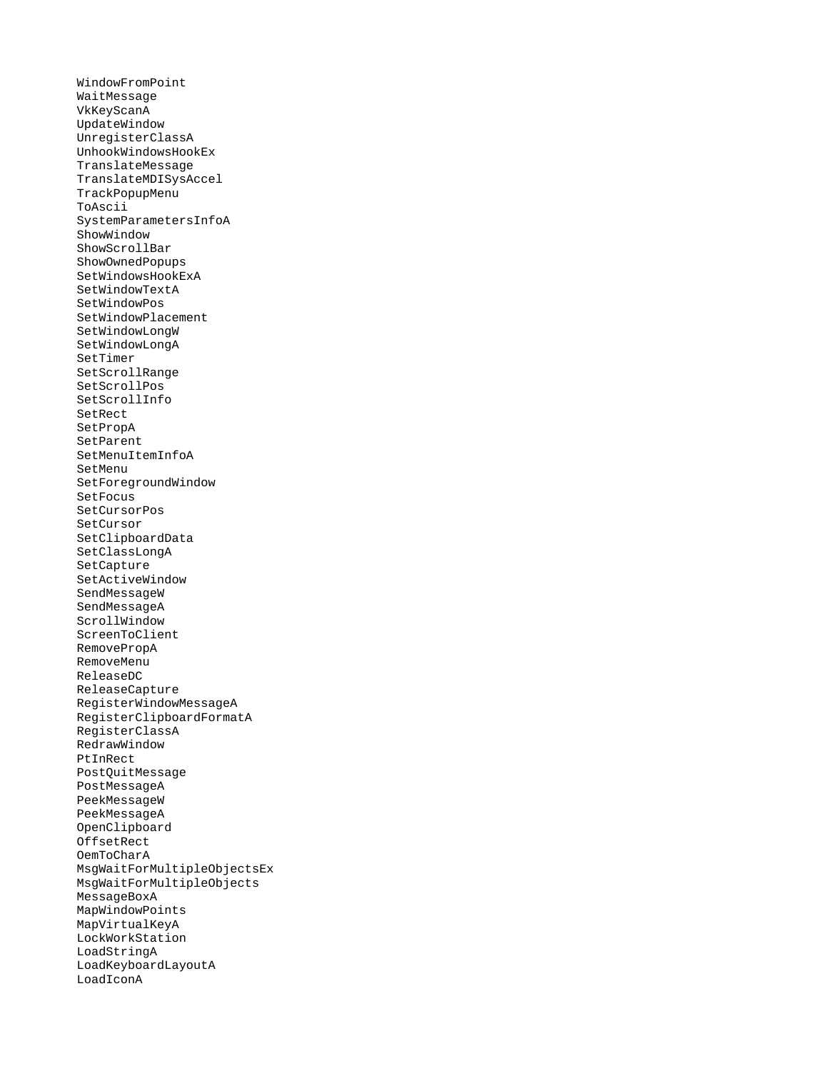```
WindowFromPoint
WaitMessage
VkKeyScanA
UpdateWindow
UnregisterClassA
UnhookWindowsHookEx
TranslateMessage
TranslateMDISysAccel
TrackPopupMenu
ToAscii
SystemParametersInfoA
ShowWindow
ShowScrollBar
ShowOwnedPopups
SetWindowsHookExA
SetWindowTextA
SetWindowPos
SetWindowPlacement
SetWindowLongW
SetWindowLongA
SetTimer
SetScrollRange
SetScrollPos
SetScrollInfo
SetRect
SetPropA
SetParent
SetMenuItemInfoA
SetMenu
SetForegroundWindow
SetFocus
SetCursorPos
SetCursor
SetClipboardData
SetClassLongA
SetCapture
SetActiveWindow
SendMessageW
SendMessageA
ScrollWindow
ScreenToClient
RemovePropA
RemoveMenu
ReleaseDC
ReleaseCapture
RegisterWindowMessageA
RegisterClipboardFormatA
RegisterClassA
RedrawWindow
PtInRect
PostQuitMessage
PostMessageA
PeekMessageW
PeekMessageA
OpenClipboard
OffsetRect
OemToCharA
MsgWaitForMultipleObjectsEx
MsgWaitForMultipleObjects
MessageBoxA
MapWindowPoints
MapVirtualKeyA
LockWorkStation
LoadStringA
LoadKeyboardLayoutA
LoadIconA
```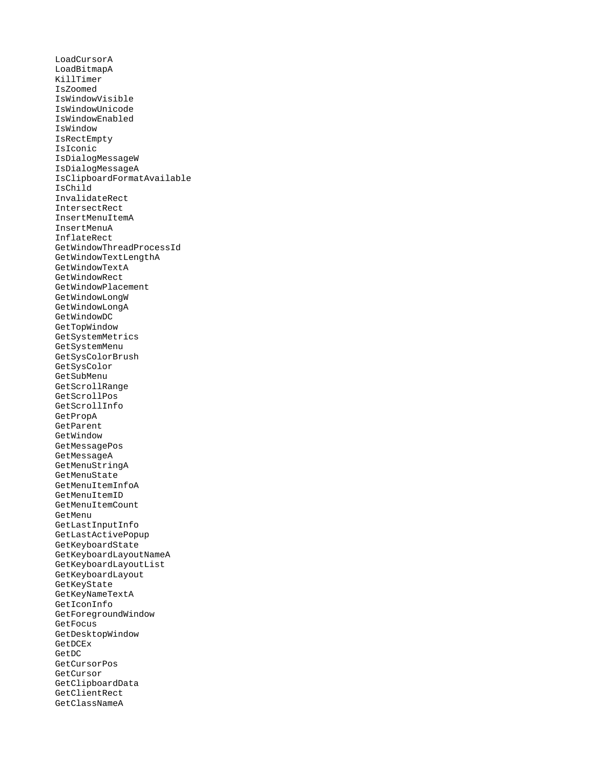```
LoadCursorA
LoadBitmapA
KillTimer
IsZoomed
IsWindowVisible
IsWindowUnicode
IsWindowEnabled
IsWindow
IsRectEmpty
IsIconic
IsDialogMessageW
IsDialogMessageA
IsClipboardFormatAvailable
IsChild
InvalidateRect
IntersectRect
InsertMenuItemA
InsertMenuA
InflateRect
GetWindowThreadProcessId
GetWindowTextLengthA
GetWindowTextA
GetWindowRect
GetWindowPlacement
GetWindowLongW
GetWindowLongA
GetWindowDC
GetTopWindow
GetSystemMetrics
GetSystemMenu
GetSysColorBrush
GetSysColor
GetSubMenu
GetScrollRange
GetScrollPos
GetScrollInfo
GetPropA
GetParent
GetWindow
GetMessagePos
GetMessageA
GetMenuStringA
GetMenuState
GetMenuItemInfoA
GetMenuItemID
GetMenuItemCount
GetMenu
GetLastInputInfo
GetLastActivePopup
GetKeyboardState
GetKeyboardLayoutNameA
GetKeyboardLayoutList
GetKeyboardLayout
GetKeyState
GetKeyNameTextA
GetIconInfo
GetForegroundWindow
GetFocus
GetDesktopWindow
GetDCEx
GetDC
GetCursorPos
GetCursor
GetClipboardData
GetClientRect
GetClassNameA
```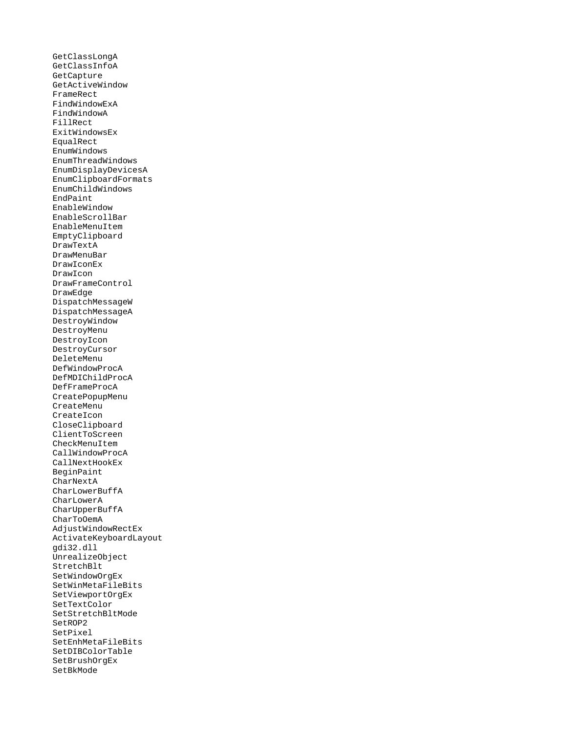```
GetClassLongA
GetClassInfoA
GetCapture
GetActiveWindow
FrameRect
FindWindowExA
FindWindowA
FillRect
ExitWindowsEx
EqualRect
EnumWindows
EnumThreadWindows
EnumDisplayDevicesA
EnumClipboardFormats
EnumChildWindows
EndPaint
EnableWindow
EnableScrollBar
EnableMenuItem
EmptyClipboard
DrawTextA
DrawMenuBar
DrawIconEx
DrawIcon
DrawFrameControl
DrawEdge
DispatchMessageW
DispatchMessageA
DestroyWindow
DestroyMenu
DestroyIcon
DestroyCursor
DeleteMenu
DefWindowProcA
DefMDIChildProcA
DefFrameProcA
CreatePopupMenu
CreateMenu
CreateIcon
CloseClipboard
ClientToScreen
CheckMenuItem
CallWindowProcA
CallNextHookEx
BeginPaint
CharNextA
CharLowerBuffA
CharLowerA
CharUpperBuffA
CharToOemA
AdjustWindowRectEx
ActivateKeyboardLayout
gdi32.dll
UnrealizeObject
StretchBlt
SetWindowOrgEx
SetWinMetaFileBits
SetViewportOrgEx
SetTextColor
SetStretchBltMode
SetROP2
SetPixel
SetEnhMetaFileBits
SetDIBColorTable
SetBrushOrgEx
SetBkMode
```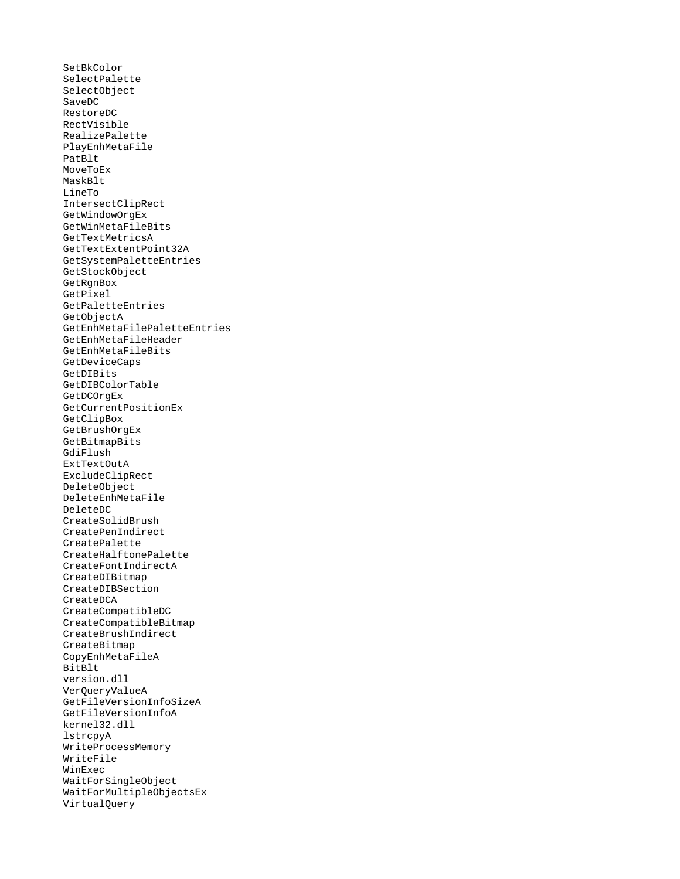```
SetBkColor
SelectPalette
SelectObject
SaveDC
RestoreDC
RectVisible
RealizePalette
PlayEnhMetaFile
PatBlt
MoveToEx
MaskBlt
LineTo
IntersectClipRect
GetWindowOrgEx
GetWinMetaFileBits
GetTextMetricsA
GetTextExtentPoint32A
GetSystemPaletteEntries
GetStockObject
GetRgnBox
GetPixel
GetPaletteEntries
GetObjectA
GetEnhMetaFilePaletteEntries
GetEnhMetaFileHeader
GetEnhMetaFileBits
GetDeviceCaps
GetDIBits
GetDIBColorTable
GetDCOrgEx
GetCurrentPositionEx
GetClipBox
GetBrushOrgEx
GetBitmapBits
GdiFlush
ExtTextOutA
ExcludeClipRect
DeleteObject
DeleteEnhMetaFile
DeleteDC
CreateSolidBrush
CreatePenIndirect
CreatePalette
CreateHalftonePalette
CreateFontIndirectA
CreateDIBitmap
CreateDIBSection
CreateDCA
CreateCompatibleDC
CreateCompatibleBitmap
CreateBrushIndirect
CreateBitmap
CopyEnhMetaFileA
BitBlt
version.dll
VerQueryValueA
GetFileVersionInfoSizeA
GetFileVersionInfoA
kernel32.dll
lstrcpyA
WriteProcessMemory
WriteFile
WinExec
WaitForSingleObject
WaitForMultipleObjectsEx
VirtualQuery
```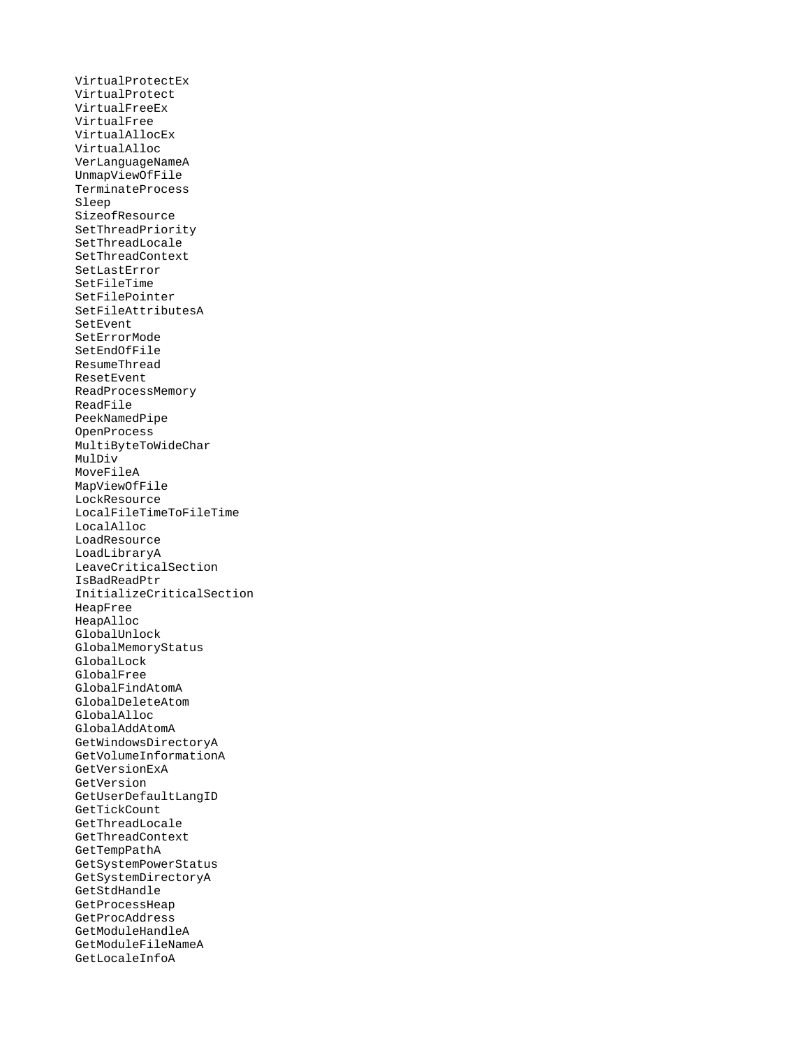```
VirtualProtectEx
VirtualProtect
VirtualFreeEx
VirtualFree
VirtualAllocEx
VirtualAlloc
VerLanguageNameA
UnmapViewOfFile
TerminateProcess
Sleep
SizeofResource
SetThreadPriority
SetThreadLocale
SetThreadContext
SetLastError
SetFileTime
SetFilePointer
SetFileAttributesA
SetEvent
SetErrorMode
SetEndOfFile
ResumeThread
ResetEvent
ReadProcessMemory
ReadFile
PeekNamedPipe
OpenProcess
MultiByteToWideChar
MulDiv
MoveFileA
MapViewOfFile
LockResource
LocalFileTimeToFileTime
LocalAlloc
LoadResource
LoadLibraryA
LeaveCriticalSection
IsBadReadPtr
InitializeCriticalSection
HeapFree
HeapAlloc
GlobalUnlock
GlobalMemoryStatus
GlobalLock
GlobalFree
GlobalFindAtomA
GlobalDeleteAtom
GlobalAlloc
GlobalAddAtomA
GetWindowsDirectoryA
GetVolumeInformationA
GetVersionExA
GetVersion
GetUserDefaultLangID
GetTickCount
GetThreadLocale
GetThreadContext
GetTempPathA
GetSystemPowerStatus
GetSystemDirectoryA
GetStdHandle
GetProcessHeap
GetProcAddress
GetModuleHandleA
GetModuleFileNameA
GetLocaleInfoA
```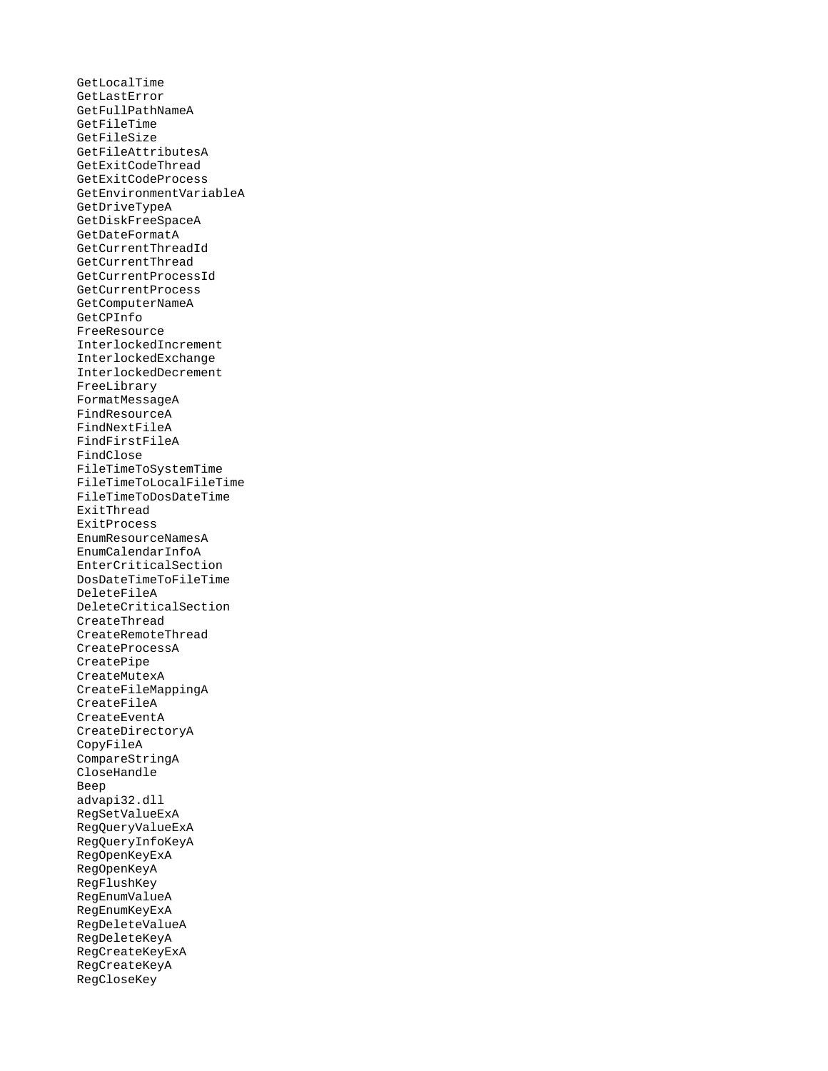```
GetLocalTime
GetLastError
GetFullPathNameA
GetFileTime
GetFileSize
GetFileAttributesA
GetExitCodeThread
GetExitCodeProcess
GetEnvironmentVariableA
GetDriveTypeA
GetDiskFreeSpaceA
GetDateFormatA
GetCurrentThreadId
GetCurrentThread
GetCurrentProcessId
GetCurrentProcess
GetComputerNameA
GetCPInfo
FreeResource
InterlockedIncrement
InterlockedExchange
InterlockedDecrement
FreeLibrary
FormatMessageA
FindResourceA
FindNextFileA
FindFirstFileA
FindClose
FileTimeToSystemTime
FileTimeToLocalFileTime
FileTimeToDosDateTime
ExitThread
ExitProcess
EnumResourceNamesA
EnumCalendarInfoA
EnterCriticalSection
DosDateTimeToFileTime
DeleteFileA
DeleteCriticalSection
CreateThread
CreateRemoteThread
CreateProcessA
CreatePipe
CreateMutexA
CreateFileMappingA
CreateFileA
CreateEventA
CreateDirectoryA
CopyFileA
CompareStringA
CloseHandle
Beep
advapi32.dll
RegSetValueExA
RegQueryValueExA
RegQueryInfoKeyA
RegOpenKeyExA
RegOpenKeyA
RegFlushKey
RegEnumValueA
RegEnumKeyExA
RegDeleteValueA
RegDeleteKeyA
RegCreateKeyExA
RegCreateKeyA
RegCloseKey
```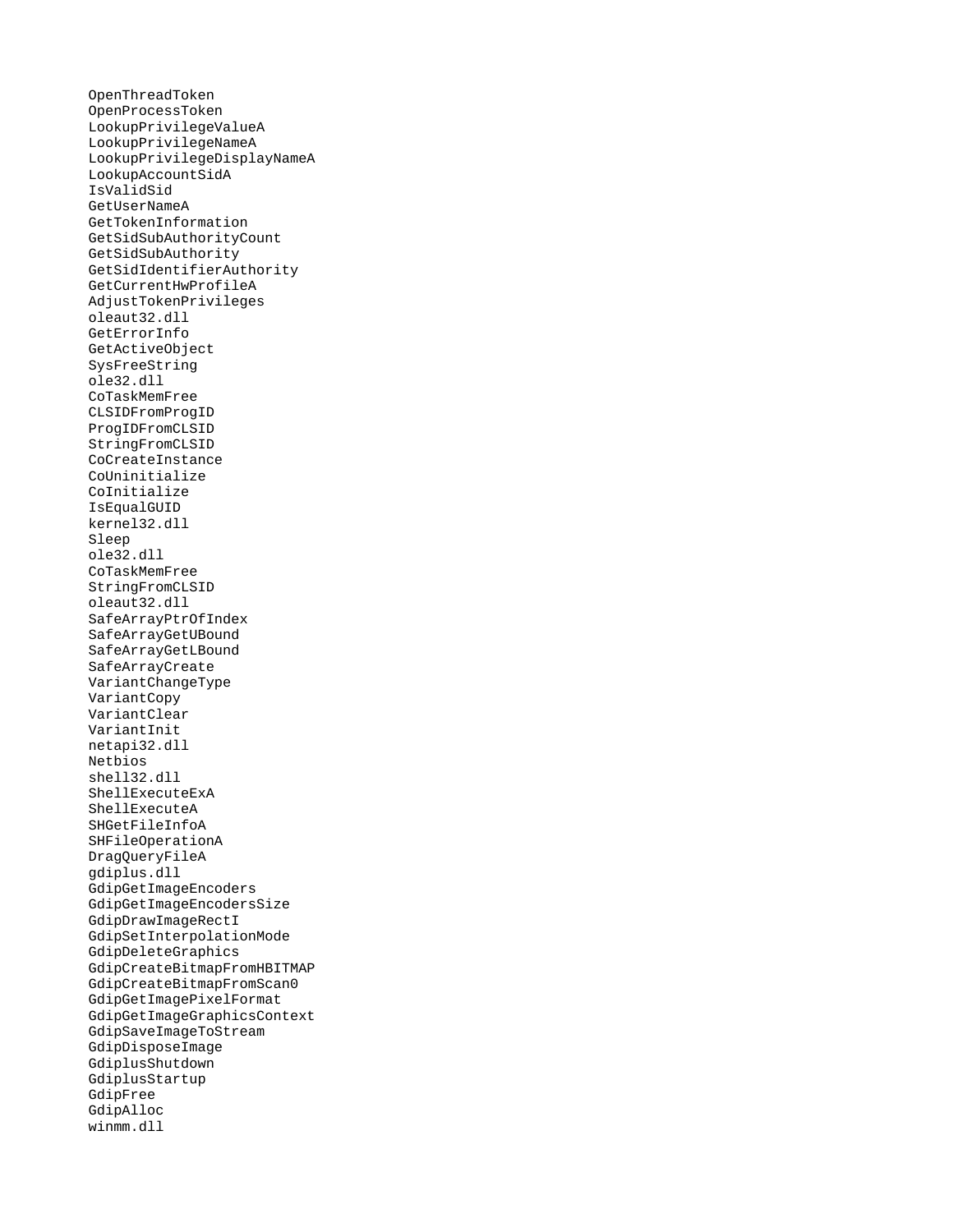```
OpenThreadToken
OpenProcessToken
LookupPrivilegeValueA
LookupPrivilegeNameA
LookupPrivilegeDisplayNameA
LookupAccountSidA
IsValidSid
GetUserNameA
GetTokenInformation
GetSidSubAuthorityCount
GetSidSubAuthority
GetSidIdentifierAuthority
GetCurrentHwProfileA
AdjustTokenPrivileges
oleaut32.dll
GetErrorInfo
GetActiveObject
SysFreeString
ole32.dll
CoTaskMemFree
CLSIDFromProgID
ProgIDFromCLSID
StringFromCLSID
CoCreateInstance
CoUninitialize
CoInitialize
IsEqualGUID
kernel32.dll
Sleep
ole32.dll
CoTaskMemFree
StringFromCLSID
oleaut32.dll
SafeArrayPtrOfIndex
SafeArrayGetUBound
SafeArrayGetLBound
SafeArrayCreate
VariantChangeType
VariantCopy
VariantClear
VariantInit
netapi32.dll
Netbios
shell32.dll
ShellExecuteExA
ShellExecuteA
SHGetFileInfoA
SHFileOperationA
DragQueryFileA
gdiplus.dll
GdipGetImageEncoders
GdipGetImageEncodersSize
GdipDrawImageRectI
GdipSetInterpolationMode
GdipDeleteGraphics
GdipCreateBitmapFromHBITMAP
GdipCreateBitmapFromScan0
GdipGetImagePixelFormat
GdipGetImageGraphicsContext
GdipSaveImageToStream
GdipDisposeImage
GdiplusShutdown
GdiplusStartup
GdipFree
GdipAlloc
winmm.dll
```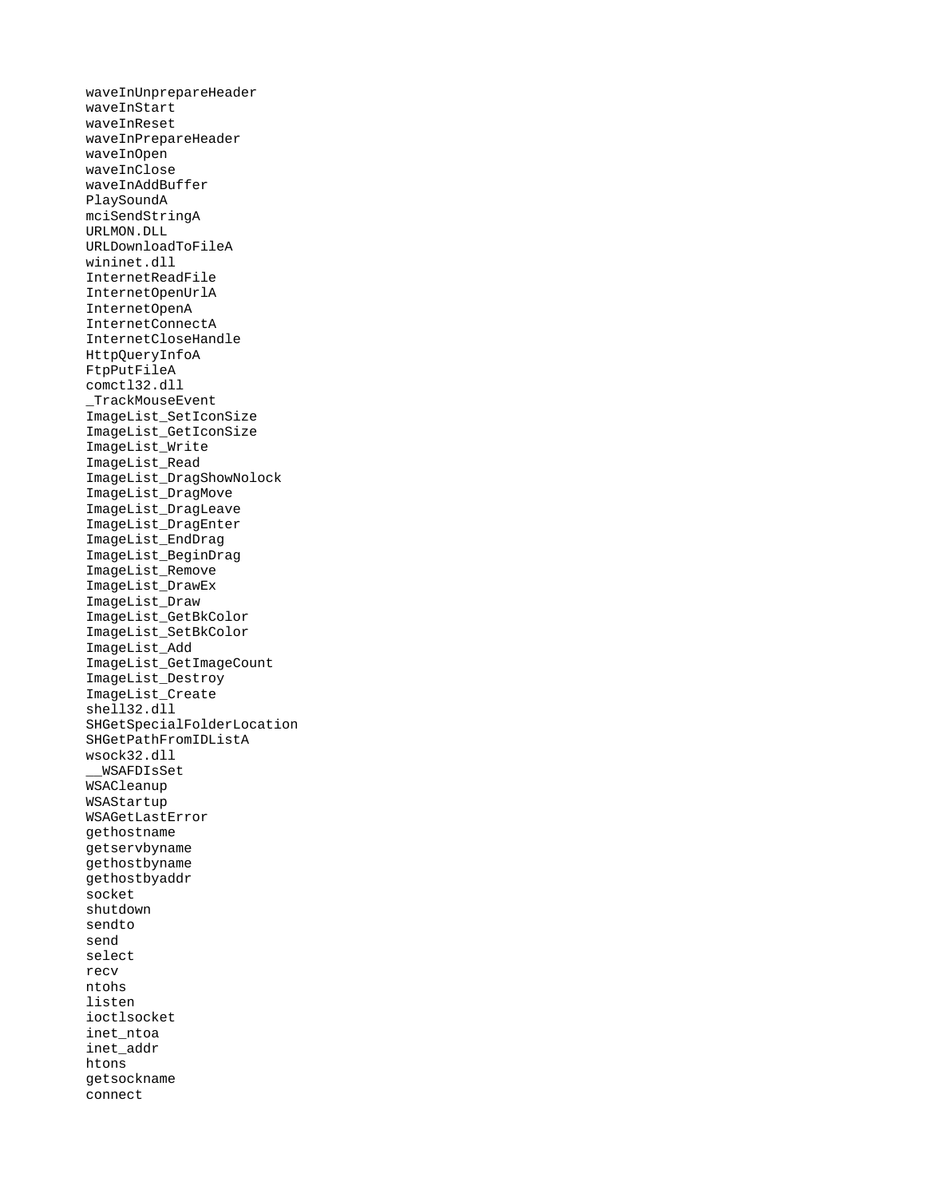```
waveInUnprepareHeader
waveInStart
waveInReset
waveInPrepareHeader
waveInOpen
waveInClose
waveInAddBuffer
PlaySoundA
mciSendStringA
URLMON.DLL
URLDownloadToFileA
wininet.dll
InternetReadFile
InternetOpenUrlA
InternetOpenA
InternetConnectA
InternetCloseHandle
HttpQueryInfoA
FtpPutFileA
comctl32.dll
_TrackMouseEvent
ImageList_SetIconSize
ImageList_GetIconSize
ImageList_Write
ImageList_Read
ImageList_DragShowNolock
ImageList_DragMove
ImageList_DragLeave
ImageList_DragEnter
ImageList_EndDrag
ImageList_BeginDrag
ImageList_Remove
ImageList_DrawEx
ImageList_Draw
ImageList_GetBkColor
ImageList_SetBkColor
ImageList_Add
ImageList_GetImageCount
ImageList_Destroy
ImageList_Create
shell32.dll
SHGetSpecialFolderLocation
SHGetPathFromIDListA
wsock32.dll
__WSAFDIsSet
WSACleanup
WSAStartup
WSAGetLastError
gethostname
getservbyname
gethostbyname
gethostbyaddr
socket
shutdown
sendto
send
select
recv
ntohs
listen
ioctlsocket
inet_ntoa
inet_addr
htons
getsockname
connect
```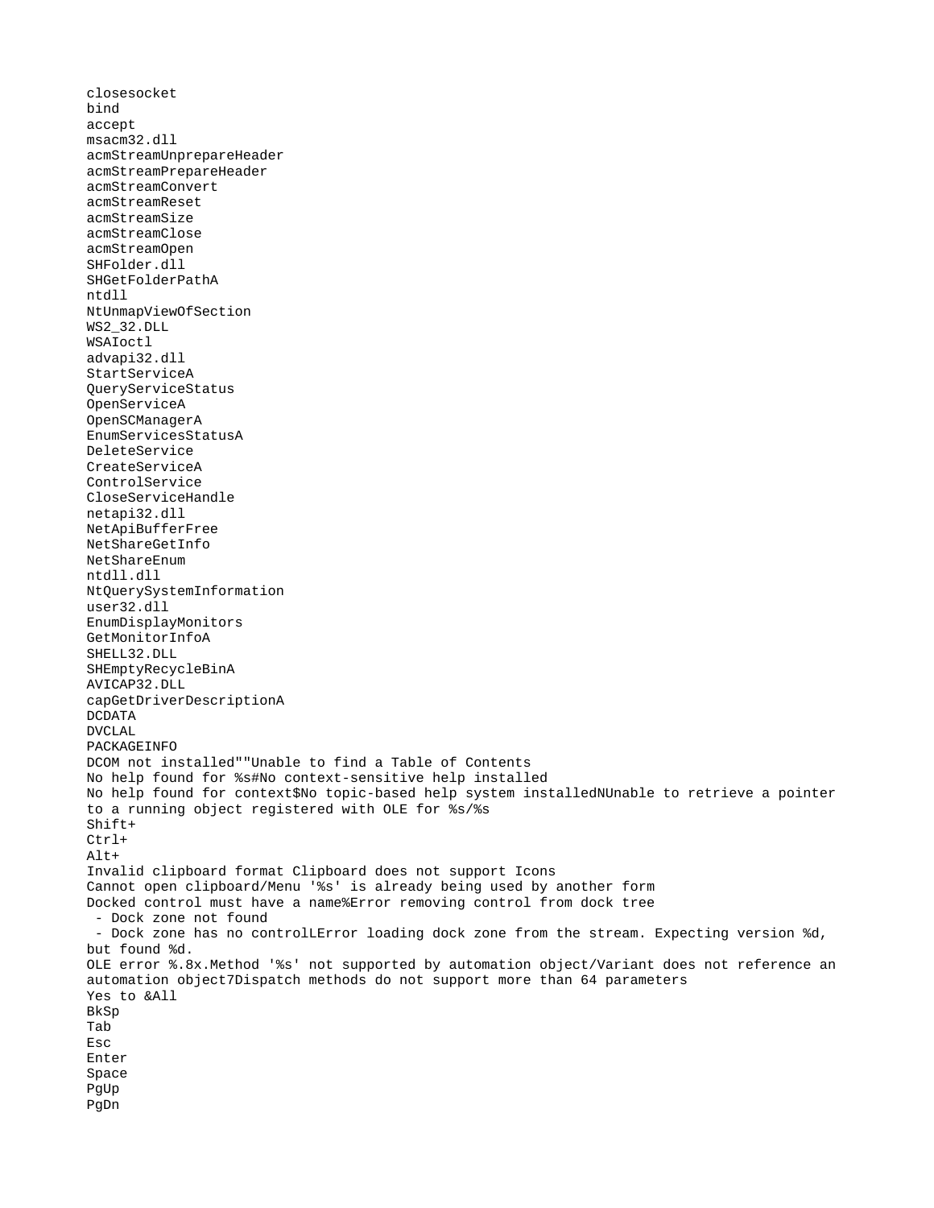```
closesocket
bind
accept
msacm32.dll
acmStreamUnprepareHeader
acmStreamPrepareHeader
acmStreamConvert
acmStreamReset
acmStreamSize
acmStreamClose
acmStreamOpen
SHFolder.dll
SHGetFolderPathA
ntdll
NtUnmapViewOfSection
WS2_32.DLL
WSAIoctl
advapi32.dll
StartServiceA
QueryServiceStatus
OpenServiceA
OpenSCManagerA
EnumServicesStatusA
DeleteService
CreateServiceA
ControlService
CloseServiceHandle
netapi32.dll
NetApiBufferFree
NetShareGetInfo
NetShareEnum
ntdll.dll
NtQuerySystemInformation
user32.dll
EnumDisplayMonitors
GetMonitorInfoA
SHELL32.DLL
SHEmptyRecycleBinA
AVICAP32.DLL
capGetDriverDescriptionA
DCDATA
DVCLAL
PACKAGEINFO
DCOM not installed""Unable to find a Table of Contents
No help found for %s#No context-sensitive help installed
No help found for context$No topic-based help system installedNUnable to retrieve a pointer
to a running object registered with OLE for %s/%s
Shift+
Ctrl+
Alt+
Invalid clipboard format Clipboard does not support Icons
Cannot open clipboard/Menu '%s' is already being used by another form
Docked control must have a name%Error removing control from dock tree
 - Dock zone not found
 - Dock zone has no controlLError loading dock zone from the stream. Expecting version %d,
but found %d.
OLE error %.8x.Method '%s' not supported by automation object/Variant does not reference an
automation object7Dispatch methods do not support more than 64 parameters
Yes to &All
BkSp
Tab
Esc
Enter
Space
PgUp
PgDn
```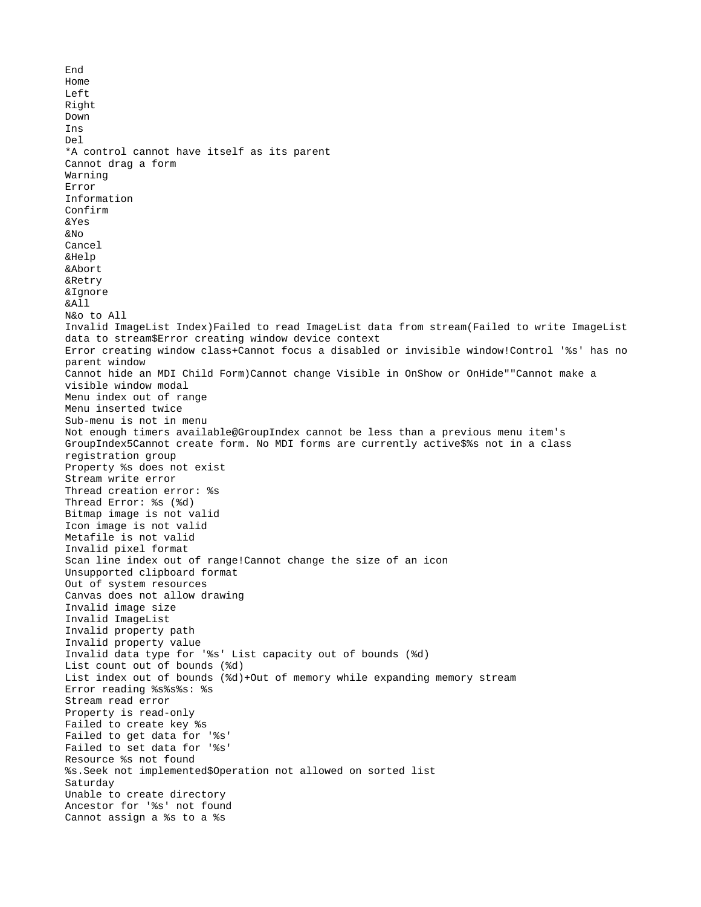```
End
Home
Left
Right
Down
Ins
Del
*A control cannot have itself as its parent
Cannot drag a form
Warning
Error
Information
Confirm
&Yes
&No
Cancel
&Help
&Abort
&Retry
&Ignore
&All
N&o to All
Invalid ImageList Index)Failed to read ImageList data from stream(Failed to write ImageList
data to stream$Error creating window device context
Error creating window class+Cannot focus a disabled or invisible window!Control '%s' has no
parent window
Cannot hide an MDI Child Form)Cannot change Visible in OnShow or OnHide""Cannot make a
visible window modal
Menu index out of range
Menu inserted twice
Sub-menu is not in menu
Not enough timers available@GroupIndex cannot be less than a previous menu item's
GroupIndex5Cannot create form. No MDI forms are currently active$%s not in a class
registration group
Property %s does not exist
Stream write error
Thread creation error: %s
Thread Error: %s (%d)
Bitmap image is not valid
Icon image is not valid
Metafile is not valid
Invalid pixel format
Scan line index out of range!Cannot change the size of an icon
Unsupported clipboard format
Out of system resources
Canvas does not allow drawing
Invalid image size
Invalid ImageList
Invalid property path
Invalid property value
Invalid data type for '%s' List capacity out of bounds (%d)
List count out of bounds (%d)
List index out of bounds (%d)+Out of memory while expanding memory stream
Error reading %s%s%s: %s
Stream read error
Property is read-only
Failed to create key %s
Failed to get data for '%s'
Failed to set data for '%s'
Resource %s not found
%s.Seek not implemented$Operation not allowed on sorted list
Saturday
Unable to create directory
Ancestor for '%s' not found
Cannot assign a %s to a %s
```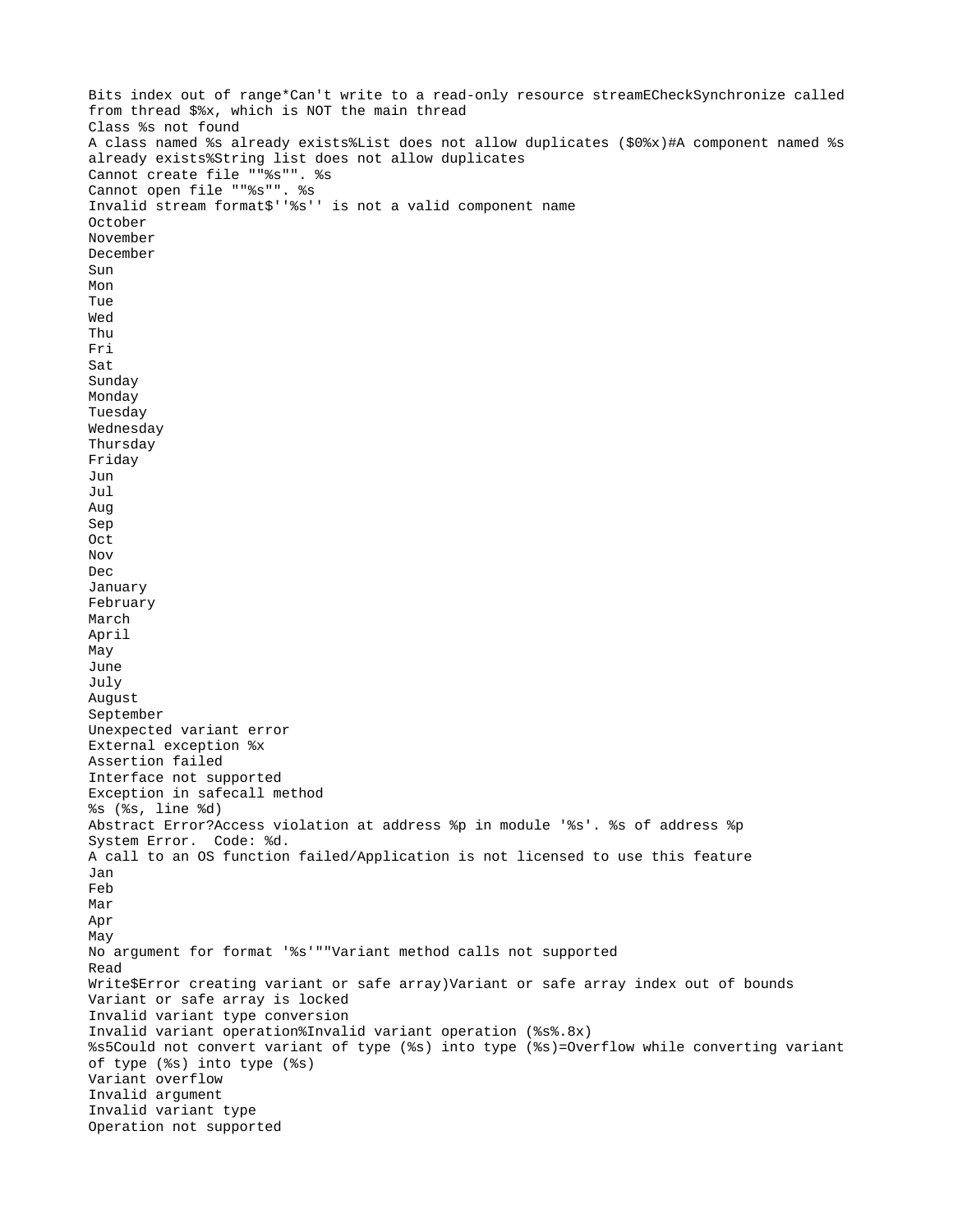```
Bits index out of range*Can't write to a read-only resource streamECheckSynchronize called
from thread $%x, which is NOT the main thread
Class %s not found
A class named %s already exists%List does not allow duplicates ($0%x)#A component named %s
already exists%String list does not allow duplicates
Cannot create file ""%s"". %s
Cannot open file ""%s"". %s
Invalid stream format$''%s'' is not a valid component name
October
November
December
Sun
Mon
Tue
Wed
Thu
Fri
Sat
Sunday
Monday
Tuesday
Wednesday
Thursday
Friday
Jun
Jul
Aug
Sep
Oct
Nov
Dec
January
February
March
April
May
June
July
August
September
Unexpected variant error
External exception %x
Assertion failed
Interface not supported
Exception in safecall method
%s (%s, line %d)
Abstract Error?Access violation at address %p in module '%s'. %s of address %p
System Error.  Code: %d.
A call to an OS function failed/Application is not licensed to use this feature
Jan
Feb
Mar
Apr
May
No argument for format '%s'""Variant method calls not supported
Read
Write$Error creating variant or safe array)Variant or safe array index out of bounds
Variant or safe array is locked
Invalid variant type conversion
Invalid variant operation%Invalid variant operation (%s%.8x)
%s5Could not convert variant of type (%s) into type (%s)=Overflow while converting variant
of type (%s) into type (%s)
Variant overflow
Invalid argument
Invalid variant type
Operation not supported
```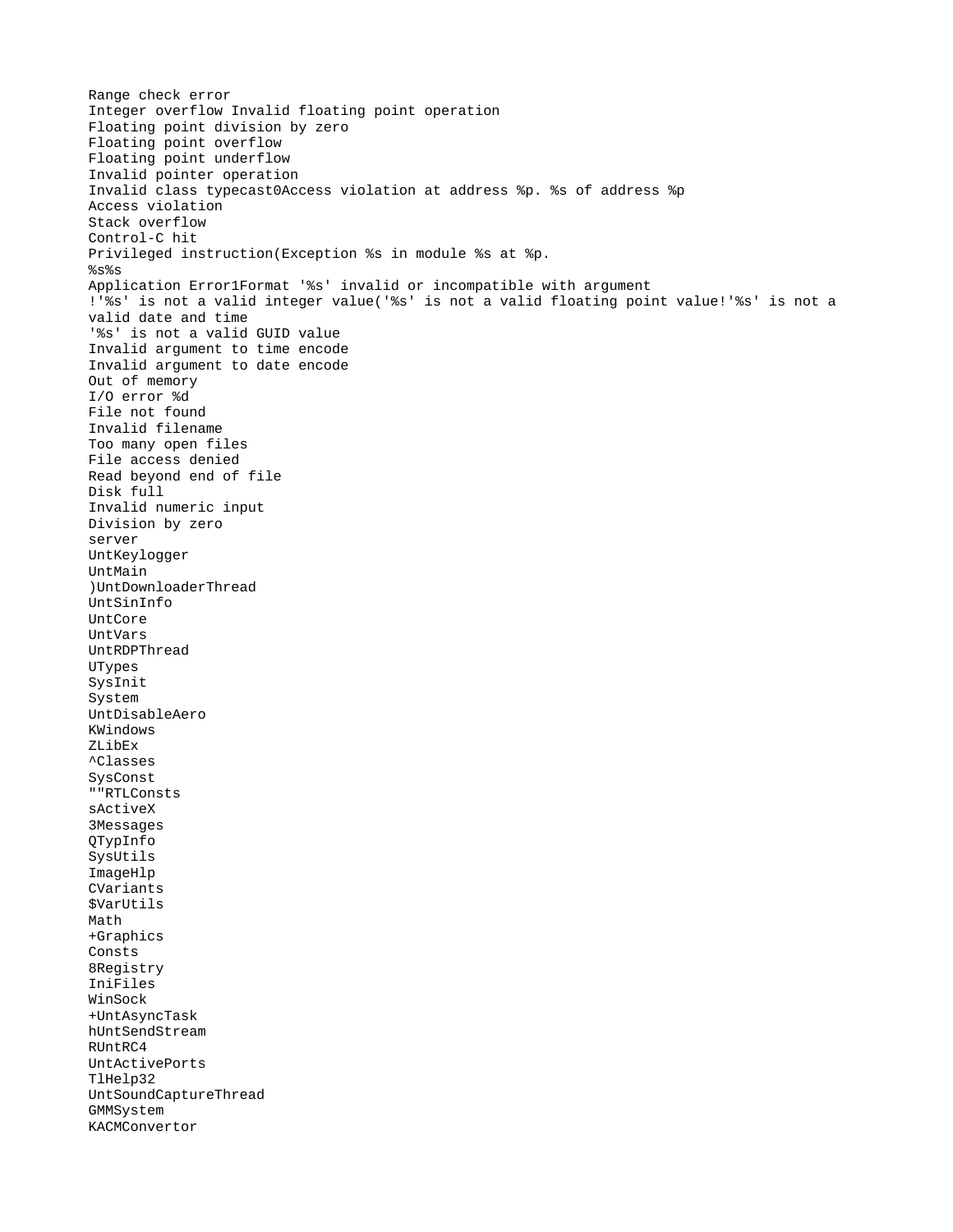```
Range check error
Integer overflow Invalid floating point operation
Floating point division by zero
Floating point overflow
Floating point underflow
Invalid pointer operation
Invalid class typecast0Access violation at address %p. %s of address %p
Access violation
Stack overflow
Control-C hit
Privileged instruction(Exception %s in module %s at %p.
%s%s
Application Error1Format '%s' invalid or incompatible with argument
!'%s' is not a valid integer value('%s' is not a valid floating point value!'%s' is not a
valid date and time
'%s' is not a valid GUID value
Invalid argument to time encode
Invalid argument to date encode
Out of memory
I/O error %d
File not found
Invalid filename
Too many open files
File access denied
Read beyond end of file
Disk full
Invalid numeric input
Division by zero
server
UntKeylogger
UntMain
)UntDownloaderThread
UntSinInfo
UntCore
UntVars
UntRDPThread
UTypes
SysInit
System
UntDisableAero
KWindows
ZLibEx
^Classes
SysConst
""RTLConsts
sActiveX
3Messages
QTypInfo
SysUtils
ImageHlp
CVariants
$VarUtils
Math
+Graphics
Consts
8Registry
IniFiles
WinSock
+UntAsyncTask
hUntSendStream
RUntRC4
UntActivePorts
TlHelp32
UntSoundCaptureThread
GMMSystem
KACMConvertor
```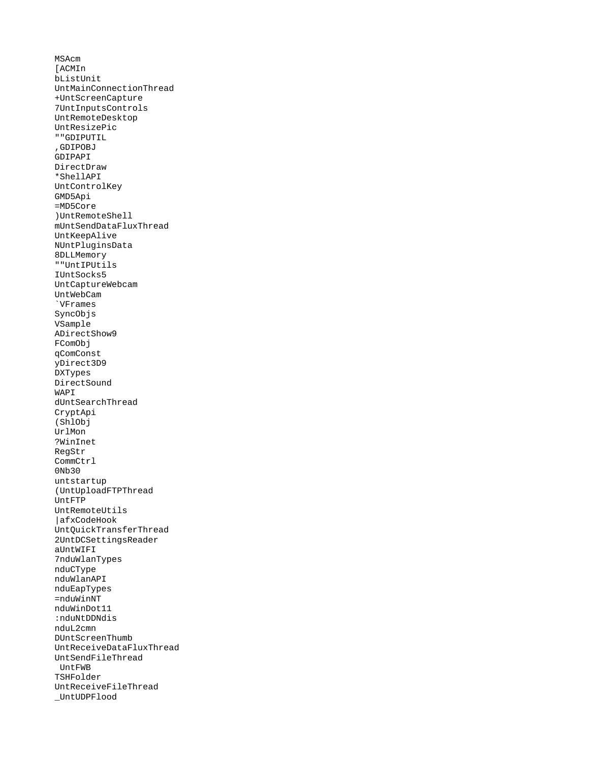```
MSAcm
[ACMIn
bListUnit
UntMainConnectionThread
+UntScreenCapture
7UntInputsControls
UntRemoteDesktop
UntResizePic
""GDIPUTIL
,GDIPOBJ
GDIPAPI
DirectDraw
*ShellAPI
UntControlKey
GMD5Api
=MD5Core
)UntRemoteShell
mUntSendDataFluxThread
UntKeepAlive
NUntPluginsData
8DLLMemory
""UntIPUtils
IUntSocks5
UntCaptureWebcam
UntWebCam
`VFrames
SyncObjs
VSample
ADirectShow9
FComObj
qComConst
yDirect3D9
DXTypes
DirectSound
WAPI
dUntSearchThread
CryptApi
(ShlObj
UrlMon
?WinInet
RegStr
CommCtrl
0Nb30
untstartup
(UntUploadFTPThread
UntFTP
UntRemoteUtils
|afxCodeHook
UntQuickTransferThread
2UntDCSettingsReader
aUntWIFI
7nduWlanTypes
nduCType
nduWlanAPI
nduEapTypes
=nduWinNT
nduWinDot11
:nduNtDDNdis
nduL2cmn
DUntScreenThumb
UntReceiveDataFluxThread
UntSendFileThread
 UntFWB
TSHFolder
UntReceiveFileThread
_UntUDPFlood
```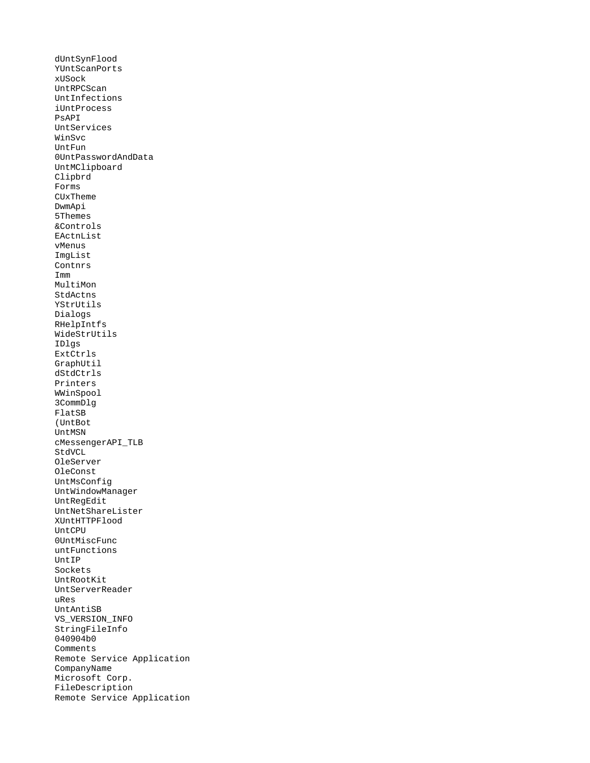```
dUntSynFlood
YUntScanPorts
xUSock
UntRPCScan
UntInfections
iUntProcess
PsAPI
UntServices
WinSvc
UntFun
0UntPasswordAndData
UntMClipboard
Clipbrd
Forms
CUxTheme
DwmApi
5Themes
&Controls
EActnList
vMenus
ImgList
Contnrs
Imm
MultiMon
StdActns
YStrUtils
Dialogs
RHelpIntfs
WideStrUtils
IDlgs
ExtCtrls
GraphUtil
dStdCtrls
Printers
WWinSpool
3CommDlg
FlatSB
(UntBot
UntMSN
cMessengerAPI_TLB
StdVCL
OleServer
OleConst
UntMsConfig
UntWindowManager
UntRegEdit
UntNetShareLister
XUntHTTPFlood
UntCPU
0UntMiscFunc
untFunctions
UntIP
Sockets
UntRootKit
UntServerReader
uRes
UntAntiSB
VS_VERSION_INFO
StringFileInfo
040904b0
Comments
Remote Service Application
CompanyName
Microsoft Corp.
FileDescription
Remote Service Application
```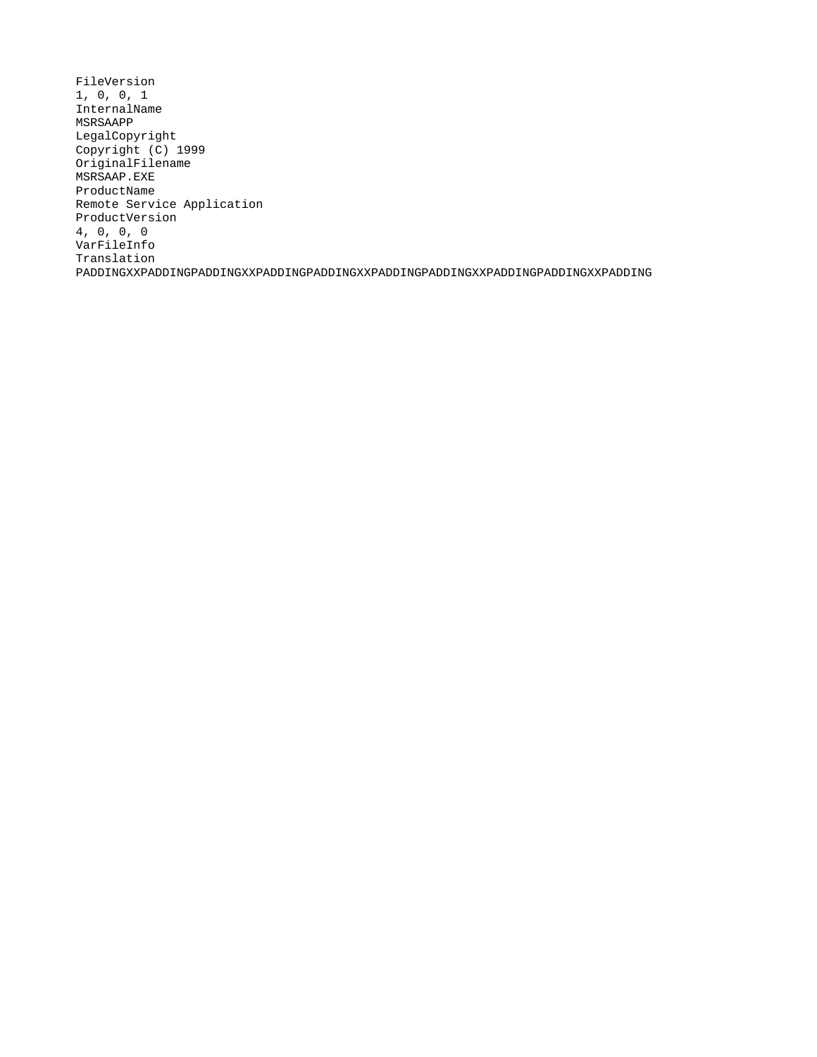FileVersion
1, 0, 0, 1
InternalName
MSRSAAPP
LegalCopyright
Copyright (C) 1999
OriginalFilename
MSRSAAP.EXE
ProductName
Remote Service Application
ProductVersion
4, 0, 0, 0
VarFileInfo
Translation
PADDINGXXPADDINGPADDINGXXPADDINGPADDINGXXPADDINGPADDINGXXPADDINGPADDINGXXPADDING